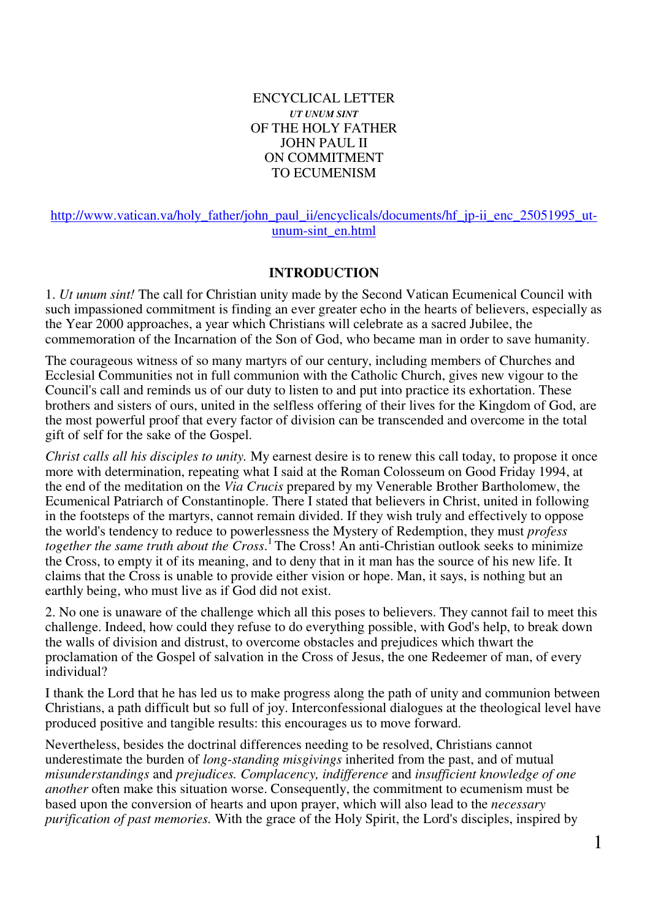ENCYCLICAL LETTER
*UT UNUM SINT*
OF THE HOLY FATHER
JOHN PAUL II
ON COMMITMENT
TO ECUMENISM

http://www.vatican.va/holy_father/john_paul_ii/encyclicals/documents/hf_jp-ii_enc_25051995_ut-unum-sint_en.html

## INTRODUCTION

1. *Ut unum sint!* The call for Christian unity made by the Second Vatican Ecumenical Council with such impassioned commitment is finding an ever greater echo in the hearts of believers, especially as the Year 2000 approaches, a year which Christians will celebrate as a sacred Jubilee, the commemoration of the Incarnation of the Son of God, who became man in order to save humanity.

The courageous witness of so many martyrs of our century, including members of Churches and Ecclesial Communities not in full communion with the Catholic Church, gives new vigour to the Council's call and reminds us of our duty to listen to and put into practice its exhortation. These brothers and sisters of ours, united in the selfless offering of their lives for the Kingdom of God, are the most powerful proof that every factor of division can be transcended and overcome in the total gift of self for the sake of the Gospel.

*Christ calls all his disciples to unity.* My earnest desire is to renew this call today, to propose it once more with determination, repeating what I said at the Roman Colosseum on Good Friday 1994, at the end of the meditation on the *Via Crucis* prepared by my Venerable Brother Bartholomew, the Ecumenical Patriarch of Constantinople. There I stated that believers in Christ, united in following in the footsteps of the martyrs, cannot remain divided. If they wish truly and effectively to oppose the world's tendency to reduce to powerlessness the Mystery of Redemption, they must *profess together the same truth about the Cross*.[1] The Cross! An anti-Christian outlook seeks to minimize the Cross, to empty it of its meaning, and to deny that in it man has the source of his new life. It claims that the Cross is unable to provide either vision or hope. Man, it says, is nothing but an earthly being, who must live as if God did not exist.

2. No one is unaware of the challenge which all this poses to believers. They cannot fail to meet this challenge. Indeed, how could they refuse to do everything possible, with God's help, to break down the walls of division and distrust, to overcome obstacles and prejudices which thwart the proclamation of the Gospel of salvation in the Cross of Jesus, the one Redeemer of man, of every individual?

I thank the Lord that he has led us to make progress along the path of unity and communion between Christians, a path difficult but so full of joy. Interconfessional dialogues at the theological level have produced positive and tangible results: this encourages us to move forward.

Nevertheless, besides the doctrinal differences needing to be resolved, Christians cannot underestimate the burden of *long-standing misgivings* inherited from the past, and of mutual *misunderstandings* and *prejudices. Complacency, indifference* and *insufficient knowledge of one another* often make this situation worse. Consequently, the commitment to ecumenism must be based upon the conversion of hearts and upon prayer, which will also lead to the *necessary purification of past memories.* With the grace of the Holy Spirit, the Lord's disciples, inspired by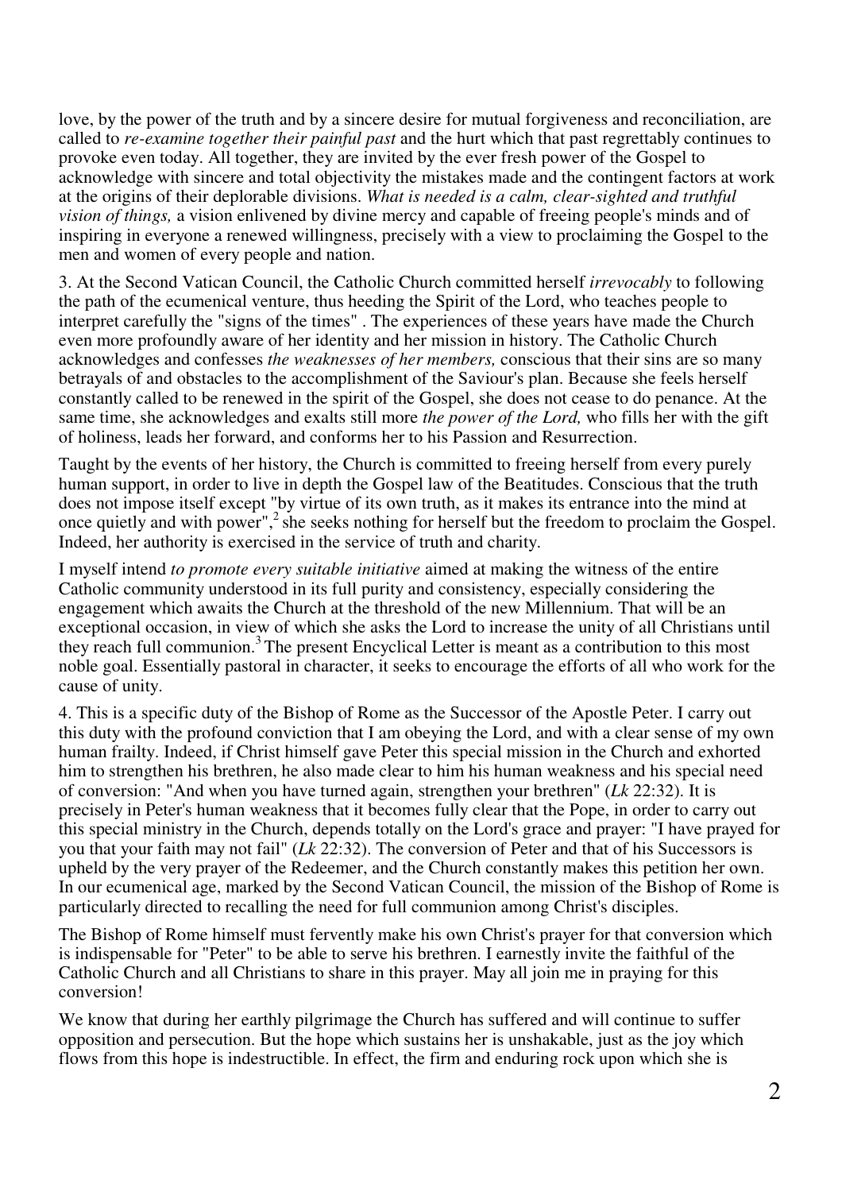love, by the power of the truth and by a sincere desire for mutual forgiveness and reconciliation, are called to *re-examine together their painful past* and the hurt which that past regrettably continues to provoke even today. All together, they are invited by the ever fresh power of the Gospel to acknowledge with sincere and total objectivity the mistakes made and the contingent factors at work at the origins of their deplorable divisions. *What is needed is a calm, clear-sighted and truthful vision of things,* a vision enlivened by divine mercy and capable of freeing people's minds and of inspiring in everyone a renewed willingness, precisely with a view to proclaiming the Gospel to the men and women of every people and nation.

3. At the Second Vatican Council, the Catholic Church committed herself *irrevocably* to following the path of the ecumenical venture, thus heeding the Spirit of the Lord, who teaches people to interpret carefully the "signs of the times" . The experiences of these years have made the Church even more profoundly aware of her identity and her mission in history. The Catholic Church acknowledges and confesses *the weaknesses of her members,* conscious that their sins are so many betrayals of and obstacles to the accomplishment of the Saviour's plan. Because she feels herself constantly called to be renewed in the spirit of the Gospel, she does not cease to do penance. At the same time, she acknowledges and exalts still more *the power of the Lord,* who fills her with the gift of holiness, leads her forward, and conforms her to his Passion and Resurrection.

Taught by the events of her history, the Church is committed to freeing herself from every purely human support, in order to live in depth the Gospel law of the Beatitudes. Conscious that the truth does not impose itself except "by virtue of its own truth, as it makes its entrance into the mind at once quietly and with power",[2] she seeks nothing for herself but the freedom to proclaim the Gospel. Indeed, her authority is exercised in the service of truth and charity.

I myself intend *to promote every suitable initiative* aimed at making the witness of the entire Catholic community understood in its full purity and consistency, especially considering the engagement which awaits the Church at the threshold of the new Millennium. That will be an exceptional occasion, in view of which she asks the Lord to increase the unity of all Christians until they reach full communion.[3] The present Encyclical Letter is meant as a contribution to this most noble goal. Essentially pastoral in character, it seeks to encourage the efforts of all who work for the cause of unity.

4. This is a specific duty of the Bishop of Rome as the Successor of the Apostle Peter. I carry out this duty with the profound conviction that I am obeying the Lord, and with a clear sense of my own human frailty. Indeed, if Christ himself gave Peter this special mission in the Church and exhorted him to strengthen his brethren, he also made clear to him his human weakness and his special need of conversion: "And when you have turned again, strengthen your brethren" (*Lk* 22:32). It is precisely in Peter's human weakness that it becomes fully clear that the Pope, in order to carry out this special ministry in the Church, depends totally on the Lord's grace and prayer: "I have prayed for you that your faith may not fail" (*Lk* 22:32). The conversion of Peter and that of his Successors is upheld by the very prayer of the Redeemer, and the Church constantly makes this petition her own. In our ecumenical age, marked by the Second Vatican Council, the mission of the Bishop of Rome is particularly directed to recalling the need for full communion among Christ's disciples.

The Bishop of Rome himself must fervently make his own Christ's prayer for that conversion which is indispensable for "Peter" to be able to serve his brethren. I earnestly invite the faithful of the Catholic Church and all Christians to share in this prayer. May all join me in praying for this conversion!

We know that during her earthly pilgrimage the Church has suffered and will continue to suffer opposition and persecution. But the hope which sustains her is unshakable, just as the joy which flows from this hope is indestructible. In effect, the firm and enduring rock upon which she is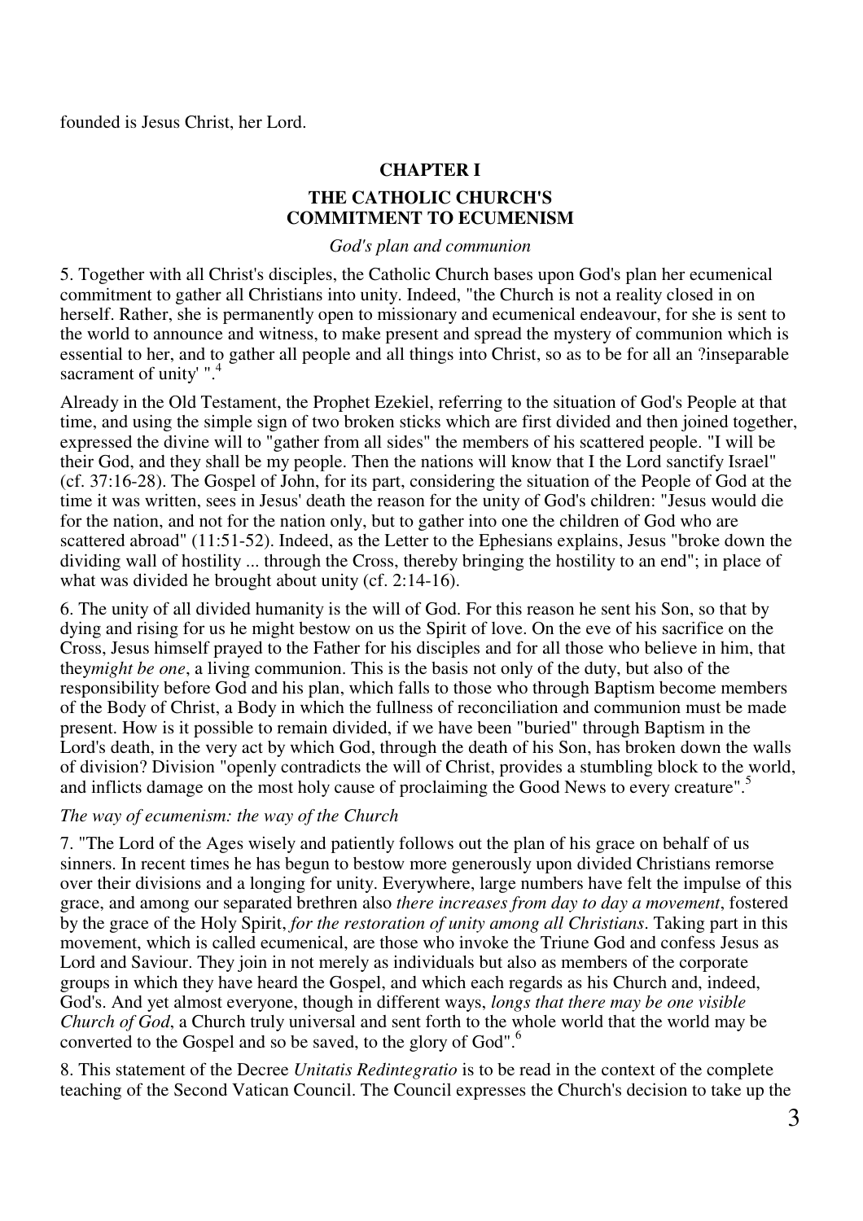founded is Jesus Christ, her Lord.

## CHAPTER I

## THE CATHOLIC CHURCH'S COMMITMENT TO ECUMENISM

*God's plan and communion*

5. Together with all Christ's disciples, the Catholic Church bases upon God's plan her ecumenical commitment to gather all Christians into unity. Indeed, "the Church is not a reality closed in on herself. Rather, she is permanently open to missionary and ecumenical endeavour, for she is sent to the world to announce and witness, to make present and spread the mystery of communion which is essential to her, and to gather all people and all things into Christ, so as to be for all an ?inseparable sacrament of unity' ".[4]

Already in the Old Testament, the Prophet Ezekiel, referring to the situation of God's People at that time, and using the simple sign of two broken sticks which are first divided and then joined together, expressed the divine will to "gather from all sides" the members of his scattered people. "I will be their God, and they shall be my people. Then the nations will know that I the Lord sanctify Israel" (cf. 37:16-28). The Gospel of John, for its part, considering the situation of the People of God at the time it was written, sees in Jesus' death the reason for the unity of God's children: "Jesus would die for the nation, and not for the nation only, but to gather into one the children of God who are scattered abroad" (11:51-52). Indeed, as the Letter to the Ephesians explains, Jesus "broke down the dividing wall of hostility ... through the Cross, thereby bringing the hostility to an end"; in place of what was divided he brought about unity (cf. 2:14-16).

6. The unity of all divided humanity is the will of God. For this reason he sent his Son, so that by dying and rising for us he might bestow on us the Spirit of love. On the eve of his sacrifice on the Cross, Jesus himself prayed to the Father for his disciples and for all those who believe in him, that they*might be one*, a living communion. This is the basis not only of the duty, but also of the responsibility before God and his plan, which falls to those who through Baptism become members of the Body of Christ, a Body in which the fullness of reconciliation and communion must be made present. How is it possible to remain divided, if we have been "buried" through Baptism in the Lord's death, in the very act by which God, through the death of his Son, has broken down the walls of division? Division "openly contradicts the will of Christ, provides a stumbling block to the world, and inflicts damage on the most holy cause of proclaiming the Good News to every creature".[5]

*The way of ecumenism: the way of the Church*

7. "The Lord of the Ages wisely and patiently follows out the plan of his grace on behalf of us sinners. In recent times he has begun to bestow more generously upon divided Christians remorse over their divisions and a longing for unity. Everywhere, large numbers have felt the impulse of this grace, and among our separated brethren also *there increases from day to day a movement*, fostered by the grace of the Holy Spirit, *for the restoration of unity among all Christians*. Taking part in this movement, which is called ecumenical, are those who invoke the Triune God and confess Jesus as Lord and Saviour. They join in not merely as individuals but also as members of the corporate groups in which they have heard the Gospel, and which each regards as his Church and, indeed, God's. And yet almost everyone, though in different ways, *longs that there may be one visible Church of God*, a Church truly universal and sent forth to the whole world that the world may be converted to the Gospel and so be saved, to the glory of God".[6]

8. This statement of the Decree *Unitatis Redintegratio* is to be read in the context of the complete teaching of the Second Vatican Council. The Council expresses the Church's decision to take up the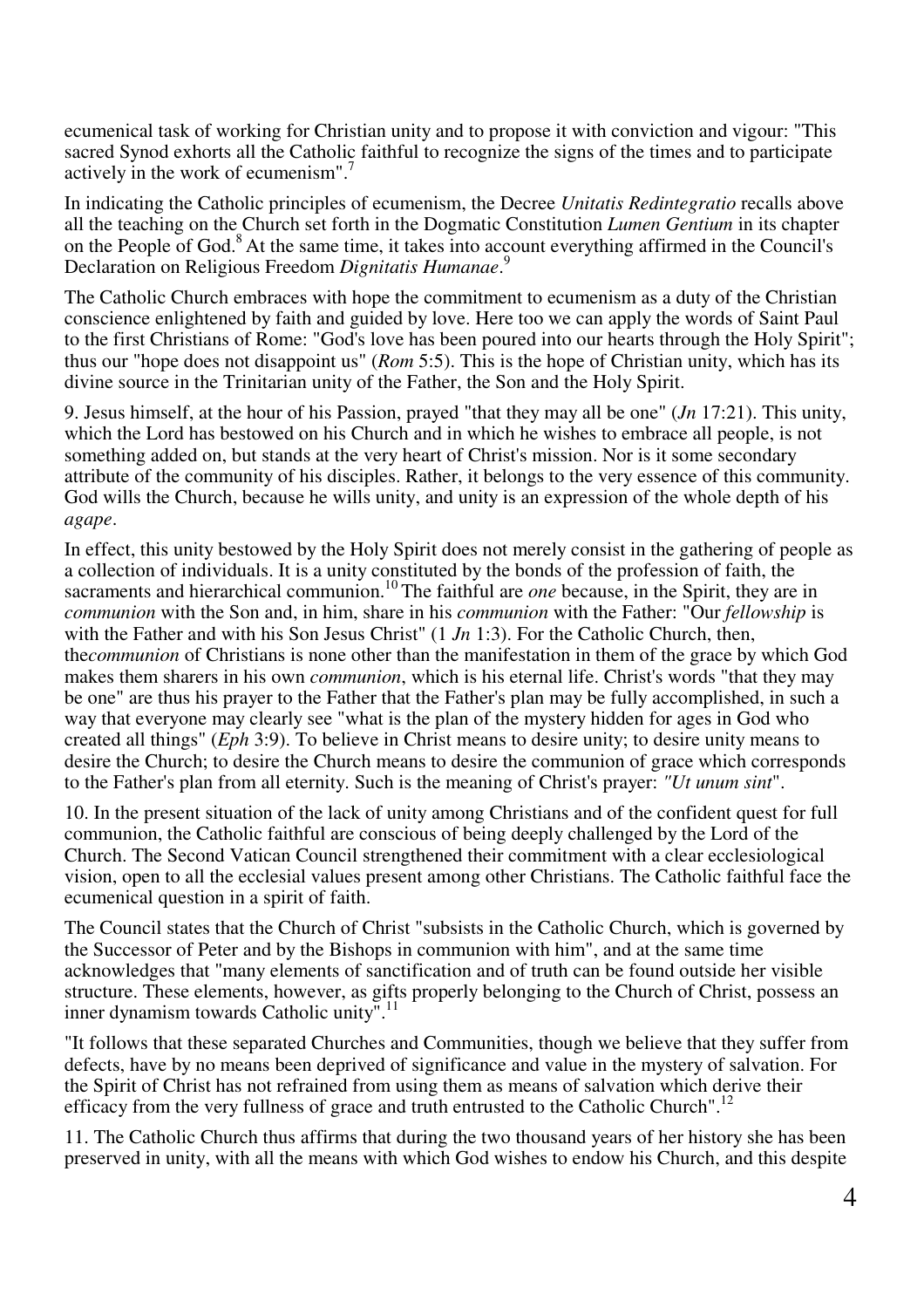ecumenical task of working for Christian unity and to propose it with conviction and vigour: "This sacred Synod exhorts all the Catholic faithful to recognize the signs of the times and to participate actively in the work of ecumenism".[7]

In indicating the Catholic principles of ecumenism, the Decree *Unitatis Redintegratio* recalls above all the teaching on the Church set forth in the Dogmatic Constitution *Lumen Gentium* in its chapter on the People of God.[8] At the same time, it takes into account everything affirmed in the Council's Declaration on Religious Freedom *Dignitatis Humanae*.[9]

The Catholic Church embraces with hope the commitment to ecumenism as a duty of the Christian conscience enlightened by faith and guided by love. Here too we can apply the words of Saint Paul to the first Christians of Rome: "God's love has been poured into our hearts through the Holy Spirit"; thus our "hope does not disappoint us" (*Rom* 5:5). This is the hope of Christian unity, which has its divine source in the Trinitarian unity of the Father, the Son and the Holy Spirit.

9. Jesus himself, at the hour of his Passion, prayed "that they may all be one" (*Jn* 17:21). This unity, which the Lord has bestowed on his Church and in which he wishes to embrace all people, is not something added on, but stands at the very heart of Christ's mission. Nor is it some secondary attribute of the community of his disciples. Rather, it belongs to the very essence of this community. God wills the Church, because he wills unity, and unity is an expression of the whole depth of his *agape*.

In effect, this unity bestowed by the Holy Spirit does not merely consist in the gathering of people as a collection of individuals. It is a unity constituted by the bonds of the profession of faith, the sacraments and hierarchical communion.[10] The faithful are *one* because, in the Spirit, they are in *communion* with the Son and, in him, share in his *communion* with the Father: "Our *fellowship* is with the Father and with his Son Jesus Christ" (1 *Jn* 1:3). For the Catholic Church, then, the*communion* of Christians is none other than the manifestation in them of the grace by which God makes them sharers in his own *communion*, which is his eternal life. Christ's words "that they may be one" are thus his prayer to the Father that the Father's plan may be fully accomplished, in such a way that everyone may clearly see "what is the plan of the mystery hidden for ages in God who created all things" (*Eph* 3:9). To believe in Christ means to desire unity; to desire unity means to desire the Church; to desire the Church means to desire the communion of grace which corresponds to the Father's plan from all eternity. Such is the meaning of Christ's prayer: *"Ut unum sint"*.

10. In the present situation of the lack of unity among Christians and of the confident quest for full communion, the Catholic faithful are conscious of being deeply challenged by the Lord of the Church. The Second Vatican Council strengthened their commitment with a clear ecclesiological vision, open to all the ecclesial values present among other Christians. The Catholic faithful face the ecumenical question in a spirit of faith.

The Council states that the Church of Christ "subsists in the Catholic Church, which is governed by the Successor of Peter and by the Bishops in communion with him", and at the same time acknowledges that "many elements of sanctification and of truth can be found outside her visible structure. These elements, however, as gifts properly belonging to the Church of Christ, possess an inner dynamism towards Catholic unity".[11]

"It follows that these separated Churches and Communities, though we believe that they suffer from defects, have by no means been deprived of significance and value in the mystery of salvation. For the Spirit of Christ has not refrained from using them as means of salvation which derive their efficacy from the very fullness of grace and truth entrusted to the Catholic Church".[12]

11. The Catholic Church thus affirms that during the two thousand years of her history she has been preserved in unity, with all the means with which God wishes to endow his Church, and this despite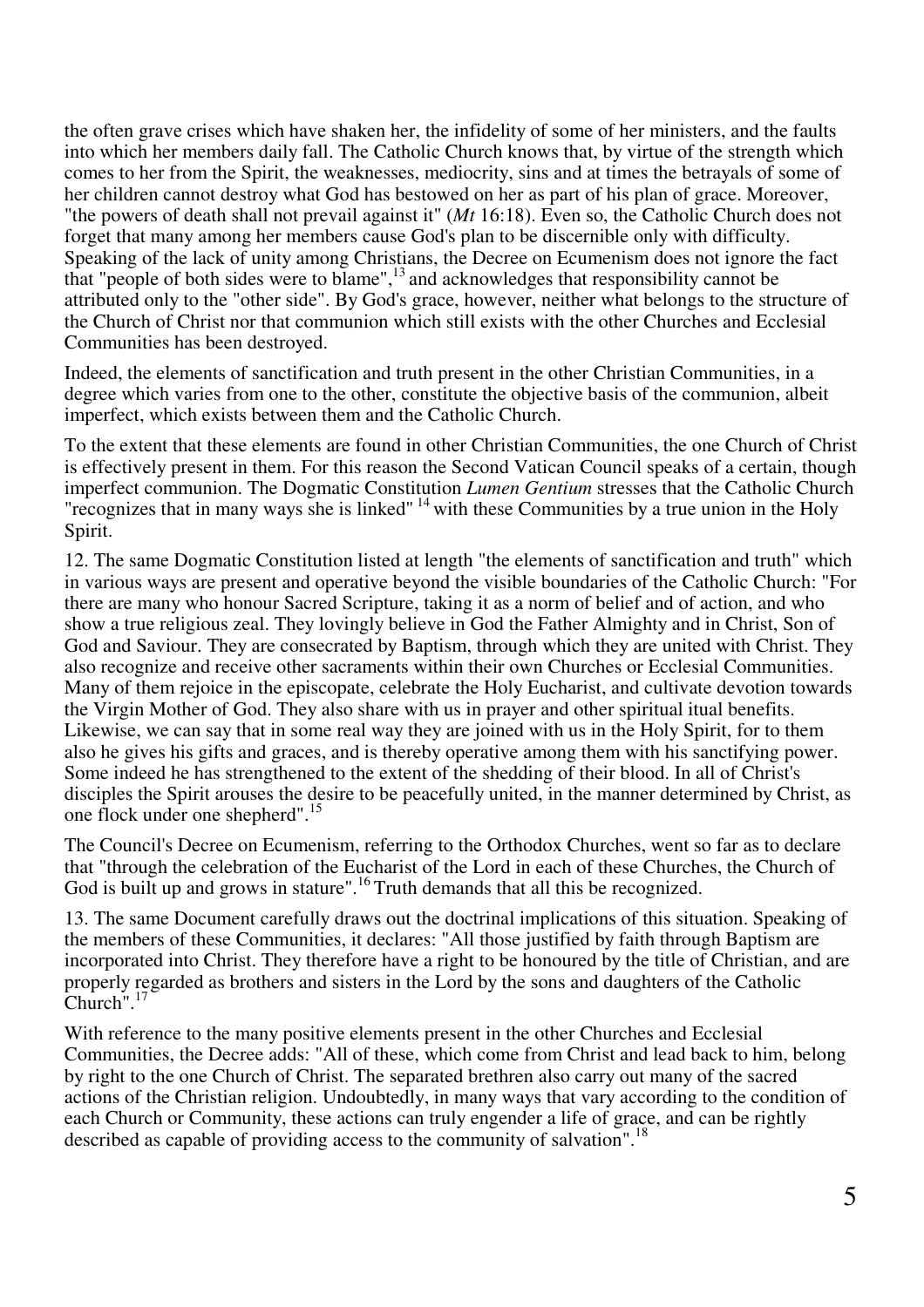the often grave crises which have shaken her, the infidelity of some of her ministers, and the faults into which her members daily fall. The Catholic Church knows that, by virtue of the strength which comes to her from the Spirit, the weaknesses, mediocrity, sins and at times the betrayals of some of her children cannot destroy what God has bestowed on her as part of his plan of grace. Moreover, "the powers of death shall not prevail against it" (*Mt* 16:18). Even so, the Catholic Church does not forget that many among her members cause God's plan to be discernible only with difficulty. Speaking of the lack of unity among Christians, the Decree on Ecumenism does not ignore the fact that "people of both sides were to blame",[13] and acknowledges that responsibility cannot be attributed only to the "other side". By God's grace, however, neither what belongs to the structure of the Church of Christ nor that communion which still exists with the other Churches and Ecclesial Communities has been destroyed.

Indeed, the elements of sanctification and truth present in the other Christian Communities, in a degree which varies from one to the other, constitute the objective basis of the communion, albeit imperfect, which exists between them and the Catholic Church.

To the extent that these elements are found in other Christian Communities, the one Church of Christ is effectively present in them. For this reason the Second Vatican Council speaks of a certain, though imperfect communion. The Dogmatic Constitution *Lumen Gentium* stresses that the Catholic Church "recognizes that in many ways she is linked"[14] with these Communities by a true union in the Holy Spirit.

12. The same Dogmatic Constitution listed at length "the elements of sanctification and truth" which in various ways are present and operative beyond the visible boundaries of the Catholic Church: "For there are many who honour Sacred Scripture, taking it as a norm of belief and of action, and who show a true religious zeal. They lovingly believe in God the Father Almighty and in Christ, Son of God and Saviour. They are consecrated by Baptism, through which they are united with Christ. They also recognize and receive other sacraments within their own Churches or Ecclesial Communities. Many of them rejoice in the episcopate, celebrate the Holy Eucharist, and cultivate devotion towards the Virgin Mother of God. They also share with us in prayer and other spiritual itual benefits. Likewise, we can say that in some real way they are joined with us in the Holy Spirit, for to them also he gives his gifts and graces, and is thereby operative among them with his sanctifying power. Some indeed he has strengthened to the extent of the shedding of their blood. In all of Christ's disciples the Spirit arouses the desire to be peacefully united, in the manner determined by Christ, as one flock under one shepherd".[15]

The Council's Decree on Ecumenism, referring to the Orthodox Churches, went so far as to declare that "through the celebration of the Eucharist of the Lord in each of these Churches, the Church of God is built up and grows in stature".[16] Truth demands that all this be recognized.

13. The same Document carefully draws out the doctrinal implications of this situation. Speaking of the members of these Communities, it declares: "All those justified by faith through Baptism are incorporated into Christ. They therefore have a right to be honoured by the title of Christian, and are properly regarded as brothers and sisters in the Lord by the sons and daughters of the Catholic Church".[17]

With reference to the many positive elements present in the other Churches and Ecclesial Communities, the Decree adds: "All of these, which come from Christ and lead back to him, belong by right to the one Church of Christ. The separated brethren also carry out many of the sacred actions of the Christian religion. Undoubtedly, in many ways that vary according to the condition of each Church or Community, these actions can truly engender a life of grace, and can be rightly described as capable of providing access to the community of salvation".[18]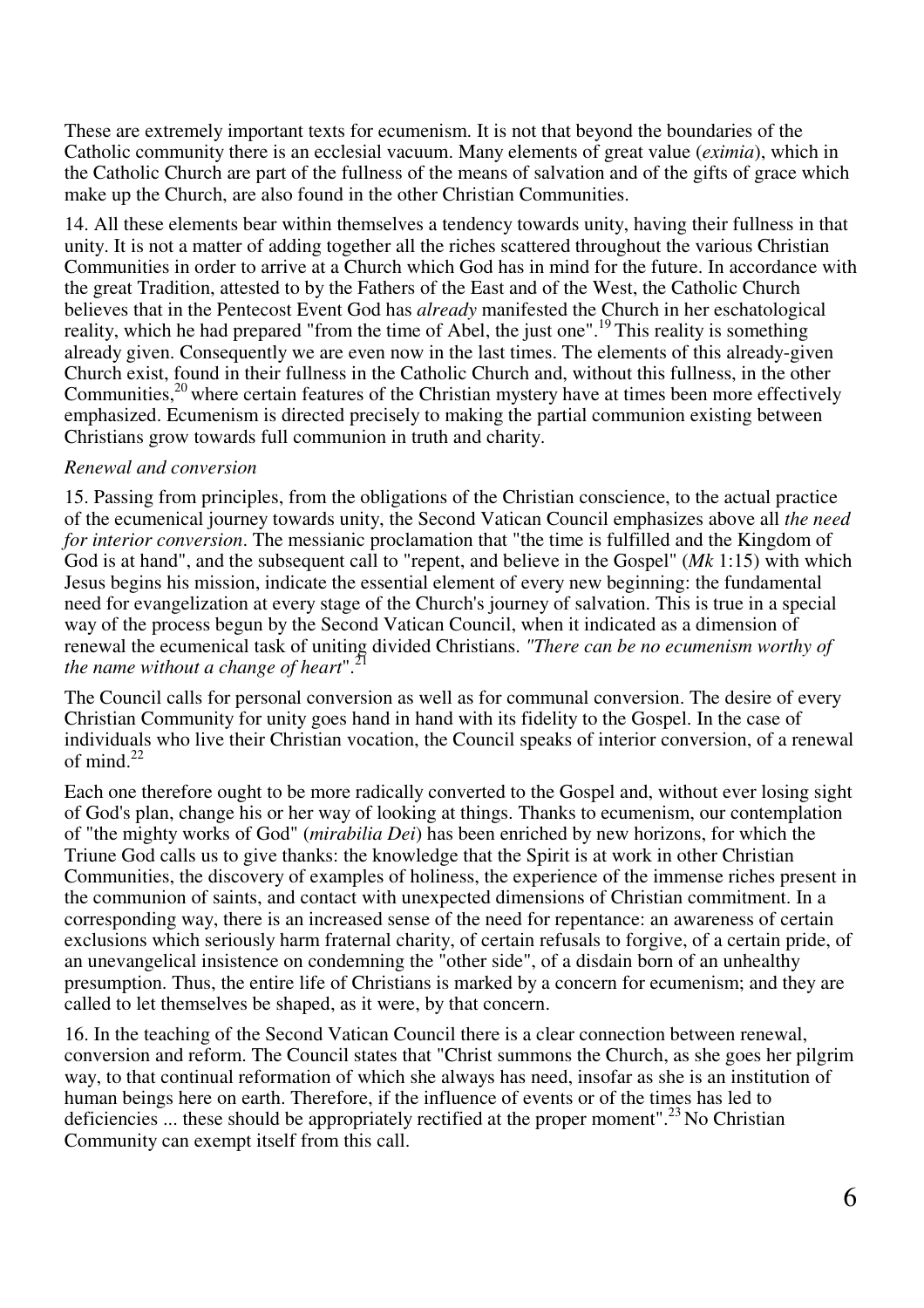These are extremely important texts for ecumenism. It is not that beyond the boundaries of the Catholic community there is an ecclesial vacuum. Many elements of great value (*eximia*), which in the Catholic Church are part of the fullness of the means of salvation and of the gifts of grace which make up the Church, are also found in the other Christian Communities.

14. All these elements bear within themselves a tendency towards unity, having their fullness in that unity. It is not a matter of adding together all the riches scattered throughout the various Christian Communities in order to arrive at a Church which God has in mind for the future. In accordance with the great Tradition, attested to by the Fathers of the East and of the West, the Catholic Church believes that in the Pentecost Event God has *already* manifested the Church in her eschatological reality, which he had prepared "from the time of Abel, the just one".[19] This reality is something already given. Consequently we are even now in the last times. The elements of this already-given Church exist, found in their fullness in the Catholic Church and, without this fullness, in the other Communities,[20] where certain features of the Christian mystery have at times been more effectively emphasized. Ecumenism is directed precisely to making the partial communion existing between Christians grow towards full communion in truth and charity.

*Renewal and conversion*

15. Passing from principles, from the obligations of the Christian conscience, to the actual practice of the ecumenical journey towards unity, the Second Vatican Council emphasizes above all *the need for interior conversion*. The messianic proclamation that "the time is fulfilled and the Kingdom of God is at hand", and the subsequent call to "repent, and believe in the Gospel" (*Mk* 1:15) with which Jesus begins his mission, indicate the essential element of every new beginning: the fundamental need for evangelization at every stage of the Church's journey of salvation. This is true in a special way of the process begun by the Second Vatican Council, when it indicated as a dimension of renewal the ecumenical task of uniting divided Christians. *"There can be no ecumenism worthy of the name without a change of heart"*.[21]

The Council calls for personal conversion as well as for communal conversion. The desire of every Christian Community for unity goes hand in hand with its fidelity to the Gospel. In the case of individuals who live their Christian vocation, the Council speaks of interior conversion, of a renewal of mind.[22]

Each one therefore ought to be more radically converted to the Gospel and, without ever losing sight of God's plan, change his or her way of looking at things. Thanks to ecumenism, our contemplation of "the mighty works of God" (*mirabilia Dei*) has been enriched by new horizons, for which the Triune God calls us to give thanks: the knowledge that the Spirit is at work in other Christian Communities, the discovery of examples of holiness, the experience of the immense riches present in the communion of saints, and contact with unexpected dimensions of Christian commitment. In a corresponding way, there is an increased sense of the need for repentance: an awareness of certain exclusions which seriously harm fraternal charity, of certain refusals to forgive, of a certain pride, of an unevangelical insistence on condemning the "other side", of a disdain born of an unhealthy presumption. Thus, the entire life of Christians is marked by a concern for ecumenism; and they are called to let themselves be shaped, as it were, by that concern.

16. In the teaching of the Second Vatican Council there is a clear connection between renewal, conversion and reform. The Council states that "Christ summons the Church, as she goes her pilgrim way, to that continual reformation of which she always has need, insofar as she is an institution of human beings here on earth. Therefore, if the influence of events or of the times has led to deficiencies ... these should be appropriately rectified at the proper moment".[23] No Christian Community can exempt itself from this call.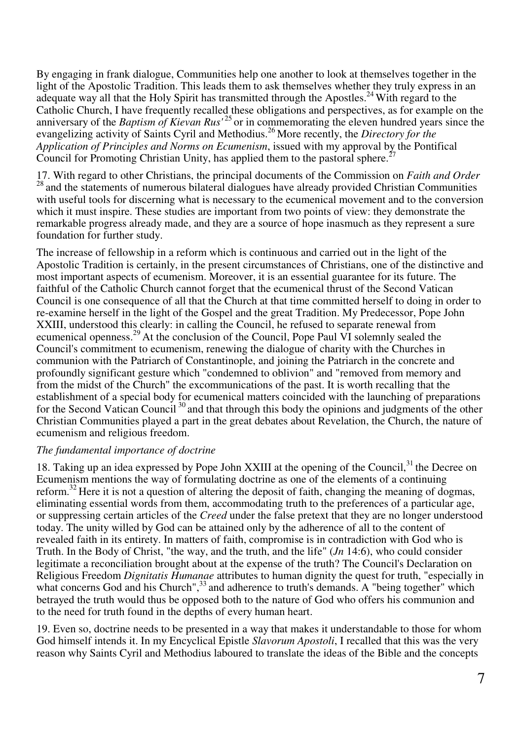By engaging in frank dialogue, Communities help one another to look at themselves together in the light of the Apostolic Tradition. This leads them to ask themselves whether they truly express in an adequate way all that the Holy Spirit has transmitted through the Apostles.[24] With regard to the Catholic Church, I have frequently recalled these obligations and perspectives, as for example on the anniversary of the *Baptism of Kievan Rus'*[25] or in commemorating the eleven hundred years since the evangelizing activity of Saints Cyril and Methodius.[26] More recently, the *Directory for the Application of Principles and Norms on Ecumenism*, issued with my approval by the Pontifical Council for Promoting Christian Unity, has applied them to the pastoral sphere.[27]

17. With regard to other Christians, the principal documents of the Commission on *Faith and Order* [28] and the statements of numerous bilateral dialogues have already provided Christian Communities with useful tools for discerning what is necessary to the ecumenical movement and to the conversion which it must inspire. These studies are important from two points of view: they demonstrate the remarkable progress already made, and they are a source of hope inasmuch as they represent a sure foundation for further study.

The increase of fellowship in a reform which is continuous and carried out in the light of the Apostolic Tradition is certainly, in the present circumstances of Christians, one of the distinctive and most important aspects of ecumenism. Moreover, it is an essential guarantee for its future. The faithful of the Catholic Church cannot forget that the ecumenical thrust of the Second Vatican Council is one consequence of all that the Church at that time committed herself to doing in order to re-examine herself in the light of the Gospel and the great Tradition. My Predecessor, Pope John XXIII, understood this clearly: in calling the Council, he refused to separate renewal from ecumenical openness.[29] At the conclusion of the Council, Pope Paul VI solemnly sealed the Council's commitment to ecumenism, renewing the dialogue of charity with the Churches in communion with the Patriarch of Constantinople, and joining the Patriarch in the concrete and profoundly significant gesture which "condemned to oblivion" and "removed from memory and from the midst of the Church" the excommunications of the past. It is worth recalling that the establishment of a special body for ecumenical matters coincided with the launching of preparations for the Second Vatican Council [30] and that through this body the opinions and judgments of the other Christian Communities played a part in the great debates about Revelation, the Church, the nature of ecumenism and religious freedom.

*The fundamental importance of doctrine*

18. Taking up an idea expressed by Pope John XXIII at the opening of the Council,[31] the Decree on Ecumenism mentions the way of formulating doctrine as one of the elements of a continuing reform.[32] Here it is not a question of altering the deposit of faith, changing the meaning of dogmas, eliminating essential words from them, accommodating truth to the preferences of a particular age, or suppressing certain articles of the *Creed* under the false pretext that they are no longer understood today. The unity willed by God can be attained only by the adherence of all to the content of revealed faith in its entirety. In matters of faith, compromise is in contradiction with God who is Truth. In the Body of Christ, "the way, and the truth, and the life" (*Jn* 14:6), who could consider legitimate a reconciliation brought about at the expense of the truth? The Council's Declaration on Religious Freedom *Dignitatis Humanae* attributes to human dignity the quest for truth, "especially in what concerns God and his Church",[33] and adherence to truth's demands. A "being together" which betrayed the truth would thus be opposed both to the nature of God who offers his communion and to the need for truth found in the depths of every human heart.

19. Even so, doctrine needs to be presented in a way that makes it understandable to those for whom God himself intends it. In my Encyclical Epistle *Slavorum Apostoli*, I recalled that this was the very reason why Saints Cyril and Methodius laboured to translate the ideas of the Bible and the concepts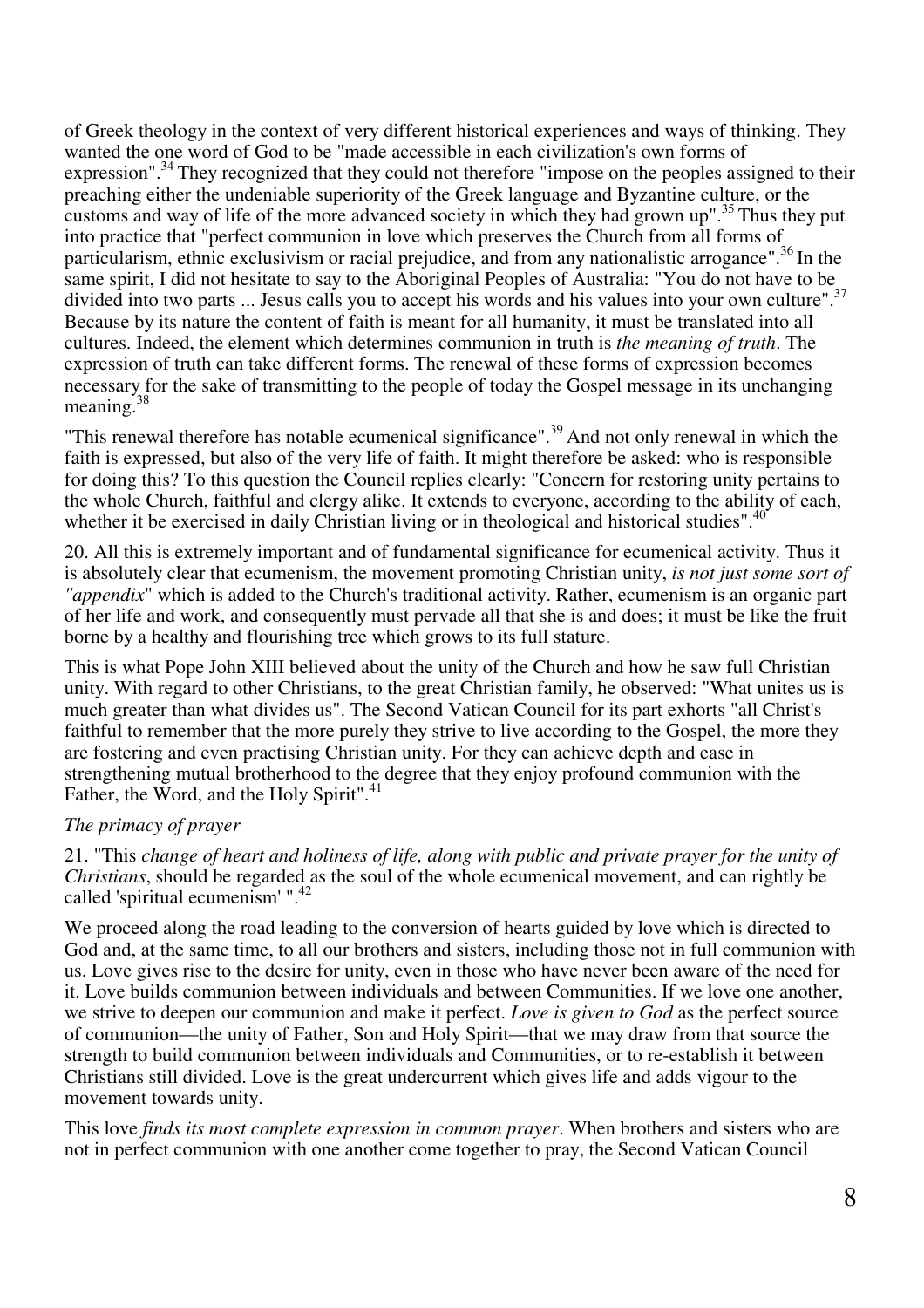of Greek theology in the context of very different historical experiences and ways of thinking. They wanted the one word of God to be "made accessible in each civilization's own forms of expression".[34] They recognized that they could not therefore "impose on the peoples assigned to their preaching either the undeniable superiority of the Greek language and Byzantine culture, or the customs and way of life of the more advanced society in which they had grown up".[35] Thus they put into practice that "perfect communion in love which preserves the Church from all forms of particularism, ethnic exclusivism or racial prejudice, and from any nationalistic arrogance".[36] In the same spirit, I did not hesitate to say to the Aboriginal Peoples of Australia: "You do not have to be divided into two parts ... Jesus calls you to accept his words and his values into your own culture".[37] Because by its nature the content of faith is meant for all humanity, it must be translated into all cultures. Indeed, the element which determines communion in truth is *the meaning of truth*. The expression of truth can take different forms. The renewal of these forms of expression becomes necessary for the sake of transmitting to the people of today the Gospel message in its unchanging meaning.[38]

"This renewal therefore has notable ecumenical significance".[39] And not only renewal in which the faith is expressed, but also of the very life of faith. It might therefore be asked: who is responsible for doing this? To this question the Council replies clearly: "Concern for restoring unity pertains to the whole Church, faithful and clergy alike. It extends to everyone, according to the ability of each, whether it be exercised in daily Christian living or in theological and historical studies".[40]

20. All this is extremely important and of fundamental significance for ecumenical activity. Thus it is absolutely clear that ecumenism, the movement promoting Christian unity, *is not just some sort of "appendix"* which is added to the Church's traditional activity. Rather, ecumenism is an organic part of her life and work, and consequently must pervade all that she is and does; it must be like the fruit borne by a healthy and flourishing tree which grows to its full stature.

This is what Pope John XIII believed about the unity of the Church and how he saw full Christian unity. With regard to other Christians, to the great Christian family, he observed: "What unites us is much greater than what divides us". The Second Vatican Council for its part exhorts "all Christ's faithful to remember that the more purely they strive to live according to the Gospel, the more they are fostering and even practising Christian unity. For they can achieve depth and ease in strengthening mutual brotherhood to the degree that they enjoy profound communion with the Father, the Word, and the Holy Spirit".[41]

*The primacy of prayer*

21. "This *change of heart and holiness of life, along with public and private prayer for the unity of Christians*, should be regarded as the soul of the whole ecumenical movement, and can rightly be called 'spiritual ecumenism' ".[42]

We proceed along the road leading to the conversion of hearts guided by love which is directed to God and, at the same time, to all our brothers and sisters, including those not in full communion with us. Love gives rise to the desire for unity, even in those who have never been aware of the need for it. Love builds communion between individuals and between Communities. If we love one another, we strive to deepen our communion and make it perfect. *Love is given to God* as the perfect source of communion—the unity of Father, Son and Holy Spirit—that we may draw from that source the strength to build communion between individuals and Communities, or to re-establish it between Christians still divided. Love is the great undercurrent which gives life and adds vigour to the movement towards unity.

This love *finds its most complete expression in common prayer*. When brothers and sisters who are not in perfect communion with one another come together to pray, the Second Vatican Council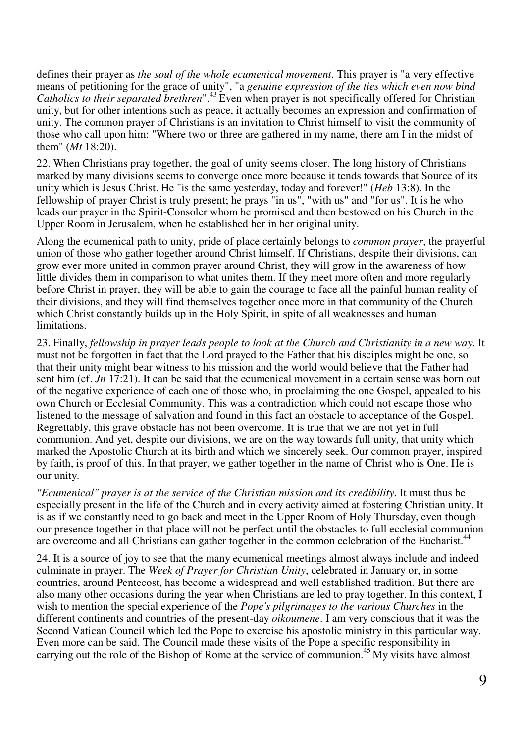defines their prayer as *the soul of the whole ecumenical movement*. This prayer is "a very effective means of petitioning for the grace of unity", "a *genuine expression of the ties which even now bind Catholics to their separated brethren*".[43] Even when prayer is not specifically offered for Christian unity, but for other intentions such as peace, it actually becomes an expression and confirmation of unity. The common prayer of Christians is an invitation to Christ himself to visit the community of those who call upon him: "Where two or three are gathered in my name, there am I in the midst of them" (*Mt* 18:20).

22. When Christians pray together, the goal of unity seems closer. The long history of Christians marked by many divisions seems to converge once more because it tends towards that Source of its unity which is Jesus Christ. He "is the same yesterday, today and forever!" (*Heb* 13:8). In the fellowship of prayer Christ is truly present; he prays "in us", "with us" and "for us". It is he who leads our prayer in the Spirit-Consoler whom he promised and then bestowed on his Church in the Upper Room in Jerusalem, when he established her in her original unity.

Along the ecumenical path to unity, pride of place certainly belongs to *common prayer*, the prayerful union of those who gather together around Christ himself. If Christians, despite their divisions, can grow ever more united in common prayer around Christ, they will grow in the awareness of how little divides them in comparison to what unites them. If they meet more often and more regularly before Christ in prayer, they will be able to gain the courage to face all the painful human reality of their divisions, and they will find themselves together once more in that community of the Church which Christ constantly builds up in the Holy Spirit, in spite of all weaknesses and human limitations.

23. Finally, *fellowship in prayer leads people to look at the Church and Christianity in a new way*. It must not be forgotten in fact that the Lord prayed to the Father that his disciples might be one, so that their unity might bear witness to his mission and the world would believe that the Father had sent him (cf. *Jn* 17:21). It can be said that the ecumenical movement in a certain sense was born out of the negative experience of each one of those who, in proclaiming the one Gospel, appealed to his own Church or Ecclesial Community. This was a contradiction which could not escape those who listened to the message of salvation and found in this fact an obstacle to acceptance of the Gospel. Regrettably, this grave obstacle has not been overcome. It is true that we are not yet in full communion. And yet, despite our divisions, we are on the way towards full unity, that unity which marked the Apostolic Church at its birth and which we sincerely seek. Our common prayer, inspired by faith, is proof of this. In that prayer, we gather together in the name of Christ who is One. He is our unity.

*"Ecumenical" prayer is at the service of the Christian mission and its credibility*. It must thus be especially present in the life of the Church and in every activity aimed at fostering Christian unity. It is as if we constantly need to go back and meet in the Upper Room of Holy Thursday, even though our presence together in that place will not be perfect until the obstacles to full ecclesial communion are overcome and all Christians can gather together in the common celebration of the Eucharist.[44]

24. It is a source of joy to see that the many ecumenical meetings almost always include and indeed culminate in prayer. The *Week of Prayer for Christian Unity*, celebrated in January or, in some countries, around Pentecost, has become a widespread and well established tradition. But there are also many other occasions during the year when Christians are led to pray together. In this context, I wish to mention the special experience of the *Pope's pilgrimages to the various Churches* in the different continents and countries of the present-day *oikoumene*. I am very conscious that it was the Second Vatican Council which led the Pope to exercise his apostolic ministry in this particular way. Even more can be said. The Council made these visits of the Pope a specific responsibility in carrying out the role of the Bishop of Rome at the service of communion.[45] My visits have almost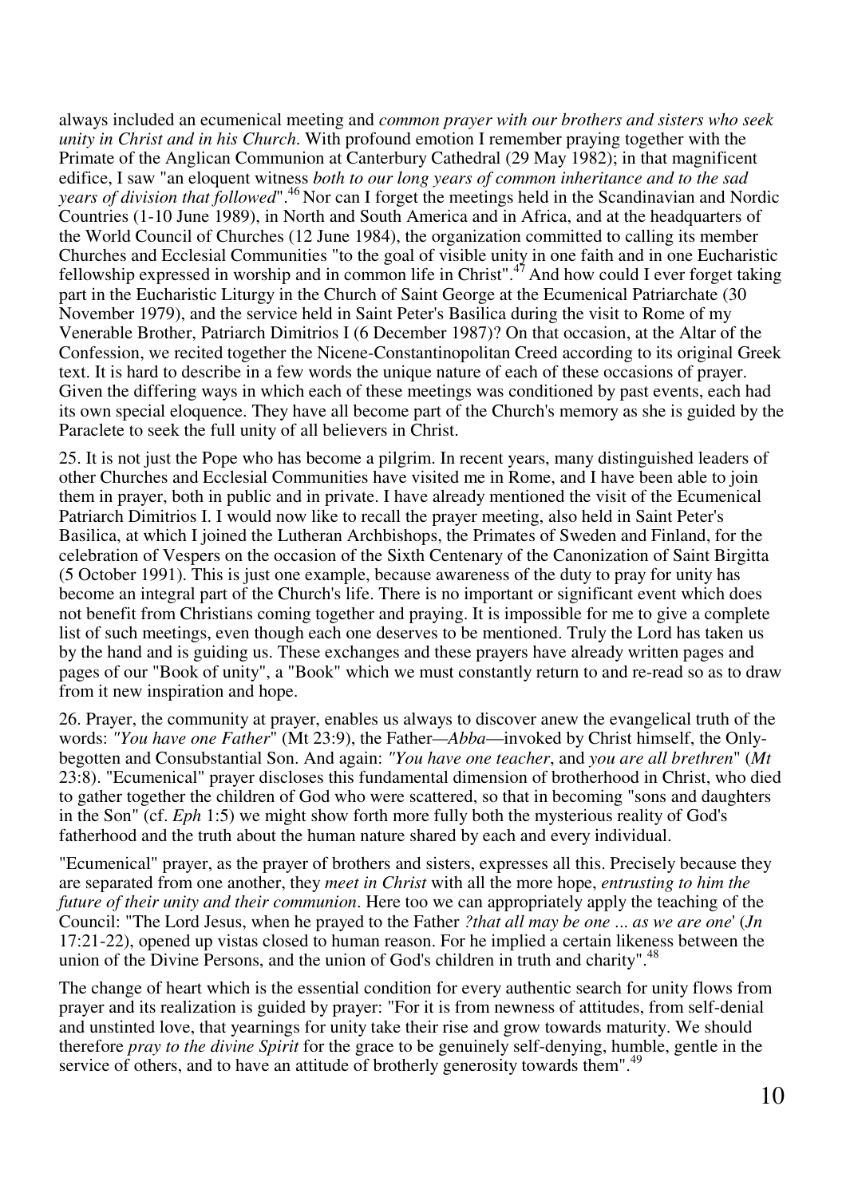always included an ecumenical meeting and *common prayer with our brothers and sisters who seek unity in Christ and in his Church*. With profound emotion I remember praying together with the Primate of the Anglican Communion at Canterbury Cathedral (29 May 1982); in that magnificent edifice, I saw "an eloquent witness *both to our long years of common inheritance and to the sad years of division that followed*".[46] Nor can I forget the meetings held in the Scandinavian and Nordic Countries (1-10 June 1989), in North and South America and in Africa, and at the headquarters of the World Council of Churches (12 June 1984), the organization committed to calling its member Churches and Ecclesial Communities "to the goal of visible unity in one faith and in one Eucharistic fellowship expressed in worship and in common life in Christ".[47] And how could I ever forget taking part in the Eucharistic Liturgy in the Church of Saint George at the Ecumenical Patriarchate (30 November 1979), and the service held in Saint Peter's Basilica during the visit to Rome of my Venerable Brother, Patriarch Dimitrios I (6 December 1987)? On that occasion, at the Altar of the Confession, we recited together the Nicene-Constantinopolitan Creed according to its original Greek text. It is hard to describe in a few words the unique nature of each of these occasions of prayer. Given the differing ways in which each of these meetings was conditioned by past events, each had its own special eloquence. They have all become part of the Church's memory as she is guided by the Paraclete to seek the full unity of all believers in Christ.

25. It is not just the Pope who has become a pilgrim. In recent years, many distinguished leaders of other Churches and Ecclesial Communities have visited me in Rome, and I have been able to join them in prayer, both in public and in private. I have already mentioned the visit of the Ecumenical Patriarch Dimitrios I. I would now like to recall the prayer meeting, also held in Saint Peter's Basilica, at which I joined the Lutheran Archbishops, the Primates of Sweden and Finland, for the celebration of Vespers on the occasion of the Sixth Centenary of the Canonization of Saint Birgitta (5 October 1991). This is just one example, because awareness of the duty to pray for unity has become an integral part of the Church's life. There is no important or significant event which does not benefit from Christians coming together and praying. It is impossible for me to give a complete list of such meetings, even though each one deserves to be mentioned. Truly the Lord has taken us by the hand and is guiding us. These exchanges and these prayers have already written pages and pages of our "Book of unity", a "Book" which we must constantly return to and re-read so as to draw from it new inspiration and hope.

26. Prayer, the community at prayer, enables us always to discover anew the evangelical truth of the words: *"You have one Father*" (Mt 23:9), the Father—*Abba*—invoked by Christ himself, the Only-begotten and Consubstantial Son. And again: *"You have one teacher*, and *you are all brethren*" (*Mt* 23:8). "Ecumenical" prayer discloses this fundamental dimension of brotherhood in Christ, who died to gather together the children of God who were scattered, so that in becoming "sons and daughters in the Son" (cf. *Eph* 1:5) we might show forth more fully both the mysterious reality of God's fatherhood and the truth about the human nature shared by each and every individual.

"Ecumenical" prayer, as the prayer of brothers and sisters, expresses all this. Precisely because they are separated from one another, they *meet in Christ* with all the more hope, *entrusting to him the future of their unity and their communion*. Here too we can appropriately apply the teaching of the Council: "The Lord Jesus, when he prayed to the Father *?that all may be one ... as we are one*' (*Jn* 17:21-22), opened up vistas closed to human reason. For he implied a certain likeness between the union of the Divine Persons, and the union of God's children in truth and charity".[48]

The change of heart which is the essential condition for every authentic search for unity flows from prayer and its realization is guided by prayer: "For it is from newness of attitudes, from self-denial and unstinted love, that yearnings for unity take their rise and grow towards maturity. We should therefore *pray to the divine Spirit* for the grace to be genuinely self-denying, humble, gentle in the service of others, and to have an attitude of brotherly generosity towards them".[49]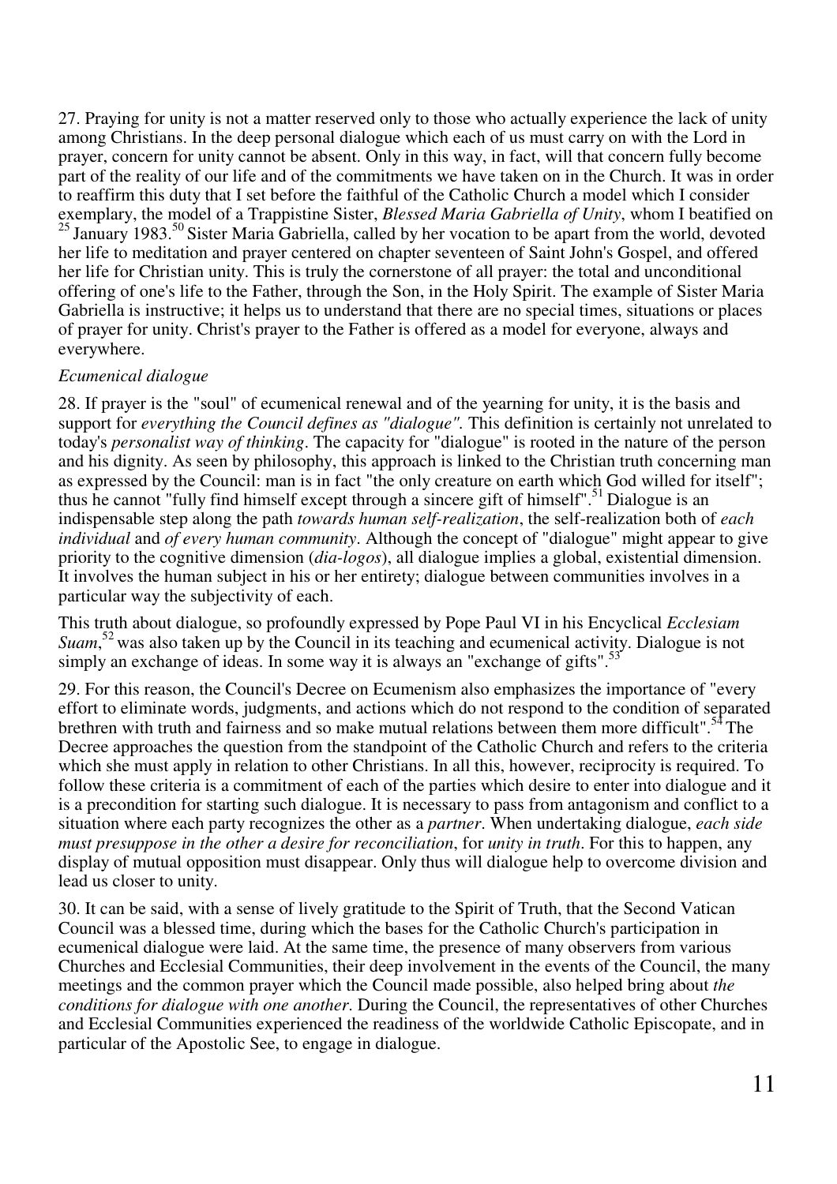27. Praying for unity is not a matter reserved only to those who actually experience the lack of unity among Christians. In the deep personal dialogue which each of us must carry on with the Lord in prayer, concern for unity cannot be absent. Only in this way, in fact, will that concern fully become part of the reality of our life and of the commitments we have taken on in the Church. It was in order to reaffirm this duty that I set before the faithful of the Catholic Church a model which I consider exemplary, the model of a Trappistine Sister, *Blessed Maria Gabriella of Unity*, whom I beatified on 25 January 1983.[50] Sister Maria Gabriella, called by her vocation to be apart from the world, devoted her life to meditation and prayer centered on chapter seventeen of Saint John's Gospel, and offered her life for Christian unity. This is truly the cornerstone of all prayer: the total and unconditional offering of one's life to the Father, through the Son, in the Holy Spirit. The example of Sister Maria Gabriella is instructive; it helps us to understand that there are no special times, situations or places of prayer for unity. Christ's prayer to the Father is offered as a model for everyone, always and everywhere.

*Ecumenical dialogue*

28. If prayer is the "soul" of ecumenical renewal and of the yearning for unity, it is the basis and support for *everything the Council defines as "dialogue".* This definition is certainly not unrelated to today's *personalist way of thinking*. The capacity for "dialogue" is rooted in the nature of the person and his dignity. As seen by philosophy, this approach is linked to the Christian truth concerning man as expressed by the Council: man is in fact "the only creature on earth which God willed for itself"; thus he cannot "fully find himself except through a sincere gift of himself".[51] Dialogue is an indispensable step along the path *towards human self-realization*, the self-realization both of *each individual* and *of every human community*. Although the concept of "dialogue" might appear to give priority to the cognitive dimension (*dia-logos*), all dialogue implies a global, existential dimension. It involves the human subject in his or her entirety; dialogue between communities involves in a particular way the subjectivity of each.

This truth about dialogue, so profoundly expressed by Pope Paul VI in his Encyclical *Ecclesiam Suam*,[52] was also taken up by the Council in its teaching and ecumenical activity. Dialogue is not simply an exchange of ideas. In some way it is always an "exchange of gifts".[53]

29. For this reason, the Council's Decree on Ecumenism also emphasizes the importance of "every effort to eliminate words, judgments, and actions which do not respond to the condition of separated brethren with truth and fairness and so make mutual relations between them more difficult".[54] The Decree approaches the question from the standpoint of the Catholic Church and refers to the criteria which she must apply in relation to other Christians. In all this, however, reciprocity is required. To follow these criteria is a commitment of each of the parties which desire to enter into dialogue and it is a precondition for starting such dialogue. It is necessary to pass from antagonism and conflict to a situation where each party recognizes the other as a *partner*. When undertaking dialogue, *each side must presuppose in the other a desire for reconciliation*, for *unity in truth*. For this to happen, any display of mutual opposition must disappear. Only thus will dialogue help to overcome division and lead us closer to unity.

30. It can be said, with a sense of lively gratitude to the Spirit of Truth, that the Second Vatican Council was a blessed time, during which the bases for the Catholic Church's participation in ecumenical dialogue were laid. At the same time, the presence of many observers from various Churches and Ecclesial Communities, their deep involvement in the events of the Council, the many meetings and the common prayer which the Council made possible, also helped bring about *the conditions for dialogue with one another*. During the Council, the representatives of other Churches and Ecclesial Communities experienced the readiness of the worldwide Catholic Episcopate, and in particular of the Apostolic See, to engage in dialogue.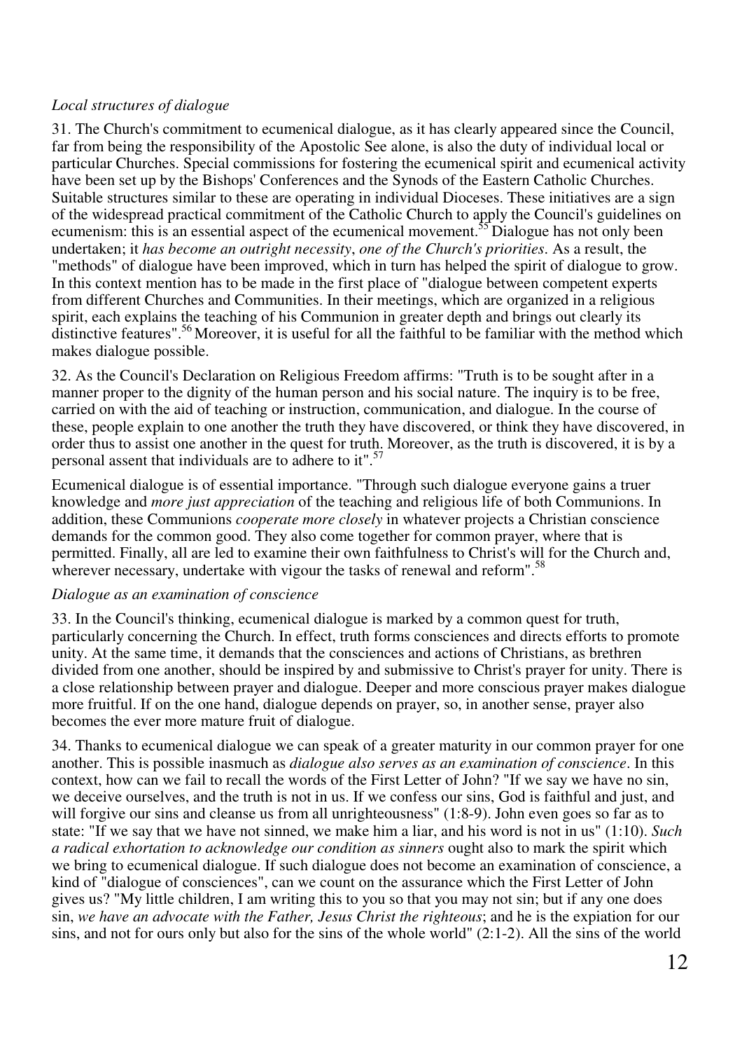*Local structures of dialogue*

31. The Church's commitment to ecumenical dialogue, as it has clearly appeared since the Council, far from being the responsibility of the Apostolic See alone, is also the duty of individual local or particular Churches. Special commissions for fostering the ecumenical spirit and ecumenical activity have been set up by the Bishops' Conferences and the Synods of the Eastern Catholic Churches. Suitable structures similar to these are operating in individual Dioceses. These initiatives are a sign of the widespread practical commitment of the Catholic Church to apply the Council's guidelines on ecumenism: this is an essential aspect of the ecumenical movement.[55] Dialogue has not only been undertaken; it *has become an outright necessity*, *one of the Church's priorities*. As a result, the "methods" of dialogue have been improved, which in turn has helped the spirit of dialogue to grow. In this context mention has to be made in the first place of "dialogue between competent experts from different Churches and Communities. In their meetings, which are organized in a religious spirit, each explains the teaching of his Communion in greater depth and brings out clearly its distinctive features".[56] Moreover, it is useful for all the faithful to be familiar with the method which makes dialogue possible.

32. As the Council's Declaration on Religious Freedom affirms: "Truth is to be sought after in a manner proper to the dignity of the human person and his social nature. The inquiry is to be free, carried on with the aid of teaching or instruction, communication, and dialogue. In the course of these, people explain to one another the truth they have discovered, or think they have discovered, in order thus to assist one another in the quest for truth. Moreover, as the truth is discovered, it is by a personal assent that individuals are to adhere to it".[57]

Ecumenical dialogue is of essential importance. "Through such dialogue everyone gains a truer knowledge and *more just appreciation* of the teaching and religious life of both Communions. In addition, these Communions *cooperate more closely* in whatever projects a Christian conscience demands for the common good. They also come together for common prayer, where that is permitted. Finally, all are led to examine their own faithfulness to Christ's will for the Church and, wherever necessary, undertake with vigour the tasks of renewal and reform".[58]

*Dialogue as an examination of conscience*

33. In the Council's thinking, ecumenical dialogue is marked by a common quest for truth, particularly concerning the Church. In effect, truth forms consciences and directs efforts to promote unity. At the same time, it demands that the consciences and actions of Christians, as brethren divided from one another, should be inspired by and submissive to Christ's prayer for unity. There is a close relationship between prayer and dialogue. Deeper and more conscious prayer makes dialogue more fruitful. If on the one hand, dialogue depends on prayer, so, in another sense, prayer also becomes the ever more mature fruit of dialogue.

34. Thanks to ecumenical dialogue we can speak of a greater maturity in our common prayer for one another. This is possible inasmuch as *dialogue also serves as an examination of conscience*. In this context, how can we fail to recall the words of the First Letter of John? "If we say we have no sin, we deceive ourselves, and the truth is not in us. If we confess our sins, God is faithful and just, and will forgive our sins and cleanse us from all unrighteousness" (1:8-9). John even goes so far as to state: "If we say that we have not sinned, we make him a liar, and his word is not in us" (1:10). *Such a radical exhortation to acknowledge our condition as sinners* ought also to mark the spirit which we bring to ecumenical dialogue. If such dialogue does not become an examination of conscience, a kind of "dialogue of consciences", can we count on the assurance which the First Letter of John gives us? "My little children, I am writing this to you so that you may not sin; but if any one does sin, *we have an advocate with the Father, Jesus Christ the righteous*; and he is the expiation for our sins, and not for ours only but also for the sins of the whole world" (2:1-2). All the sins of the world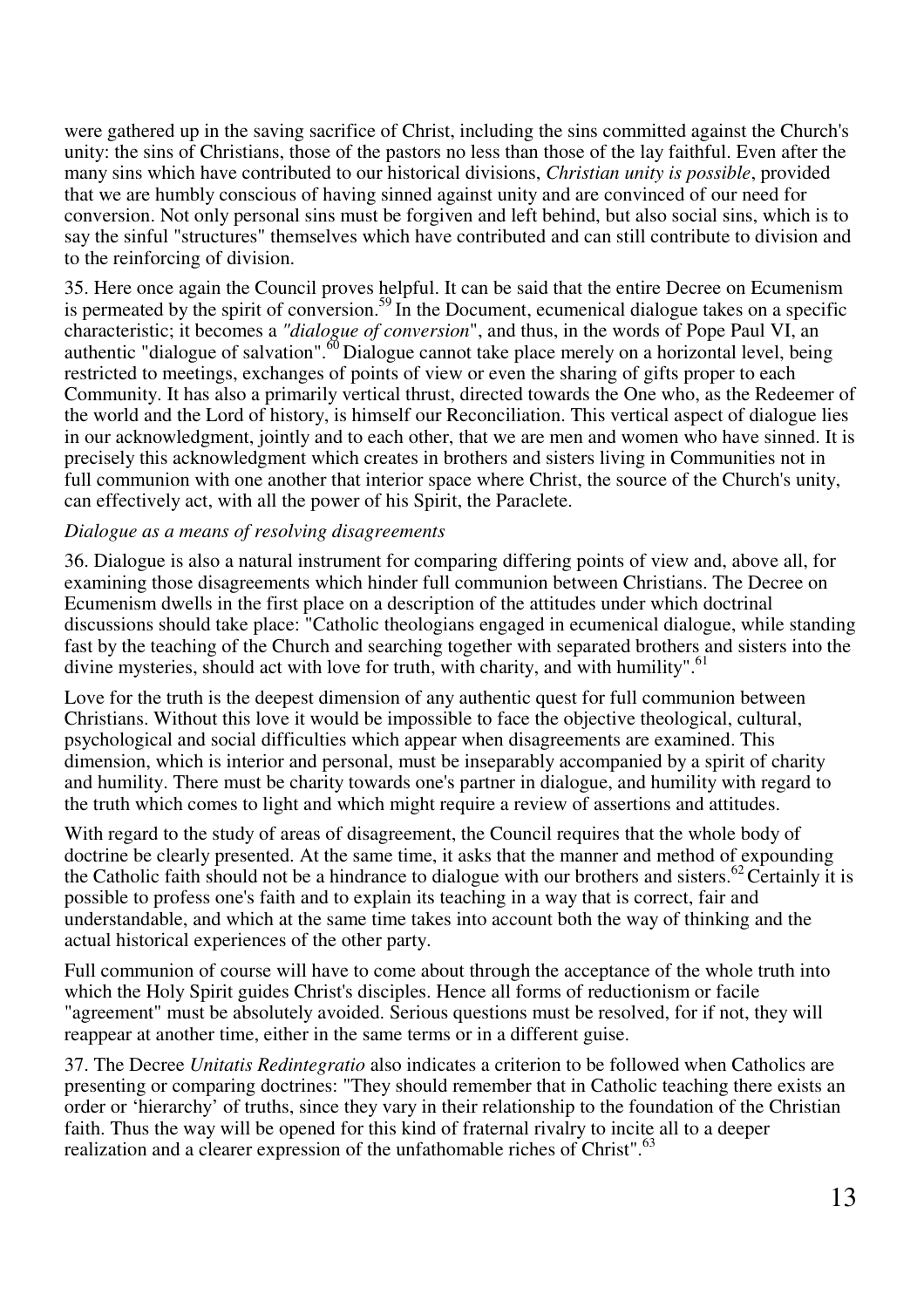were gathered up in the saving sacrifice of Christ, including the sins committed against the Church's unity: the sins of Christians, those of the pastors no less than those of the lay faithful. Even after the many sins which have contributed to our historical divisions, *Christian unity is possible*, provided that we are humbly conscious of having sinned against unity and are convinced of our need for conversion. Not only personal sins must be forgiven and left behind, but also social sins, which is to say the sinful "structures" themselves which have contributed and can still contribute to division and to the reinforcing of division.

35. Here once again the Council proves helpful. It can be said that the entire Decree on Ecumenism is permeated by the spirit of conversion.[59] In the Document, ecumenical dialogue takes on a specific characteristic; it becomes a *"dialogue of conversion"*, and thus, in the words of Pope Paul VI, an authentic "dialogue of salvation".[60] Dialogue cannot take place merely on a horizontal level, being restricted to meetings, exchanges of points of view or even the sharing of gifts proper to each Community. It has also a primarily vertical thrust, directed towards the One who, as the Redeemer of the world and the Lord of history, is himself our Reconciliation. This vertical aspect of dialogue lies in our acknowledgment, jointly and to each other, that we are men and women who have sinned. It is precisely this acknowledgment which creates in brothers and sisters living in Communities not in full communion with one another that interior space where Christ, the source of the Church's unity, can effectively act, with all the power of his Spirit, the Paraclete.

*Dialogue as a means of resolving disagreements*

36. Dialogue is also a natural instrument for comparing differing points of view and, above all, for examining those disagreements which hinder full communion between Christians. The Decree on Ecumenism dwells in the first place on a description of the attitudes under which doctrinal discussions should take place: "Catholic theologians engaged in ecumenical dialogue, while standing fast by the teaching of the Church and searching together with separated brothers and sisters into the divine mysteries, should act with love for truth, with charity, and with humility".[61]

Love for the truth is the deepest dimension of any authentic quest for full communion between Christians. Without this love it would be impossible to face the objective theological, cultural, psychological and social difficulties which appear when disagreements are examined. This dimension, which is interior and personal, must be inseparably accompanied by a spirit of charity and humility. There must be charity towards one's partner in dialogue, and humility with regard to the truth which comes to light and which might require a review of assertions and attitudes.

With regard to the study of areas of disagreement, the Council requires that the whole body of doctrine be clearly presented. At the same time, it asks that the manner and method of expounding the Catholic faith should not be a hindrance to dialogue with our brothers and sisters.[62] Certainly it is possible to profess one's faith and to explain its teaching in a way that is correct, fair and understandable, and which at the same time takes into account both the way of thinking and the actual historical experiences of the other party.

Full communion of course will have to come about through the acceptance of the whole truth into which the Holy Spirit guides Christ's disciples. Hence all forms of reductionism or facile "agreement" must be absolutely avoided. Serious questions must be resolved, for if not, they will reappear at another time, either in the same terms or in a different guise.

37. The Decree *Unitatis Redintegratio* also indicates a criterion to be followed when Catholics are presenting or comparing doctrines: "They should remember that in Catholic teaching there exists an order or 'hierarchy' of truths, since they vary in their relationship to the foundation of the Christian faith. Thus the way will be opened for this kind of fraternal rivalry to incite all to a deeper realization and a clearer expression of the unfathomable riches of Christ".[63]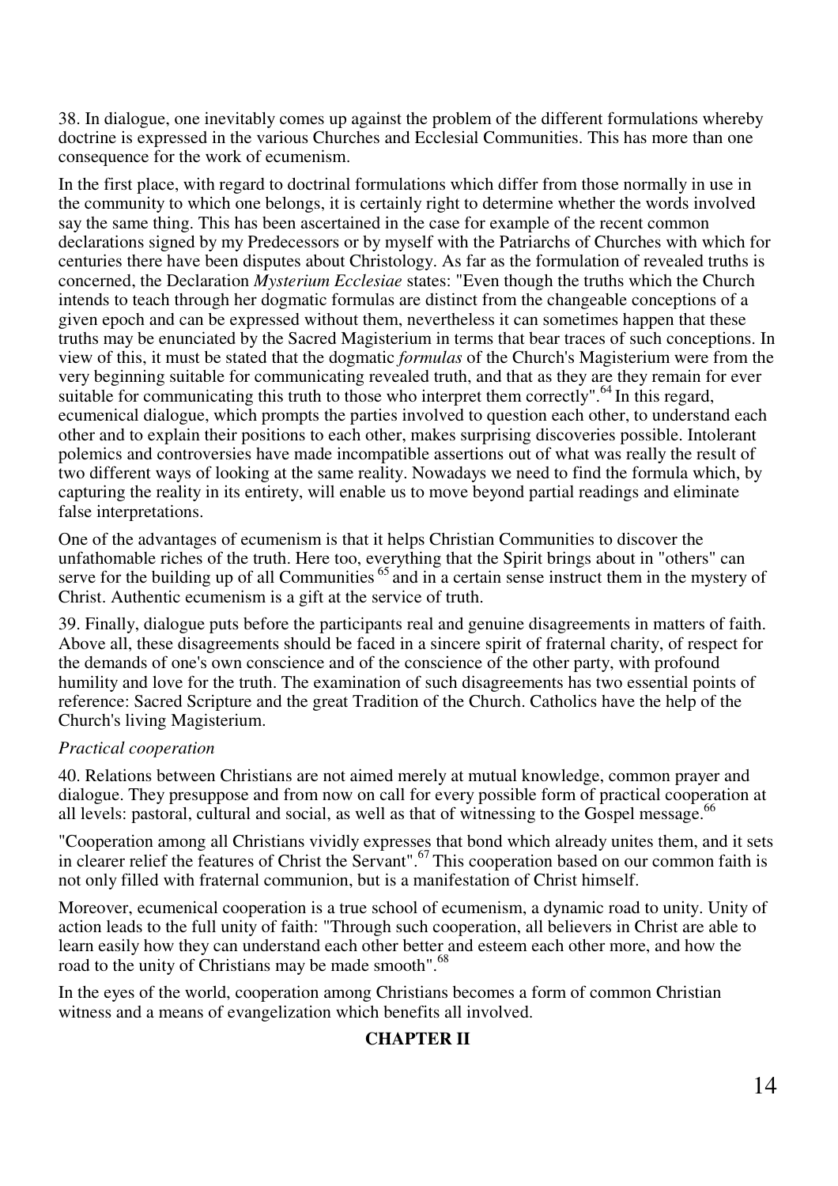38. In dialogue, one inevitably comes up against the problem of the different formulations whereby doctrine is expressed in the various Churches and Ecclesial Communities. This has more than one consequence for the work of ecumenism.

In the first place, with regard to doctrinal formulations which differ from those normally in use in the community to which one belongs, it is certainly right to determine whether the words involved say the same thing. This has been ascertained in the case for example of the recent common declarations signed by my Predecessors or by myself with the Patriarchs of Churches with which for centuries there have been disputes about Christology. As far as the formulation of revealed truths is concerned, the Declaration *Mysterium Ecclesiae* states: "Even though the truths which the Church intends to teach through her dogmatic formulas are distinct from the changeable conceptions of a given epoch and can be expressed without them, nevertheless it can sometimes happen that these truths may be enunciated by the Sacred Magisterium in terms that bear traces of such conceptions. In view of this, it must be stated that the dogmatic *formulas* of the Church's Magisterium were from the very beginning suitable for communicating revealed truth, and that as they are they remain for ever suitable for communicating this truth to those who interpret them correctly".[64] In this regard, ecumenical dialogue, which prompts the parties involved to question each other, to understand each other and to explain their positions to each other, makes surprising discoveries possible. Intolerant polemics and controversies have made incompatible assertions out of what was really the result of two different ways of looking at the same reality. Nowadays we need to find the formula which, by capturing the reality in its entirety, will enable us to move beyond partial readings and eliminate false interpretations.

One of the advantages of ecumenism is that it helps Christian Communities to discover the unfathomable riches of the truth. Here too, everything that the Spirit brings about in "others" can serve for the building up of all Communities [65] and in a certain sense instruct them in the mystery of Christ. Authentic ecumenism is a gift at the service of truth.

39. Finally, dialogue puts before the participants real and genuine disagreements in matters of faith. Above all, these disagreements should be faced in a sincere spirit of fraternal charity, of respect for the demands of one's own conscience and of the conscience of the other party, with profound humility and love for the truth. The examination of such disagreements has two essential points of reference: Sacred Scripture and the great Tradition of the Church. Catholics have the help of the Church's living Magisterium.

*Practical cooperation*

40. Relations between Christians are not aimed merely at mutual knowledge, common prayer and dialogue. They presuppose and from now on call for every possible form of practical cooperation at all levels: pastoral, cultural and social, as well as that of witnessing to the Gospel message.[66]

"Cooperation among all Christians vividly expresses that bond which already unites them, and it sets in clearer relief the features of Christ the Servant".[67] This cooperation based on our common faith is not only filled with fraternal communion, but is a manifestation of Christ himself.

Moreover, ecumenical cooperation is a true school of ecumenism, a dynamic road to unity. Unity of action leads to the full unity of faith: "Through such cooperation, all believers in Christ are able to learn easily how they can understand each other better and esteem each other more, and how the road to the unity of Christians may be made smooth".[68]

In the eyes of the world, cooperation among Christians becomes a form of common Christian witness and a means of evangelization which benefits all involved.

## CHAPTER II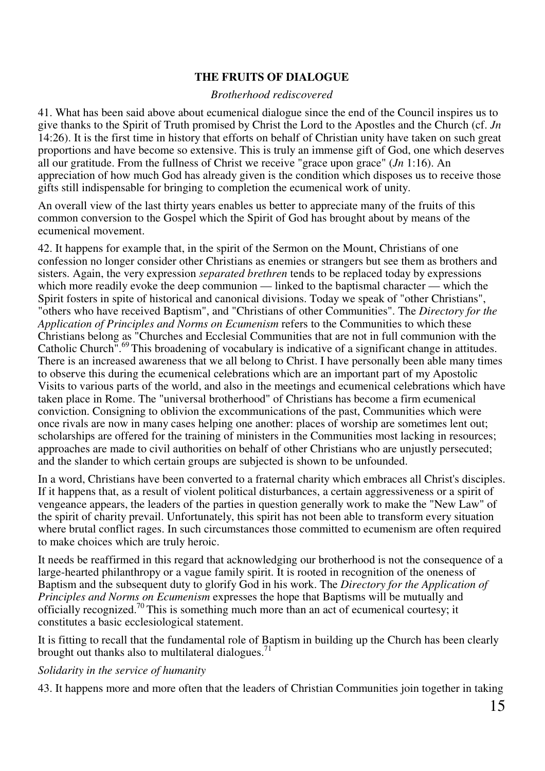## THE FRUITS OF DIALOGUE

*Brotherhood rediscovered*

41. What has been said above about ecumenical dialogue since the end of the Council inspires us to give thanks to the Spirit of Truth promised by Christ the Lord to the Apostles and the Church (cf. *Jn* 14:26). It is the first time in history that efforts on behalf of Christian unity have taken on such great proportions and have become so extensive. This is truly an immense gift of God, one which deserves all our gratitude. From the fullness of Christ we receive "grace upon grace" (*Jn* 1:16). An appreciation of how much God has already given is the condition which disposes us to receive those gifts still indispensable for bringing to completion the ecumenical work of unity.

An overall view of the last thirty years enables us better to appreciate many of the fruits of this common conversion to the Gospel which the Spirit of God has brought about by means of the ecumenical movement.

42. It happens for example that, in the spirit of the Sermon on the Mount, Christians of one confession no longer consider other Christians as enemies or strangers but see them as brothers and sisters. Again, the very expression *separated brethren* tends to be replaced today by expressions which more readily evoke the deep communion — linked to the baptismal character — which the Spirit fosters in spite of historical and canonical divisions. Today we speak of "other Christians", "others who have received Baptism", and "Christians of other Communities". The *Directory for the Application of Principles and Norms on Ecumenism* refers to the Communities to which these Christians belong as "Churches and Ecclesial Communities that are not in full communion with the Catholic Church".[69] This broadening of vocabulary is indicative of a significant change in attitudes. There is an increased awareness that we all belong to Christ. I have personally been able many times to observe this during the ecumenical celebrations which are an important part of my Apostolic Visits to various parts of the world, and also in the meetings and ecumenical celebrations which have taken place in Rome. The "universal brotherhood" of Christians has become a firm ecumenical conviction. Consigning to oblivion the excommunications of the past, Communities which were once rivals are now in many cases helping one another: places of worship are sometimes lent out; scholarships are offered for the training of ministers in the Communities most lacking in resources; approaches are made to civil authorities on behalf of other Christians who are unjustly persecuted; and the slander to which certain groups are subjected is shown to be unfounded.

In a word, Christians have been converted to a fraternal charity which embraces all Christ's disciples. If it happens that, as a result of violent political disturbances, a certain aggressiveness or a spirit of vengeance appears, the leaders of the parties in question generally work to make the "New Law" of the spirit of charity prevail. Unfortunately, this spirit has not been able to transform every situation where brutal conflict rages. In such circumstances those committed to ecumenism are often required to make choices which are truly heroic.

It needs be reaffirmed in this regard that acknowledging our brotherhood is not the consequence of a large-hearted philanthropy or a vague family spirit. It is rooted in recognition of the oneness of Baptism and the subsequent duty to glorify God in his work. The *Directory for the Application of Principles and Norms on Ecumenism* expresses the hope that Baptisms will be mutually and officially recognized.[70] This is something much more than an act of ecumenical courtesy; it constitutes a basic ecclesiological statement.

It is fitting to recall that the fundamental role of Baptism in building up the Church has been clearly brought out thanks also to multilateral dialogues.[71]

*Solidarity in the service of humanity*

43. It happens more and more often that the leaders of Christian Communities join together in taking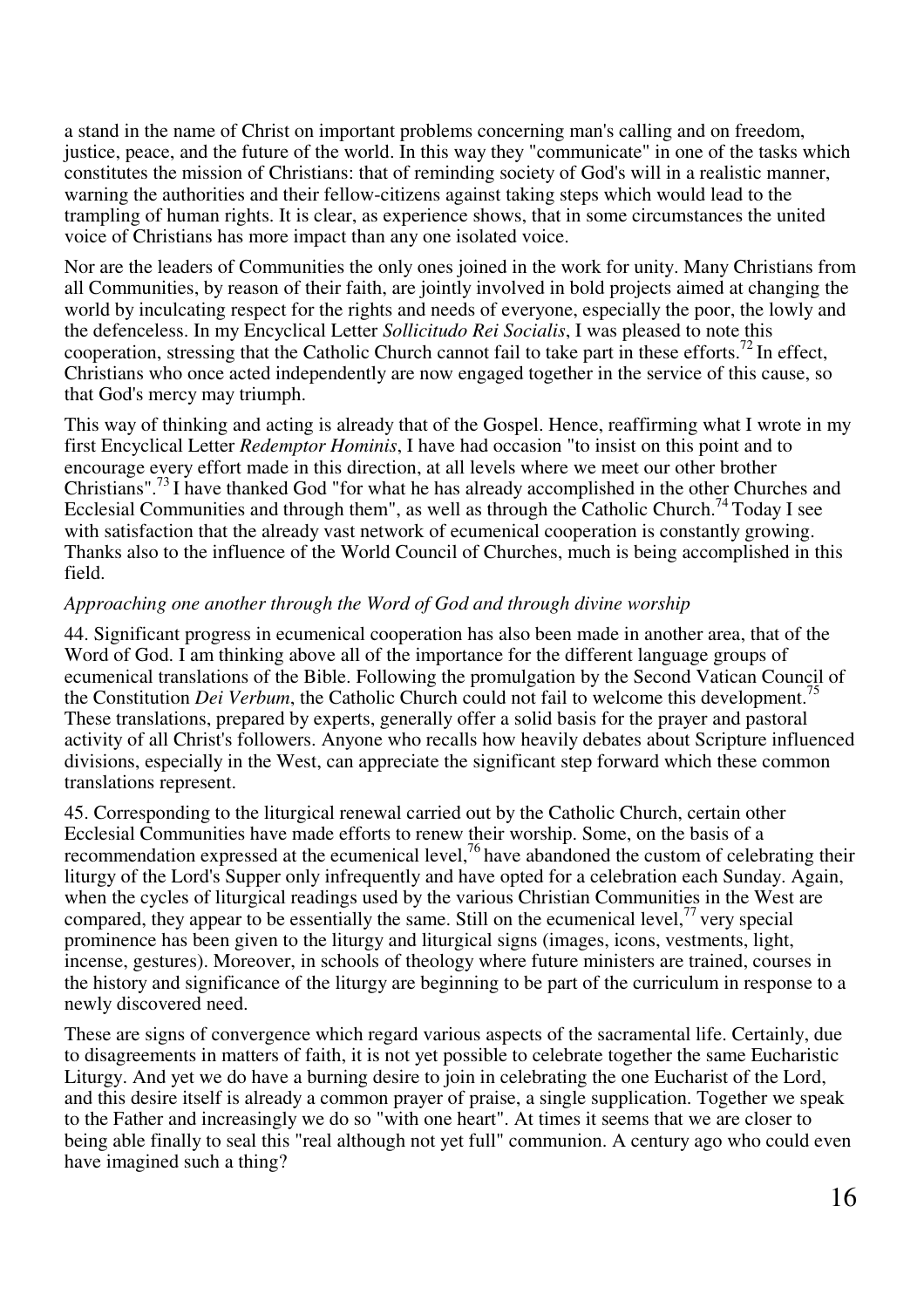a stand in the name of Christ on important problems concerning man's calling and on freedom, justice, peace, and the future of the world. In this way they "communicate" in one of the tasks which constitutes the mission of Christians: that of reminding society of God's will in a realistic manner, warning the authorities and their fellow-citizens against taking steps which would lead to the trampling of human rights. It is clear, as experience shows, that in some circumstances the united voice of Christians has more impact than any one isolated voice.

Nor are the leaders of Communities the only ones joined in the work for unity. Many Christians from all Communities, by reason of their faith, are jointly involved in bold projects aimed at changing the world by inculcating respect for the rights and needs of everyone, especially the poor, the lowly and the defenceless. In my Encyclical Letter *Sollicitudo Rei Socialis*, I was pleased to note this cooperation, stressing that the Catholic Church cannot fail to take part in these efforts.[72] In effect, Christians who once acted independently are now engaged together in the service of this cause, so that God's mercy may triumph.

This way of thinking and acting is already that of the Gospel. Hence, reaffirming what I wrote in my first Encyclical Letter *Redemptor Hominis*, I have had occasion "to insist on this point and to encourage every effort made in this direction, at all levels where we meet our other brother Christians".[73] I have thanked God "for what he has already accomplished in the other Churches and Ecclesial Communities and through them", as well as through the Catholic Church.[74] Today I see with satisfaction that the already vast network of ecumenical cooperation is constantly growing. Thanks also to the influence of the World Council of Churches, much is being accomplished in this field.

*Approaching one another through the Word of God and through divine worship*

44. Significant progress in ecumenical cooperation has also been made in another area, that of the Word of God. I am thinking above all of the importance for the different language groups of ecumenical translations of the Bible. Following the promulgation by the Second Vatican Council of the Constitution *Dei Verbum*, the Catholic Church could not fail to welcome this development.[75] These translations, prepared by experts, generally offer a solid basis for the prayer and pastoral activity of all Christ's followers. Anyone who recalls how heavily debates about Scripture influenced divisions, especially in the West, can appreciate the significant step forward which these common translations represent.

45. Corresponding to the liturgical renewal carried out by the Catholic Church, certain other Ecclesial Communities have made efforts to renew their worship. Some, on the basis of a recommendation expressed at the ecumenical level,[76] have abandoned the custom of celebrating their liturgy of the Lord's Supper only infrequently and have opted for a celebration each Sunday. Again, when the cycles of liturgical readings used by the various Christian Communities in the West are compared, they appear to be essentially the same. Still on the ecumenical level,[77] very special prominence has been given to the liturgy and liturgical signs (images, icons, vestments, light, incense, gestures). Moreover, in schools of theology where future ministers are trained, courses in the history and significance of the liturgy are beginning to be part of the curriculum in response to a newly discovered need.

These are signs of convergence which regard various aspects of the sacramental life. Certainly, due to disagreements in matters of faith, it is not yet possible to celebrate together the same Eucharistic Liturgy. And yet we do have a burning desire to join in celebrating the one Eucharist of the Lord, and this desire itself is already a common prayer of praise, a single supplication. Together we speak to the Father and increasingly we do so "with one heart". At times it seems that we are closer to being able finally to seal this "real although not yet full" communion. A century ago who could even have imagined such a thing?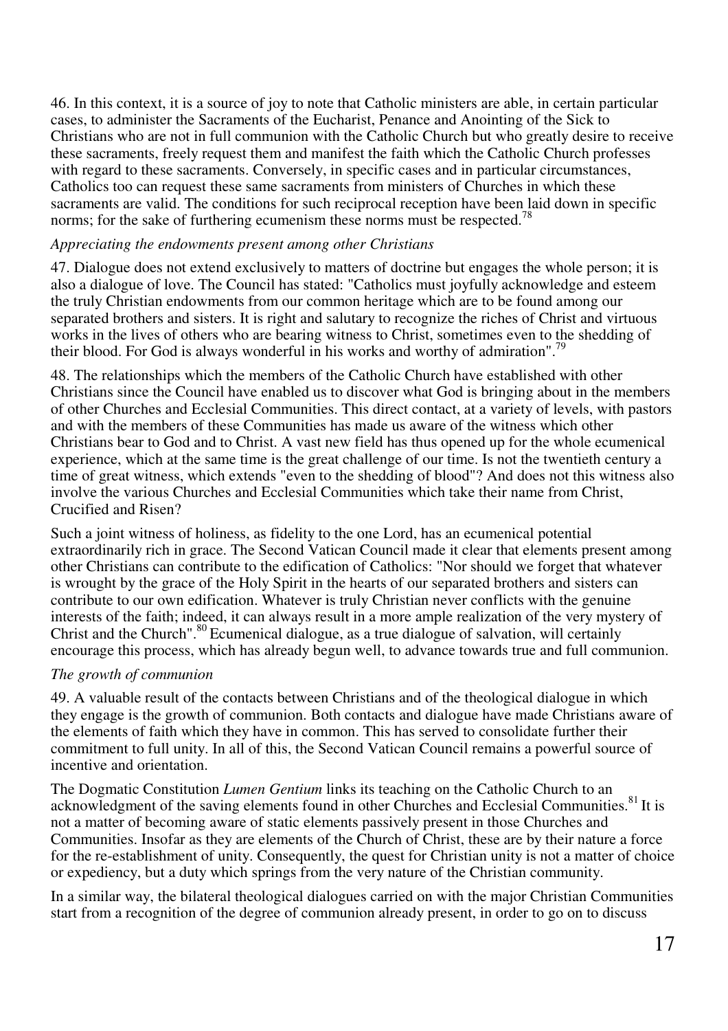46. In this context, it is a source of joy to note that Catholic ministers are able, in certain particular cases, to administer the Sacraments of the Eucharist, Penance and Anointing of the Sick to Christians who are not in full communion with the Catholic Church but who greatly desire to receive these sacraments, freely request them and manifest the faith which the Catholic Church professes with regard to these sacraments. Conversely, in specific cases and in particular circumstances, Catholics too can request these same sacraments from ministers of Churches in which these sacraments are valid. The conditions for such reciprocal reception have been laid down in specific norms; for the sake of furthering ecumenism these norms must be respected.[78]

*Appreciating the endowments present among other Christians*

47. Dialogue does not extend exclusively to matters of doctrine but engages the whole person; it is also a dialogue of love. The Council has stated: "Catholics must joyfully acknowledge and esteem the truly Christian endowments from our common heritage which are to be found among our separated brothers and sisters. It is right and salutary to recognize the riches of Christ and virtuous works in the lives of others who are bearing witness to Christ, sometimes even to the shedding of their blood. For God is always wonderful in his works and worthy of admiration".[79]

48. The relationships which the members of the Catholic Church have established with other Christians since the Council have enabled us to discover what God is bringing about in the members of other Churches and Ecclesial Communities. This direct contact, at a variety of levels, with pastors and with the members of these Communities has made us aware of the witness which other Christians bear to God and to Christ. A vast new field has thus opened up for the whole ecumenical experience, which at the same time is the great challenge of our time. Is not the twentieth century a time of great witness, which extends "even to the shedding of blood"? And does not this witness also involve the various Churches and Ecclesial Communities which take their name from Christ, Crucified and Risen?

Such a joint witness of holiness, as fidelity to the one Lord, has an ecumenical potential extraordinarily rich in grace. The Second Vatican Council made it clear that elements present among other Christians can contribute to the edification of Catholics: "Nor should we forget that whatever is wrought by the grace of the Holy Spirit in the hearts of our separated brothers and sisters can contribute to our own edification. Whatever is truly Christian never conflicts with the genuine interests of the faith; indeed, it can always result in a more ample realization of the very mystery of Christ and the Church".[80] Ecumenical dialogue, as a true dialogue of salvation, will certainly encourage this process, which has already begun well, to advance towards true and full communion.

*The growth of communion*

49. A valuable result of the contacts between Christians and of the theological dialogue in which they engage is the growth of communion. Both contacts and dialogue have made Christians aware of the elements of faith which they have in common. This has served to consolidate further their commitment to full unity. In all of this, the Second Vatican Council remains a powerful source of incentive and orientation.

The Dogmatic Constitution *Lumen Gentium* links its teaching on the Catholic Church to an acknowledgment of the saving elements found in other Churches and Ecclesial Communities.[81] It is not a matter of becoming aware of static elements passively present in those Churches and Communities. Insofar as they are elements of the Church of Christ, these are by their nature a force for the re-establishment of unity. Consequently, the quest for Christian unity is not a matter of choice or expediency, but a duty which springs from the very nature of the Christian community.

In a similar way, the bilateral theological dialogues carried on with the major Christian Communities start from a recognition of the degree of communion already present, in order to go on to discuss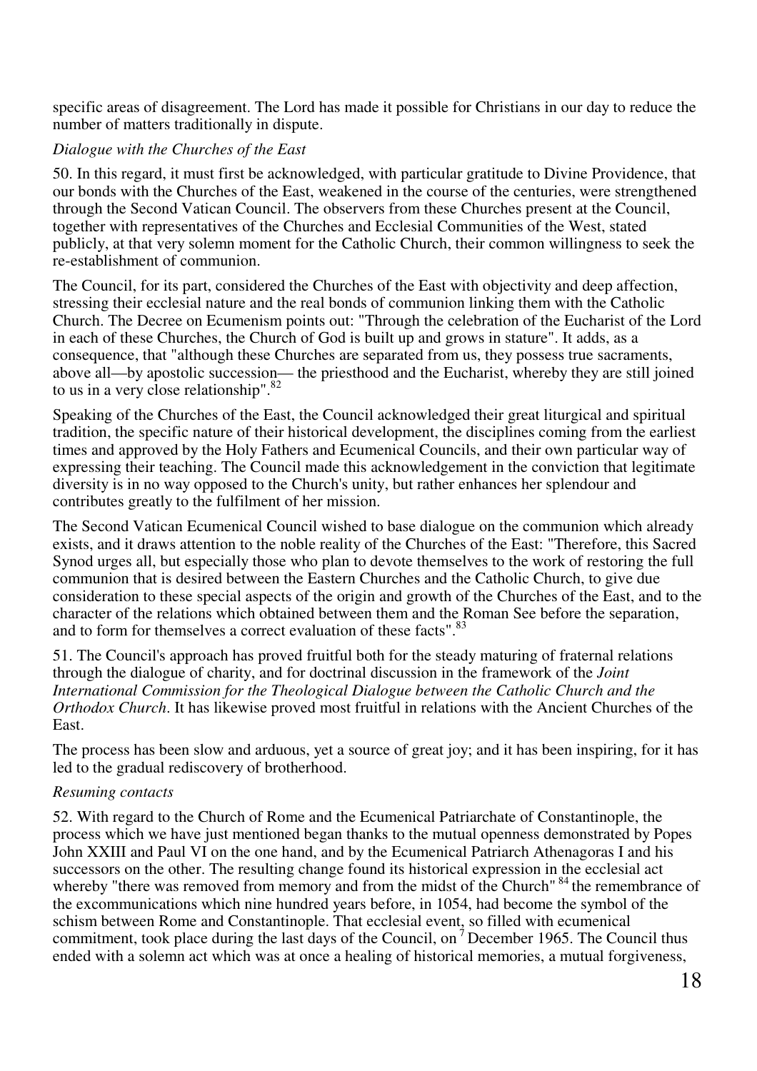specific areas of disagreement. The Lord has made it possible for Christians in our day to reduce the number of matters traditionally in dispute.

*Dialogue with the Churches of the East*

50. In this regard, it must first be acknowledged, with particular gratitude to Divine Providence, that our bonds with the Churches of the East, weakened in the course of the centuries, were strengthened through the Second Vatican Council. The observers from these Churches present at the Council, together with representatives of the Churches and Ecclesial Communities of the West, stated publicly, at that very solemn moment for the Catholic Church, their common willingness to seek the re-establishment of communion.

The Council, for its part, considered the Churches of the East with objectivity and deep affection, stressing their ecclesial nature and the real bonds of communion linking them with the Catholic Church. The Decree on Ecumenism points out: "Through the celebration of the Eucharist of the Lord in each of these Churches, the Church of God is built up and grows in stature". It adds, as a consequence, that "although these Churches are separated from us, they possess true sacraments, above all—by apostolic succession— the priesthood and the Eucharist, whereby they are still joined to us in a very close relationship".[82]

Speaking of the Churches of the East, the Council acknowledged their great liturgical and spiritual tradition, the specific nature of their historical development, the disciplines coming from the earliest times and approved by the Holy Fathers and Ecumenical Councils, and their own particular way of expressing their teaching. The Council made this acknowledgement in the conviction that legitimate diversity is in no way opposed to the Church's unity, but rather enhances her splendour and contributes greatly to the fulfilment of her mission.

The Second Vatican Ecumenical Council wished to base dialogue on the communion which already exists, and it draws attention to the noble reality of the Churches of the East: "Therefore, this Sacred Synod urges all, but especially those who plan to devote themselves to the work of restoring the full communion that is desired between the Eastern Churches and the Catholic Church, to give due consideration to these special aspects of the origin and growth of the Churches of the East, and to the character of the relations which obtained between them and the Roman See before the separation, and to form for themselves a correct evaluation of these facts".[83]

51. The Council's approach has proved fruitful both for the steady maturing of fraternal relations through the dialogue of charity, and for doctrinal discussion in the framework of the *Joint International Commission for the Theological Dialogue between the Catholic Church and the Orthodox Church*. It has likewise proved most fruitful in relations with the Ancient Churches of the East.

The process has been slow and arduous, yet a source of great joy; and it has been inspiring, for it has led to the gradual rediscovery of brotherhood.

*Resuming contacts*

52. With regard to the Church of Rome and the Ecumenical Patriarchate of Constantinople, the process which we have just mentioned began thanks to the mutual openness demonstrated by Popes John XXIII and Paul VI on the one hand, and by the Ecumenical Patriarch Athenagoras I and his successors on the other. The resulting change found its historical expression in the ecclesial act whereby "there was removed from memory and from the midst of the Church" [84] the remembrance of the excommunications which nine hundred years before, in 1054, had become the symbol of the schism between Rome and Constantinople. That ecclesial event, so filled with ecumenical commitment, took place during the last days of the Council, on 7 December 1965. The Council thus ended with a solemn act which was at once a healing of historical memories, a mutual forgiveness,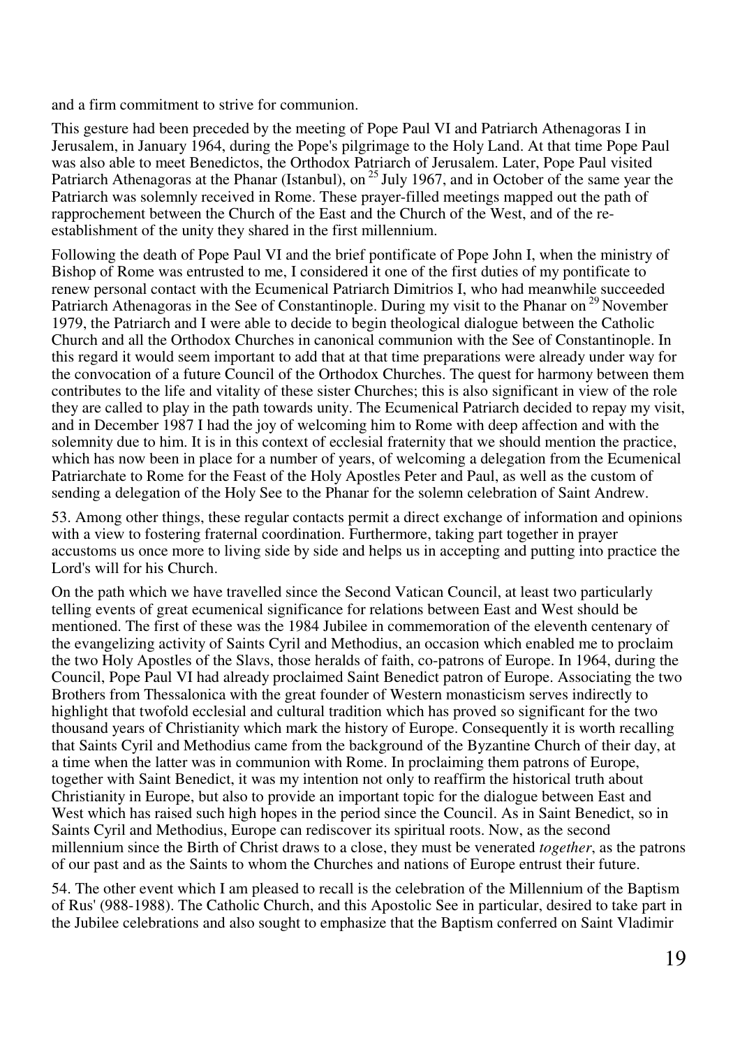and a firm commitment to strive for communion.

This gesture had been preceded by the meeting of Pope Paul VI and Patriarch Athenagoras I in Jerusalem, in January 1964, during the Pope's pilgrimage to the Holy Land. At that time Pope Paul was also able to meet Benedictos, the Orthodox Patriarch of Jerusalem. Later, Pope Paul visited Patriarch Athenagoras at the Phanar (Istanbul), on 25 July 1967, and in October of the same year the Patriarch was solemnly received in Rome. These prayer-filled meetings mapped out the path of rapprochement between the Church of the East and the Church of the West, and of the re-establishment of the unity they shared in the first millennium.

Following the death of Pope Paul VI and the brief pontificate of Pope John I, when the ministry of Bishop of Rome was entrusted to me, I considered it one of the first duties of my pontificate to renew personal contact with the Ecumenical Patriarch Dimitrios I, who had meanwhile succeeded Patriarch Athenagoras in the See of Constantinople. During my visit to the Phanar on 29 November 1979, the Patriarch and I were able to decide to begin theological dialogue between the Catholic Church and all the Orthodox Churches in canonical communion with the See of Constantinople. In this regard it would seem important to add that at that time preparations were already under way for the convocation of a future Council of the Orthodox Churches. The quest for harmony between them contributes to the life and vitality of these sister Churches; this is also significant in view of the role they are called to play in the path towards unity. The Ecumenical Patriarch decided to repay my visit, and in December 1987 I had the joy of welcoming him to Rome with deep affection and with the solemnity due to him. It is in this context of ecclesial fraternity that we should mention the practice, which has now been in place for a number of years, of welcoming a delegation from the Ecumenical Patriarchate to Rome for the Feast of the Holy Apostles Peter and Paul, as well as the custom of sending a delegation of the Holy See to the Phanar for the solemn celebration of Saint Andrew.

53. Among other things, these regular contacts permit a direct exchange of information and opinions with a view to fostering fraternal coordination. Furthermore, taking part together in prayer accustoms us once more to living side by side and helps us in accepting and putting into practice the Lord's will for his Church.

On the path which we have travelled since the Second Vatican Council, at least two particularly telling events of great ecumenical significance for relations between East and West should be mentioned. The first of these was the 1984 Jubilee in commemoration of the eleventh centenary of the evangelizing activity of Saints Cyril and Methodius, an occasion which enabled me to proclaim the two Holy Apostles of the Slavs, those heralds of faith, co-patrons of Europe. In 1964, during the Council, Pope Paul VI had already proclaimed Saint Benedict patron of Europe. Associating the two Brothers from Thessalonica with the great founder of Western monasticism serves indirectly to highlight that twofold ecclesial and cultural tradition which has proved so significant for the two thousand years of Christianity which mark the history of Europe. Consequently it is worth recalling that Saints Cyril and Methodius came from the background of the Byzantine Church of their day, at a time when the latter was in communion with Rome. In proclaiming them patrons of Europe, together with Saint Benedict, it was my intention not only to reaffirm the historical truth about Christianity in Europe, but also to provide an important topic for the dialogue between East and West which has raised such high hopes in the period since the Council. As in Saint Benedict, so in Saints Cyril and Methodius, Europe can rediscover its spiritual roots. Now, as the second millennium since the Birth of Christ draws to a close, they must be venerated *together*, as the patrons of our past and as the Saints to whom the Churches and nations of Europe entrust their future.

54. The other event which I am pleased to recall is the celebration of the Millennium of the Baptism of Rus' (988-1988). The Catholic Church, and this Apostolic See in particular, desired to take part in the Jubilee celebrations and also sought to emphasize that the Baptism conferred on Saint Vladimir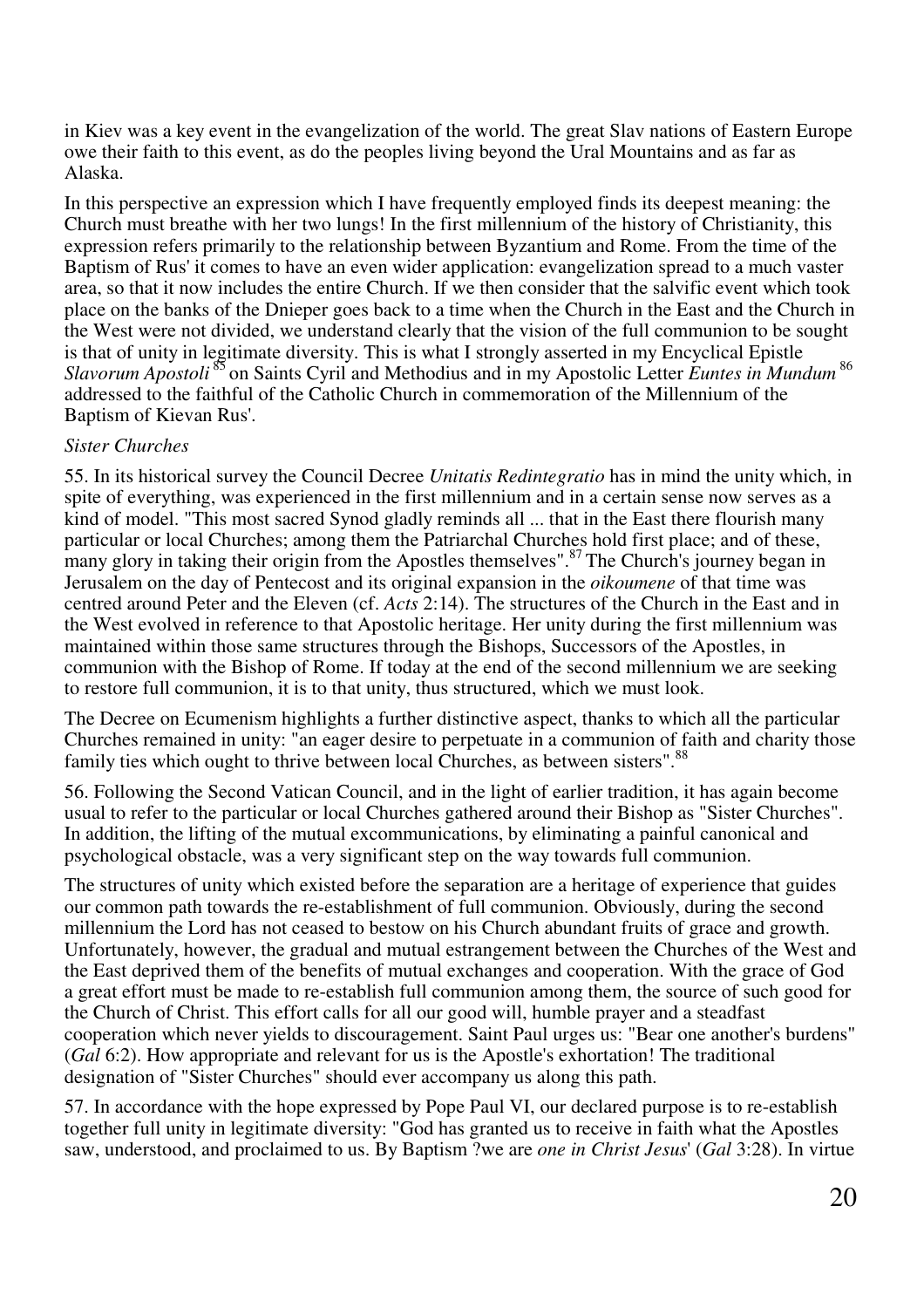in Kiev was a key event in the evangelization of the world. The great Slav nations of Eastern Europe owe their faith to this event, as do the peoples living beyond the Ural Mountains and as far as Alaska.

In this perspective an expression which I have frequently employed finds its deepest meaning: the Church must breathe with her two lungs! In the first millennium of the history of Christianity, this expression refers primarily to the relationship between Byzantium and Rome. From the time of the Baptism of Rus' it comes to have an even wider application: evangelization spread to a much vaster area, so that it now includes the entire Church. If we then consider that the salvific event which took place on the banks of the Dnieper goes back to a time when the Church in the East and the Church in the West were not divided, we understand clearly that the vision of the full communion to be sought is that of unity in legitimate diversity. This is what I strongly asserted in my Encyclical Epistle *Slavorum Apostoli* [85] on Saints Cyril and Methodius and in my Apostolic Letter *Euntes in Mundum* [86] addressed to the faithful of the Catholic Church in commemoration of the Millennium of the Baptism of Kievan Rus'.

*Sister Churches*

55. In its historical survey the Council Decree *Unitatis Redintegratio* has in mind the unity which, in spite of everything, was experienced in the first millennium and in a certain sense now serves as a kind of model. "This most sacred Synod gladly reminds all ... that in the East there flourish many particular or local Churches; among them the Patriarchal Churches hold first place; and of these, many glory in taking their origin from the Apostles themselves".[87] The Church's journey began in Jerusalem on the day of Pentecost and its original expansion in the *oikoumene* of that time was centred around Peter and the Eleven (cf. *Acts* 2:14). The structures of the Church in the East and in the West evolved in reference to that Apostolic heritage. Her unity during the first millennium was maintained within those same structures through the Bishops, Successors of the Apostles, in communion with the Bishop of Rome. If today at the end of the second millennium we are seeking to restore full communion, it is to that unity, thus structured, which we must look.

The Decree on Ecumenism highlights a further distinctive aspect, thanks to which all the particular Churches remained in unity: "an eager desire to perpetuate in a communion of faith and charity those family ties which ought to thrive between local Churches, as between sisters".[88]

56. Following the Second Vatican Council, and in the light of earlier tradition, it has again become usual to refer to the particular or local Churches gathered around their Bishop as "Sister Churches". In addition, the lifting of the mutual excommunications, by eliminating a painful canonical and psychological obstacle, was a very significant step on the way towards full communion.

The structures of unity which existed before the separation are a heritage of experience that guides our common path towards the re-establishment of full communion. Obviously, during the second millennium the Lord has not ceased to bestow on his Church abundant fruits of grace and growth. Unfortunately, however, the gradual and mutual estrangement between the Churches of the West and the East deprived them of the benefits of mutual exchanges and cooperation. With the grace of God a great effort must be made to re-establish full communion among them, the source of such good for the Church of Christ. This effort calls for all our good will, humble prayer and a steadfast cooperation which never yields to discouragement. Saint Paul urges us: "Bear one another's burdens" (*Gal* 6:2). How appropriate and relevant for us is the Apostle's exhortation! The traditional designation of "Sister Churches" should ever accompany us along this path.

57. In accordance with the hope expressed by Pope Paul VI, our declared purpose is to re-establish together full unity in legitimate diversity: "God has granted us to receive in faith what the Apostles saw, understood, and proclaimed to us. By Baptism ?we are *one in Christ Jesus*' (*Gal* 3:28). In virtue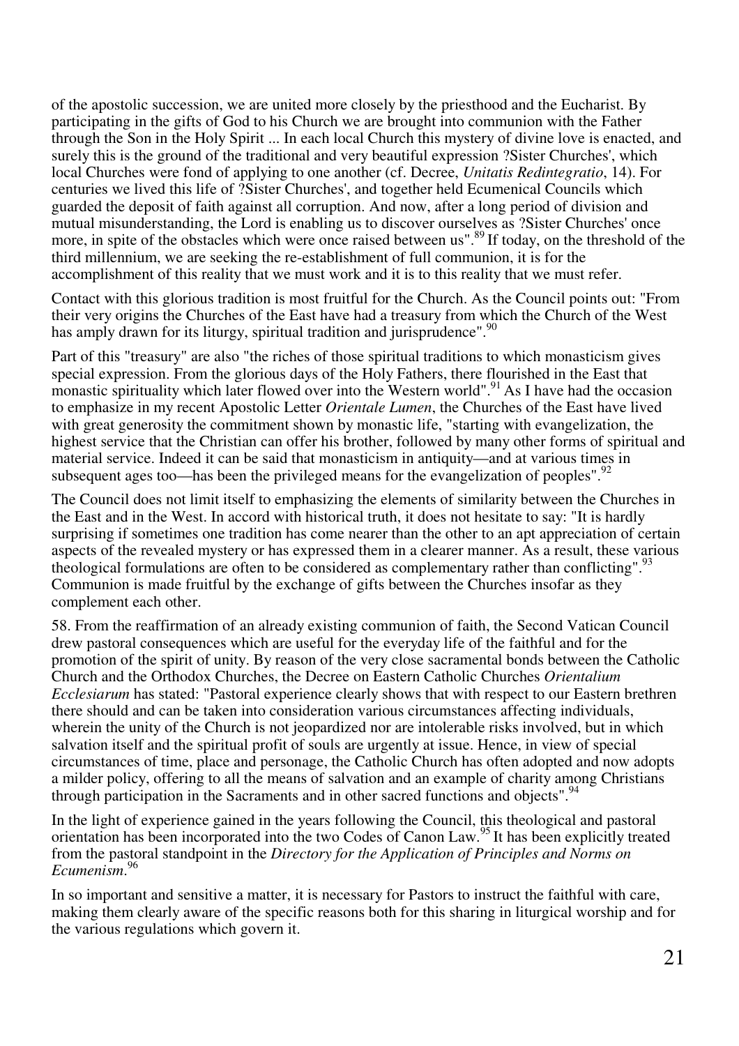of the apostolic succession, we are united more closely by the priesthood and the Eucharist. By participating in the gifts of God to his Church we are brought into communion with the Father through the Son in the Holy Spirit ... In each local Church this mystery of divine love is enacted, and surely this is the ground of the traditional and very beautiful expression ?Sister Churches', which local Churches were fond of applying to one another (cf. Decree, *Unitatis Redintegratio*, 14). For centuries we lived this life of ?Sister Churches', and together held Ecumenical Councils which guarded the deposit of faith against all corruption. And now, after a long period of division and mutual misunderstanding, the Lord is enabling us to discover ourselves as ?Sister Churches' once more, in spite of the obstacles which were once raised between us".[89] If today, on the threshold of the third millennium, we are seeking the re-establishment of full communion, it is for the accomplishment of this reality that we must work and it is to this reality that we must refer.

Contact with this glorious tradition is most fruitful for the Church. As the Council points out: "From their very origins the Churches of the East have had a treasury from which the Church of the West has amply drawn for its liturgy, spiritual tradition and jurisprudence".[90]

Part of this "treasury" are also "the riches of those spiritual traditions to which monasticism gives special expression. From the glorious days of the Holy Fathers, there flourished in the East that monastic spirituality which later flowed over into the Western world".[91] As I have had the occasion to emphasize in my recent Apostolic Letter *Orientale Lumen*, the Churches of the East have lived with great generosity the commitment shown by monastic life, "starting with evangelization, the highest service that the Christian can offer his brother, followed by many other forms of spiritual and material service. Indeed it can be said that monasticism in antiquity—and at various times in subsequent ages too—has been the privileged means for the evangelization of peoples".[92]

The Council does not limit itself to emphasizing the elements of similarity between the Churches in the East and in the West. In accord with historical truth, it does not hesitate to say: "It is hardly surprising if sometimes one tradition has come nearer than the other to an apt appreciation of certain aspects of the revealed mystery or has expressed them in a clearer manner. As a result, these various theological formulations are often to be considered as complementary rather than conflicting".[93] Communion is made fruitful by the exchange of gifts between the Churches insofar as they complement each other.

58. From the reaffirmation of an already existing communion of faith, the Second Vatican Council drew pastoral consequences which are useful for the everyday life of the faithful and for the promotion of the spirit of unity. By reason of the very close sacramental bonds between the Catholic Church and the Orthodox Churches, the Decree on Eastern Catholic Churches *Orientalium Ecclesiarum* has stated: "Pastoral experience clearly shows that with respect to our Eastern brethren there should and can be taken into consideration various circumstances affecting individuals, wherein the unity of the Church is not jeopardized nor are intolerable risks involved, but in which salvation itself and the spiritual profit of souls are urgently at issue. Hence, in view of special circumstances of time, place and personage, the Catholic Church has often adopted and now adopts a milder policy, offering to all the means of salvation and an example of charity among Christians through participation in the Sacraments and in other sacred functions and objects".[94]

In the light of experience gained in the years following the Council, this theological and pastoral orientation has been incorporated into the two Codes of Canon Law.[95] It has been explicitly treated from the pastoral standpoint in the *Directory for the Application of Principles and Norms on Ecumenism*.[96]

In so important and sensitive a matter, it is necessary for Pastors to instruct the faithful with care, making them clearly aware of the specific reasons both for this sharing in liturgical worship and for the various regulations which govern it.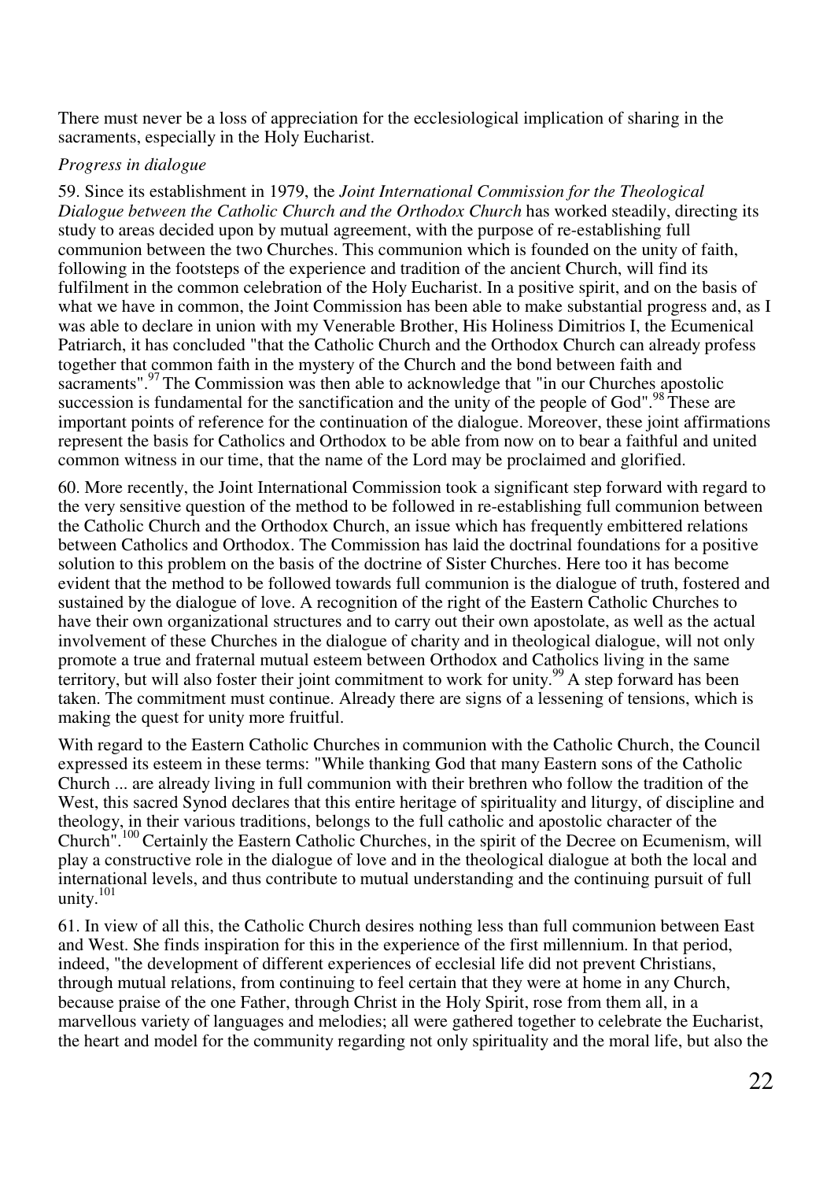There must never be a loss of appreciation for the ecclesiological implication of sharing in the sacraments, especially in the Holy Eucharist.

*Progress in dialogue*

59. Since its establishment in 1979, the *Joint International Commission for the Theological Dialogue between the Catholic Church and the Orthodox Church* has worked steadily, directing its study to areas decided upon by mutual agreement, with the purpose of re-establishing full communion between the two Churches. This communion which is founded on the unity of faith, following in the footsteps of the experience and tradition of the ancient Church, will find its fulfilment in the common celebration of the Holy Eucharist. In a positive spirit, and on the basis of what we have in common, the Joint Commission has been able to make substantial progress and, as I was able to declare in union with my Venerable Brother, His Holiness Dimitrios I, the Ecumenical Patriarch, it has concluded "that the Catholic Church and the Orthodox Church can already profess together that common faith in the mystery of the Church and the bond between faith and sacraments".[97] The Commission was then able to acknowledge that "in our Churches apostolic succession is fundamental for the sanctification and the unity of the people of God".[98] These are important points of reference for the continuation of the dialogue. Moreover, these joint affirmations represent the basis for Catholics and Orthodox to be able from now on to bear a faithful and united common witness in our time, that the name of the Lord may be proclaimed and glorified.

60. More recently, the Joint International Commission took a significant step forward with regard to the very sensitive question of the method to be followed in re-establishing full communion between the Catholic Church and the Orthodox Church, an issue which has frequently embittered relations between Catholics and Orthodox. The Commission has laid the doctrinal foundations for a positive solution to this problem on the basis of the doctrine of Sister Churches. Here too it has become evident that the method to be followed towards full communion is the dialogue of truth, fostered and sustained by the dialogue of love. A recognition of the right of the Eastern Catholic Churches to have their own organizational structures and to carry out their own apostolate, as well as the actual involvement of these Churches in the dialogue of charity and in theological dialogue, will not only promote a true and fraternal mutual esteem between Orthodox and Catholics living in the same territory, but will also foster their joint commitment to work for unity.[99] A step forward has been taken. The commitment must continue. Already there are signs of a lessening of tensions, which is making the quest for unity more fruitful.

With regard to the Eastern Catholic Churches in communion with the Catholic Church, the Council expressed its esteem in these terms: "While thanking God that many Eastern sons of the Catholic Church ... are already living in full communion with their brethren who follow the tradition of the West, this sacred Synod declares that this entire heritage of spirituality and liturgy, of discipline and theology, in their various traditions, belongs to the full catholic and apostolic character of the Church".[100] Certainly the Eastern Catholic Churches, in the spirit of the Decree on Ecumenism, will play a constructive role in the dialogue of love and in the theological dialogue at both the local and international levels, and thus contribute to mutual understanding and the continuing pursuit of full unity.[101]

61. In view of all this, the Catholic Church desires nothing less than full communion between East and West. She finds inspiration for this in the experience of the first millennium. In that period, indeed, "the development of different experiences of ecclesial life did not prevent Christians, through mutual relations, from continuing to feel certain that they were at home in any Church, because praise of the one Father, through Christ in the Holy Spirit, rose from them all, in a marvellous variety of languages and melodies; all were gathered together to celebrate the Eucharist, the heart and model for the community regarding not only spirituality and the moral life, but also the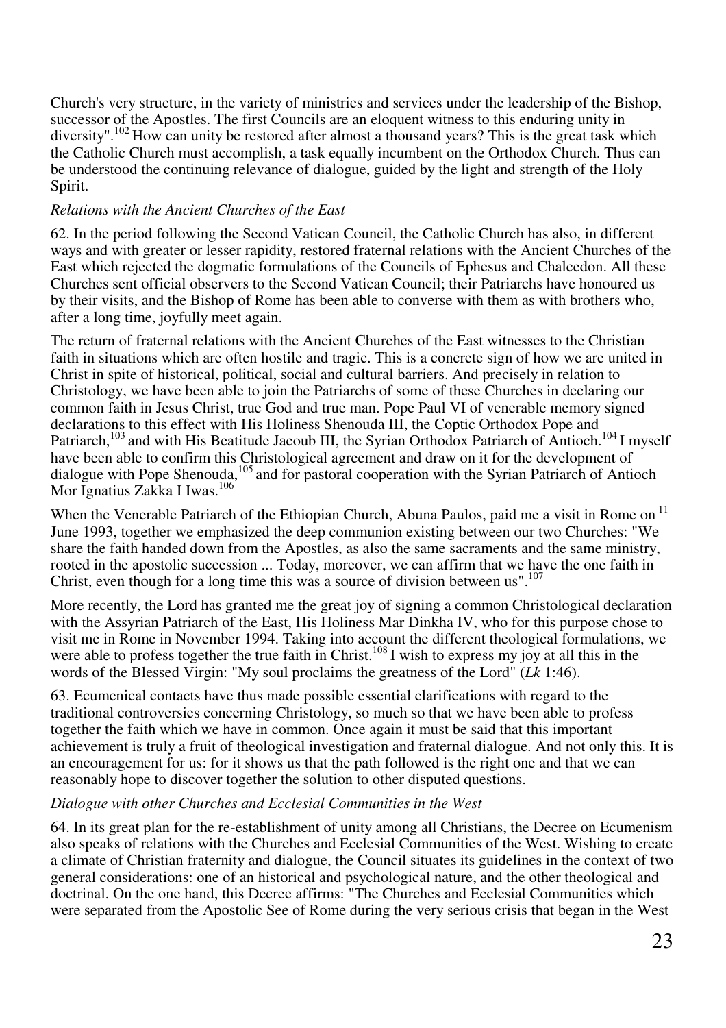Church's very structure, in the variety of ministries and services under the leadership of the Bishop, successor of the Apostles. The first Councils are an eloquent witness to this enduring unity in diversity".[102] How can unity be restored after almost a thousand years? This is the great task which the Catholic Church must accomplish, a task equally incumbent on the Orthodox Church. Thus can be understood the continuing relevance of dialogue, guided by the light and strength of the Holy Spirit.

*Relations with the Ancient Churches of the East*

62. In the period following the Second Vatican Council, the Catholic Church has also, in different ways and with greater or lesser rapidity, restored fraternal relations with the Ancient Churches of the East which rejected the dogmatic formulations of the Councils of Ephesus and Chalcedon. All these Churches sent official observers to the Second Vatican Council; their Patriarchs have honoured us by their visits, and the Bishop of Rome has been able to converse with them as with brothers who, after a long time, joyfully meet again.

The return of fraternal relations with the Ancient Churches of the East witnesses to the Christian faith in situations which are often hostile and tragic. This is a concrete sign of how we are united in Christ in spite of historical, political, social and cultural barriers. And precisely in relation to Christology, we have been able to join the Patriarchs of some of these Churches in declaring our common faith in Jesus Christ, true God and true man. Pope Paul VI of venerable memory signed declarations to this effect with His Holiness Shenouda III, the Coptic Orthodox Pope and Patriarch,[103] and with His Beatitude Jacoub III, the Syrian Orthodox Patriarch of Antioch.[104] I myself have been able to confirm this Christological agreement and draw on it for the development of dialogue with Pope Shenouda,[105] and for pastoral cooperation with the Syrian Patriarch of Antioch Mor Ignatius Zakka I Iwas.[106]

When the Venerable Patriarch of the Ethiopian Church, Abuna Paulos, paid me a visit in Rome on 11 June 1993, together we emphasized the deep communion existing between our two Churches: "We share the faith handed down from the Apostles, as also the same sacraments and the same ministry, rooted in the apostolic succession ... Today, moreover, we can affirm that we have the one faith in Christ, even though for a long time this was a source of division between us".[107]

More recently, the Lord has granted me the great joy of signing a common Christological declaration with the Assyrian Patriarch of the East, His Holiness Mar Dinkha IV, who for this purpose chose to visit me in Rome in November 1994. Taking into account the different theological formulations, we were able to profess together the true faith in Christ.[108] I wish to express my joy at all this in the words of the Blessed Virgin: "My soul proclaims the greatness of the Lord" (*Lk* 1:46).

63. Ecumenical contacts have thus made possible essential clarifications with regard to the traditional controversies concerning Christology, so much so that we have been able to profess together the faith which we have in common. Once again it must be said that this important achievement is truly a fruit of theological investigation and fraternal dialogue. And not only this. It is an encouragement for us: for it shows us that the path followed is the right one and that we can reasonably hope to discover together the solution to other disputed questions.

*Dialogue with other Churches and Ecclesial Communities in the West*

64. In its great plan for the re-establishment of unity among all Christians, the Decree on Ecumenism also speaks of relations with the Churches and Ecclesial Communities of the West. Wishing to create a climate of Christian fraternity and dialogue, the Council situates its guidelines in the context of two general considerations: one of an historical and psychological nature, and the other theological and doctrinal. On the one hand, this Decree affirms: "The Churches and Ecclesial Communities which were separated from the Apostolic See of Rome during the very serious crisis that began in the West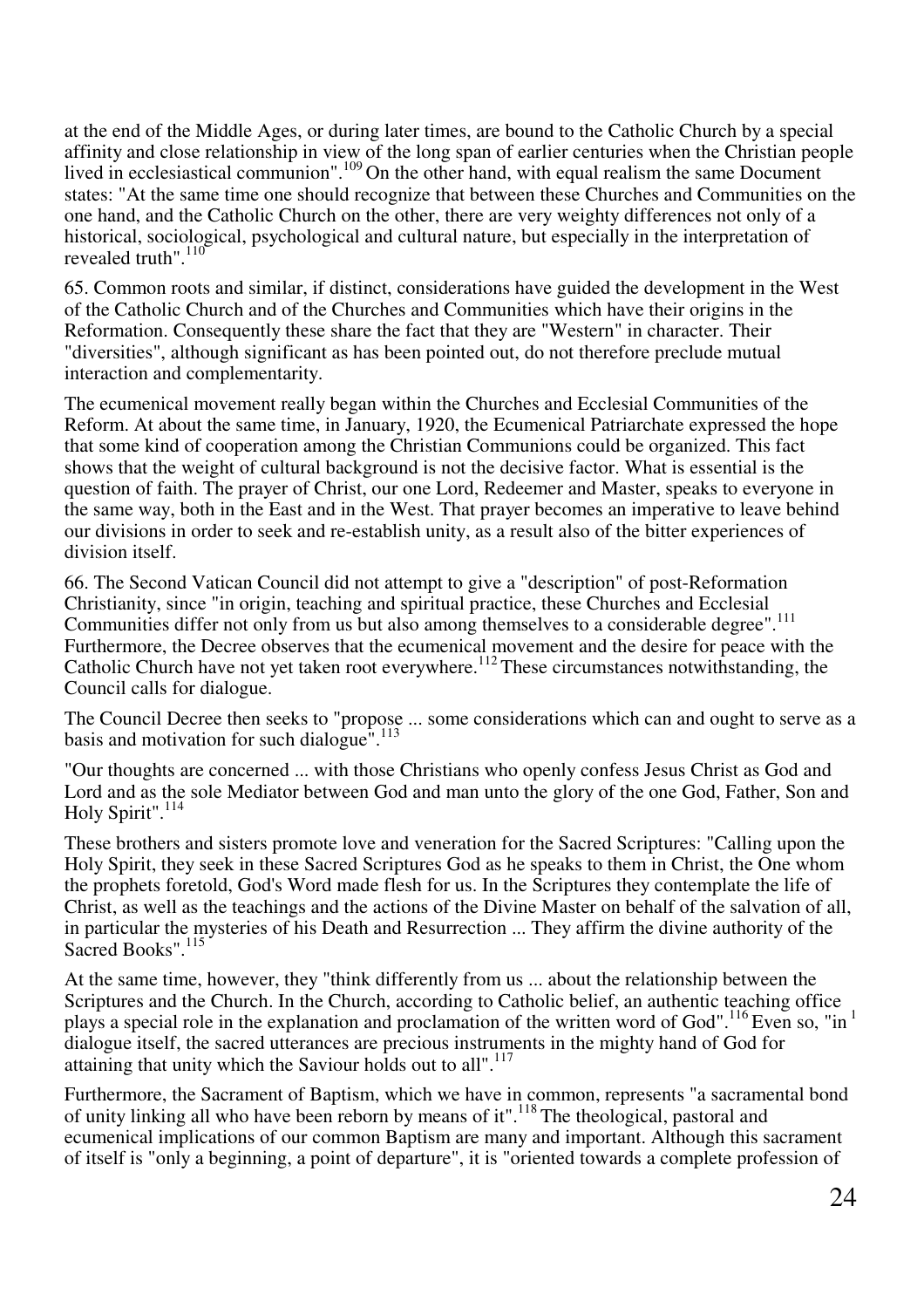at the end of the Middle Ages, or during later times, are bound to the Catholic Church by a special affinity and close relationship in view of the long span of earlier centuries when the Christian people lived in ecclesiastical communion".[109] On the other hand, with equal realism the same Document states: "At the same time one should recognize that between these Churches and Communities on the one hand, and the Catholic Church on the other, there are very weighty differences not only of a historical, sociological, psychological and cultural nature, but especially in the interpretation of revealed truth".[110]

65. Common roots and similar, if distinct, considerations have guided the development in the West of the Catholic Church and of the Churches and Communities which have their origins in the Reformation. Consequently these share the fact that they are "Western" in character. Their "diversities", although significant as has been pointed out, do not therefore preclude mutual interaction and complementarity.

The ecumenical movement really began within the Churches and Ecclesial Communities of the Reform. At about the same time, in January, 1920, the Ecumenical Patriarchate expressed the hope that some kind of cooperation among the Christian Communions could be organized. This fact shows that the weight of cultural background is not the decisive factor. What is essential is the question of faith. The prayer of Christ, our one Lord, Redeemer and Master, speaks to everyone in the same way, both in the East and in the West. That prayer becomes an imperative to leave behind our divisions in order to seek and re-establish unity, as a result also of the bitter experiences of division itself.

66. The Second Vatican Council did not attempt to give a "description" of post-Reformation Christianity, since "in origin, teaching and spiritual practice, these Churches and Ecclesial Communities differ not only from us but also among themselves to a considerable degree".[111] Furthermore, the Decree observes that the ecumenical movement and the desire for peace with the Catholic Church have not yet taken root everywhere.[112] These circumstances notwithstanding, the Council calls for dialogue.

The Council Decree then seeks to "propose ... some considerations which can and ought to serve as a basis and motivation for such dialogue".[113]

"Our thoughts are concerned ... with those Christians who openly confess Jesus Christ as God and Lord and as the sole Mediator between God and man unto the glory of the one God, Father, Son and Holy Spirit".[114]

These brothers and sisters promote love and veneration for the Sacred Scriptures: "Calling upon the Holy Spirit, they seek in these Sacred Scriptures God as he speaks to them in Christ, the One whom the prophets foretold, God's Word made flesh for us. In the Scriptures they contemplate the life of Christ, as well as the teachings and the actions of the Divine Master on behalf of the salvation of all, in particular the mysteries of his Death and Resurrection ... They affirm the divine authority of the Sacred Books".[115]

At the same time, however, they "think differently from us ... about the relationship between the Scriptures and the Church. In the Church, according to Catholic belief, an authentic teaching office plays a special role in the explanation and proclamation of the written word of God".[116] Even so, "in [1] dialogue itself, the sacred utterances are precious instruments in the mighty hand of God for attaining that unity which the Saviour holds out to all".[117]

Furthermore, the Sacrament of Baptism, which we have in common, represents "a sacramental bond of unity linking all who have been reborn by means of it".[118] The theological, pastoral and ecumenical implications of our common Baptism are many and important. Although this sacrament of itself is "only a beginning, a point of departure", it is "oriented towards a complete profession of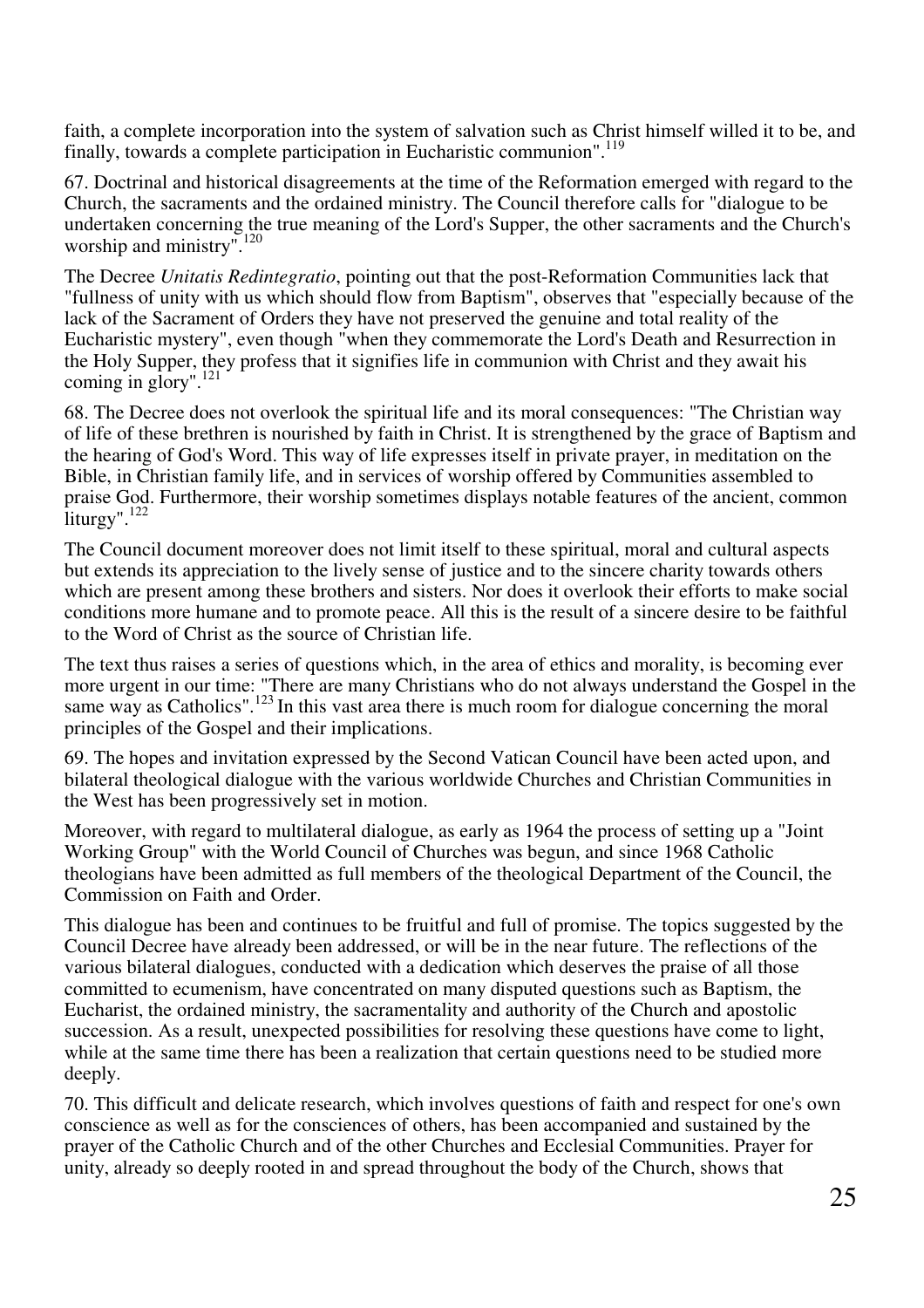faith, a complete incorporation into the system of salvation such as Christ himself willed it to be, and finally, towards a complete participation in Eucharistic communion".[119]

67. Doctrinal and historical disagreements at the time of the Reformation emerged with regard to the Church, the sacraments and the ordained ministry. The Council therefore calls for "dialogue to be undertaken concerning the true meaning of the Lord's Supper, the other sacraments and the Church's worship and ministry".[120]

The Decree *Unitatis Redintegratio*, pointing out that the post-Reformation Communities lack that "fullness of unity with us which should flow from Baptism", observes that "especially because of the lack of the Sacrament of Orders they have not preserved the genuine and total reality of the Eucharistic mystery", even though "when they commemorate the Lord's Death and Resurrection in the Holy Supper, they profess that it signifies life in communion with Christ and they await his coming in glory".[121]

68. The Decree does not overlook the spiritual life and its moral consequences: "The Christian way of life of these brethren is nourished by faith in Christ. It is strengthened by the grace of Baptism and the hearing of God's Word. This way of life expresses itself in private prayer, in meditation on the Bible, in Christian family life, and in services of worship offered by Communities assembled to praise God. Furthermore, their worship sometimes displays notable features of the ancient, common liturgy".[122]

The Council document moreover does not limit itself to these spiritual, moral and cultural aspects but extends its appreciation to the lively sense of justice and to the sincere charity towards others which are present among these brothers and sisters. Nor does it overlook their efforts to make social conditions more humane and to promote peace. All this is the result of a sincere desire to be faithful to the Word of Christ as the source of Christian life.

The text thus raises a series of questions which, in the area of ethics and morality, is becoming ever more urgent in our time: "There are many Christians who do not always understand the Gospel in the same way as Catholics".[123] In this vast area there is much room for dialogue concerning the moral principles of the Gospel and their implications.

69. The hopes and invitation expressed by the Second Vatican Council have been acted upon, and bilateral theological dialogue with the various worldwide Churches and Christian Communities in the West has been progressively set in motion.

Moreover, with regard to multilateral dialogue, as early as 1964 the process of setting up a "Joint Working Group" with the World Council of Churches was begun, and since 1968 Catholic theologians have been admitted as full members of the theological Department of the Council, the Commission on Faith and Order.

This dialogue has been and continues to be fruitful and full of promise. The topics suggested by the Council Decree have already been addressed, or will be in the near future. The reflections of the various bilateral dialogues, conducted with a dedication which deserves the praise of all those committed to ecumenism, have concentrated on many disputed questions such as Baptism, the Eucharist, the ordained ministry, the sacramentality and authority of the Church and apostolic succession. As a result, unexpected possibilities for resolving these questions have come to light, while at the same time there has been a realization that certain questions need to be studied more deeply.

70. This difficult and delicate research, which involves questions of faith and respect for one's own conscience as well as for the consciences of others, has been accompanied and sustained by the prayer of the Catholic Church and of the other Churches and Ecclesial Communities. Prayer for unity, already so deeply rooted in and spread throughout the body of the Church, shows that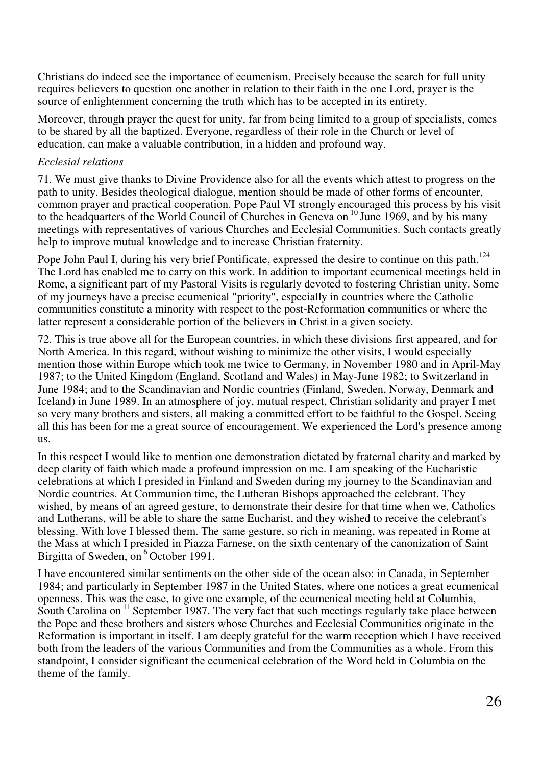Christians do indeed see the importance of ecumenism. Precisely because the search for full unity requires believers to question one another in relation to their faith in the one Lord, prayer is the source of enlightenment concerning the truth which has to be accepted in its entirety.

Moreover, through prayer the quest for unity, far from being limited to a group of specialists, comes to be shared by all the baptized. Everyone, regardless of their role in the Church or level of education, can make a valuable contribution, in a hidden and profound way.

*Ecclesial relations*

71. We must give thanks to Divine Providence also for all the events which attest to progress on the path to unity. Besides theological dialogue, mention should be made of other forms of encounter, common prayer and practical cooperation. Pope Paul VI strongly encouraged this process by his visit to the headquarters of the World Council of Churches in Geneva on [10] June 1969, and by his many meetings with representatives of various Churches and Ecclesial Communities. Such contacts greatly help to improve mutual knowledge and to increase Christian fraternity.

Pope John Paul I, during his very brief Pontificate, expressed the desire to continue on this path.[124] The Lord has enabled me to carry on this work. In addition to important ecumenical meetings held in Rome, a significant part of my Pastoral Visits is regularly devoted to fostering Christian unity. Some of my journeys have a precise ecumenical "priority", especially in countries where the Catholic communities constitute a minority with respect to the post-Reformation communities or where the latter represent a considerable portion of the believers in Christ in a given society.

72. This is true above all for the European countries, in which these divisions first appeared, and for North America. In this regard, without wishing to minimize the other visits, I would especially mention those within Europe which took me twice to Germany, in November 1980 and in April-May 1987; to the United Kingdom (England, Scotland and Wales) in May-June 1982; to Switzerland in June 1984; and to the Scandinavian and Nordic countries (Finland, Sweden, Norway, Denmark and Iceland) in June 1989. In an atmosphere of joy, mutual respect, Christian solidarity and prayer I met so very many brothers and sisters, all making a committed effort to be faithful to the Gospel. Seeing all this has been for me a great source of encouragement. We experienced the Lord's presence among us.

In this respect I would like to mention one demonstration dictated by fraternal charity and marked by deep clarity of faith which made a profound impression on me. I am speaking of the Eucharistic celebrations at which I presided in Finland and Sweden during my journey to the Scandinavian and Nordic countries. At Communion time, the Lutheran Bishops approached the celebrant. They wished, by means of an agreed gesture, to demonstrate their desire for that time when we, Catholics and Lutherans, will be able to share the same Eucharist, and they wished to receive the celebrant's blessing. With love I blessed them. The same gesture, so rich in meaning, was repeated in Rome at the Mass at which I presided in Piazza Farnese, on the sixth centenary of the canonization of Saint Birgitta of Sweden, on [6] October 1991.

I have encountered similar sentiments on the other side of the ocean also: in Canada, in September 1984; and particularly in September 1987 in the United States, where one notices a great ecumenical openness. This was the case, to give one example, of the ecumenical meeting held at Columbia, South Carolina on [11] September 1987. The very fact that such meetings regularly take place between the Pope and these brothers and sisters whose Churches and Ecclesial Communities originate in the Reformation is important in itself. I am deeply grateful for the warm reception which I have received both from the leaders of the various Communities and from the Communities as a whole. From this standpoint, I consider significant the ecumenical celebration of the Word held in Columbia on the theme of the family.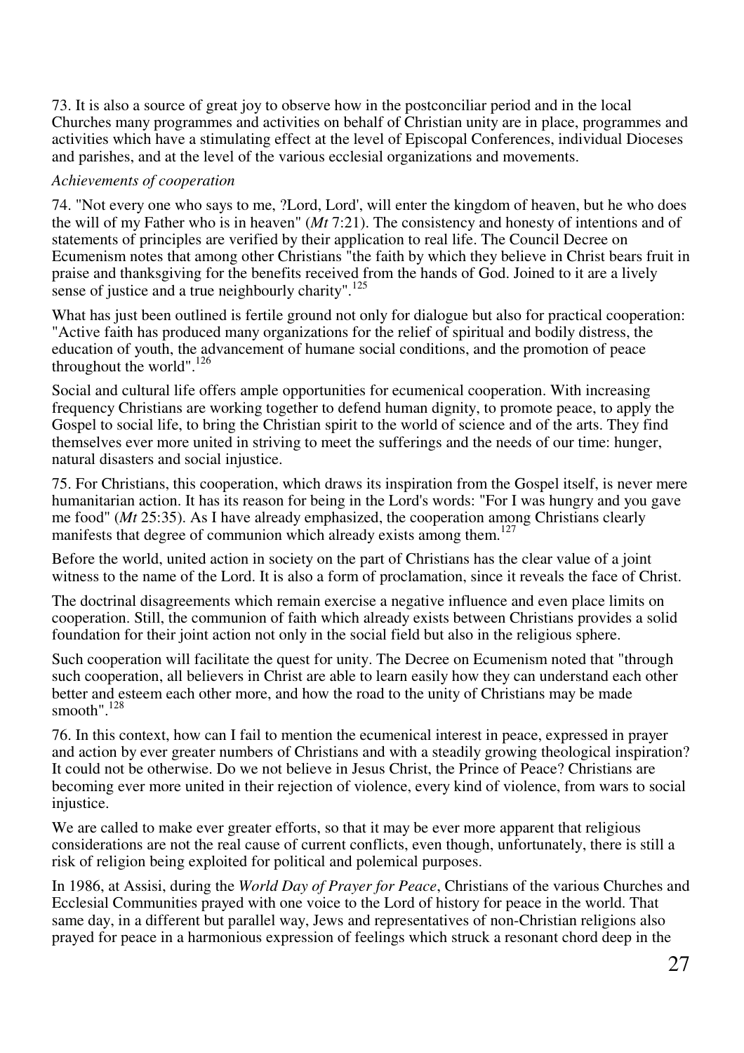73. It is also a source of great joy to observe how in the postconciliar period and in the local Churches many programmes and activities on behalf of Christian unity are in place, programmes and activities which have a stimulating effect at the level of Episcopal Conferences, individual Dioceses and parishes, and at the level of the various ecclesial organizations and movements.

*Achievements of cooperation*

74. "Not every one who says to me, ?Lord, Lord', will enter the kingdom of heaven, but he who does the will of my Father who is in heaven" (*Mt* 7:21). The consistency and honesty of intentions and of statements of principles are verified by their application to real life. The Council Decree on Ecumenism notes that among other Christians "the faith by which they believe in Christ bears fruit in praise and thanksgiving for the benefits received from the hands of God. Joined to it are a lively sense of justice and a true neighbourly charity".[125]

What has just been outlined is fertile ground not only for dialogue but also for practical cooperation: "Active faith has produced many organizations for the relief of spiritual and bodily distress, the education of youth, the advancement of humane social conditions, and the promotion of peace throughout the world".[126]

Social and cultural life offers ample opportunities for ecumenical cooperation. With increasing frequency Christians are working together to defend human dignity, to promote peace, to apply the Gospel to social life, to bring the Christian spirit to the world of science and of the arts. They find themselves ever more united in striving to meet the sufferings and the needs of our time: hunger, natural disasters and social injustice.

75. For Christians, this cooperation, which draws its inspiration from the Gospel itself, is never mere humanitarian action. It has its reason for being in the Lord's words: "For I was hungry and you gave me food" (*Mt* 25:35). As I have already emphasized, the cooperation among Christians clearly manifests that degree of communion which already exists among them.[127]

Before the world, united action in society on the part of Christians has the clear value of a joint witness to the name of the Lord. It is also a form of proclamation, since it reveals the face of Christ.

The doctrinal disagreements which remain exercise a negative influence and even place limits on cooperation. Still, the communion of faith which already exists between Christians provides a solid foundation for their joint action not only in the social field but also in the religious sphere.

Such cooperation will facilitate the quest for unity. The Decree on Ecumenism noted that "through such cooperation, all believers in Christ are able to learn easily how they can understand each other better and esteem each other more, and how the road to the unity of Christians may be made smooth".[128]

76. In this context, how can I fail to mention the ecumenical interest in peace, expressed in prayer and action by ever greater numbers of Christians and with a steadily growing theological inspiration? It could not be otherwise. Do we not believe in Jesus Christ, the Prince of Peace? Christians are becoming ever more united in their rejection of violence, every kind of violence, from wars to social injustice.

We are called to make ever greater efforts, so that it may be ever more apparent that religious considerations are not the real cause of current conflicts, even though, unfortunately, there is still a risk of religion being exploited for political and polemical purposes.

In 1986, at Assisi, during the *World Day of Prayer for Peace*, Christians of the various Churches and Ecclesial Communities prayed with one voice to the Lord of history for peace in the world. That same day, in a different but parallel way, Jews and representatives of non-Christian religions also prayed for peace in a harmonious expression of feelings which struck a resonant chord deep in the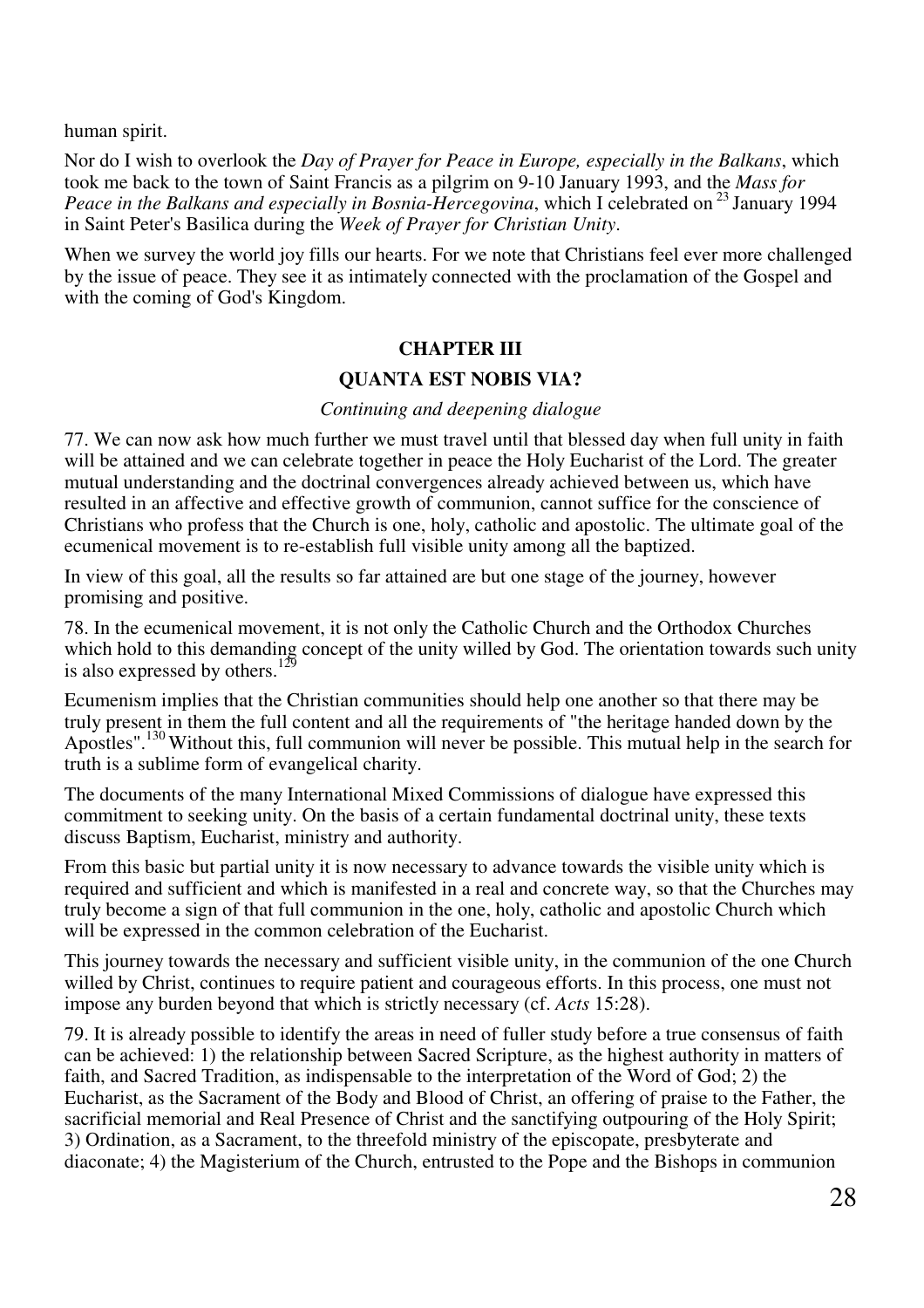human spirit.

Nor do I wish to overlook the *Day of Prayer for Peace in Europe, especially in the Balkans*, which took me back to the town of Saint Francis as a pilgrim on 9-10 January 1993, and the *Mass for Peace in the Balkans and especially in Bosnia-Hercegovina*, which I celebrated on 23 January 1994 in Saint Peter's Basilica during the *Week of Prayer for Christian Unity*.

When we survey the world joy fills our hearts. For we note that Christians feel ever more challenged by the issue of peace. They see it as intimately connected with the proclamation of the Gospel and with the coming of God's Kingdom.

## CHAPTER III

## QUANTA EST NOBIS VIA?

*Continuing and deepening dialogue*

77. We can now ask how much further we must travel until that blessed day when full unity in faith will be attained and we can celebrate together in peace the Holy Eucharist of the Lord. The greater mutual understanding and the doctrinal convergences already achieved between us, which have resulted in an affective and effective growth of communion, cannot suffice for the conscience of Christians who profess that the Church is one, holy, catholic and apostolic. The ultimate goal of the ecumenical movement is to re-establish full visible unity among all the baptized.

In view of this goal, all the results so far attained are but one stage of the journey, however promising and positive.

78. In the ecumenical movement, it is not only the Catholic Church and the Orthodox Churches which hold to this demanding concept of the unity willed by God. The orientation towards such unity is also expressed by others.[129]

Ecumenism implies that the Christian communities should help one another so that there may be truly present in them the full content and all the requirements of "the heritage handed down by the Apostles".[130] Without this, full communion will never be possible. This mutual help in the search for truth is a sublime form of evangelical charity.

The documents of the many International Mixed Commissions of dialogue have expressed this commitment to seeking unity. On the basis of a certain fundamental doctrinal unity, these texts discuss Baptism, Eucharist, ministry and authority.

From this basic but partial unity it is now necessary to advance towards the visible unity which is required and sufficient and which is manifested in a real and concrete way, so that the Churches may truly become a sign of that full communion in the one, holy, catholic and apostolic Church which will be expressed in the common celebration of the Eucharist.

This journey towards the necessary and sufficient visible unity, in the communion of the one Church willed by Christ, continues to require patient and courageous efforts. In this process, one must not impose any burden beyond that which is strictly necessary (cf. *Acts* 15:28).

79. It is already possible to identify the areas in need of fuller study before a true consensus of faith can be achieved: 1) the relationship between Sacred Scripture, as the highest authority in matters of faith, and Sacred Tradition, as indispensable to the interpretation of the Word of God; 2) the Eucharist, as the Sacrament of the Body and Blood of Christ, an offering of praise to the Father, the sacrificial memorial and Real Presence of Christ and the sanctifying outpouring of the Holy Spirit; 3) Ordination, as a Sacrament, to the threefold ministry of the episcopate, presbyterate and diaconate; 4) the Magisterium of the Church, entrusted to the Pope and the Bishops in communion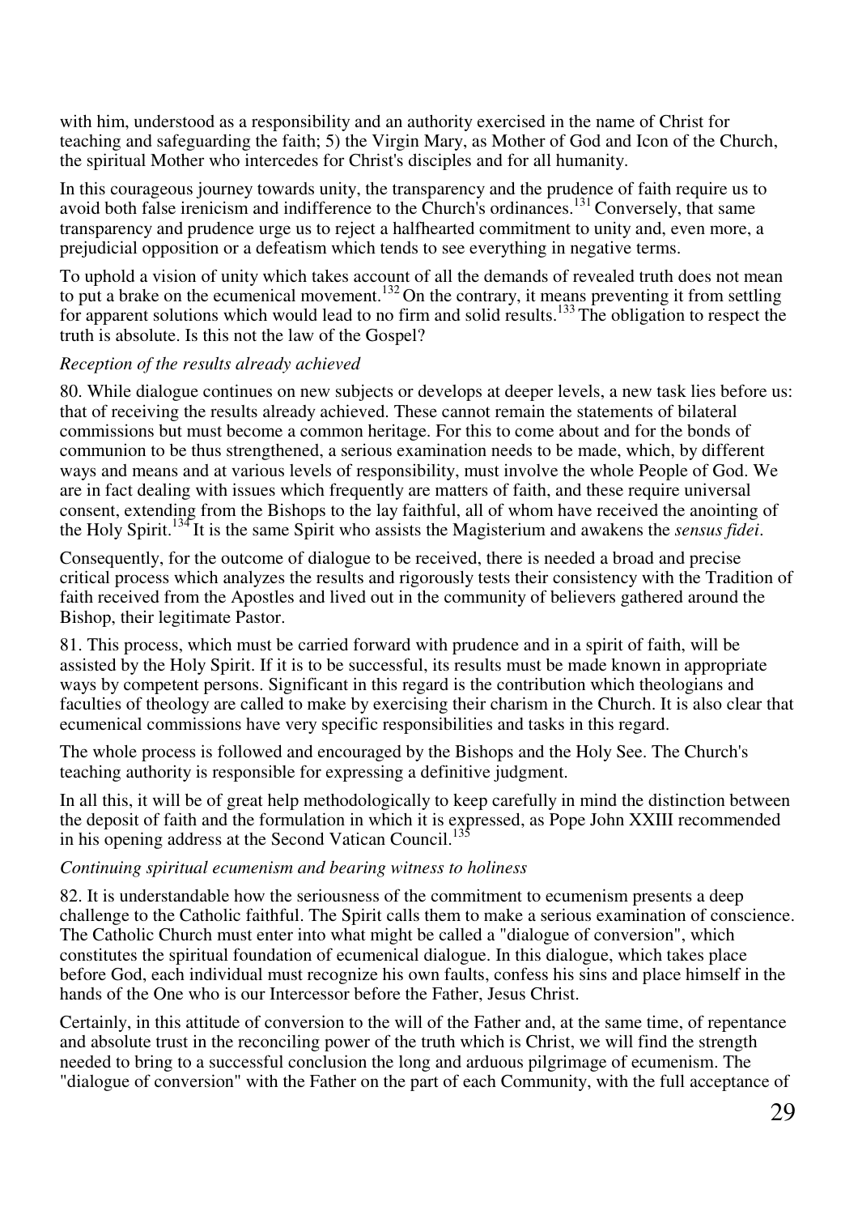with him, understood as a responsibility and an authority exercised in the name of Christ for teaching and safeguarding the faith; 5) the Virgin Mary, as Mother of God and Icon of the Church, the spiritual Mother who intercedes for Christ's disciples and for all humanity.

In this courageous journey towards unity, the transparency and the prudence of faith require us to avoid both false irenicism and indifference to the Church's ordinances.[131] Conversely, that same transparency and prudence urge us to reject a halfhearted commitment to unity and, even more, a prejudicial opposition or a defeatism which tends to see everything in negative terms.

To uphold a vision of unity which takes account of all the demands of revealed truth does not mean to put a brake on the ecumenical movement.[132] On the contrary, it means preventing it from settling for apparent solutions which would lead to no firm and solid results.[133] The obligation to respect the truth is absolute. Is this not the law of the Gospel?

*Reception of the results already achieved*

80. While dialogue continues on new subjects or develops at deeper levels, a new task lies before us: that of receiving the results already achieved. These cannot remain the statements of bilateral commissions but must become a common heritage. For this to come about and for the bonds of communion to be thus strengthened, a serious examination needs to be made, which, by different ways and means and at various levels of responsibility, must involve the whole People of God. We are in fact dealing with issues which frequently are matters of faith, and these require universal consent, extending from the Bishops to the lay faithful, all of whom have received the anointing of the Holy Spirit.[134] It is the same Spirit who assists the Magisterium and awakens the *sensus fidei*.

Consequently, for the outcome of dialogue to be received, there is needed a broad and precise critical process which analyzes the results and rigorously tests their consistency with the Tradition of faith received from the Apostles and lived out in the community of believers gathered around the Bishop, their legitimate Pastor.

81. This process, which must be carried forward with prudence and in a spirit of faith, will be assisted by the Holy Spirit. If it is to be successful, its results must be made known in appropriate ways by competent persons. Significant in this regard is the contribution which theologians and faculties of theology are called to make by exercising their charism in the Church. It is also clear that ecumenical commissions have very specific responsibilities and tasks in this regard.

The whole process is followed and encouraged by the Bishops and the Holy See. The Church's teaching authority is responsible for expressing a definitive judgment.

In all this, it will be of great help methodologically to keep carefully in mind the distinction between the deposit of faith and the formulation in which it is expressed, as Pope John XXIII recommended in his opening address at the Second Vatican Council.[135]

*Continuing spiritual ecumenism and bearing witness to holiness*

82. It is understandable how the seriousness of the commitment to ecumenism presents a deep challenge to the Catholic faithful. The Spirit calls them to make a serious examination of conscience. The Catholic Church must enter into what might be called a "dialogue of conversion", which constitutes the spiritual foundation of ecumenical dialogue. In this dialogue, which takes place before God, each individual must recognize his own faults, confess his sins and place himself in the hands of the One who is our Intercessor before the Father, Jesus Christ.

Certainly, in this attitude of conversion to the will of the Father and, at the same time, of repentance and absolute trust in the reconciling power of the truth which is Christ, we will find the strength needed to bring to a successful conclusion the long and arduous pilgrimage of ecumenism. The "dialogue of conversion" with the Father on the part of each Community, with the full acceptance of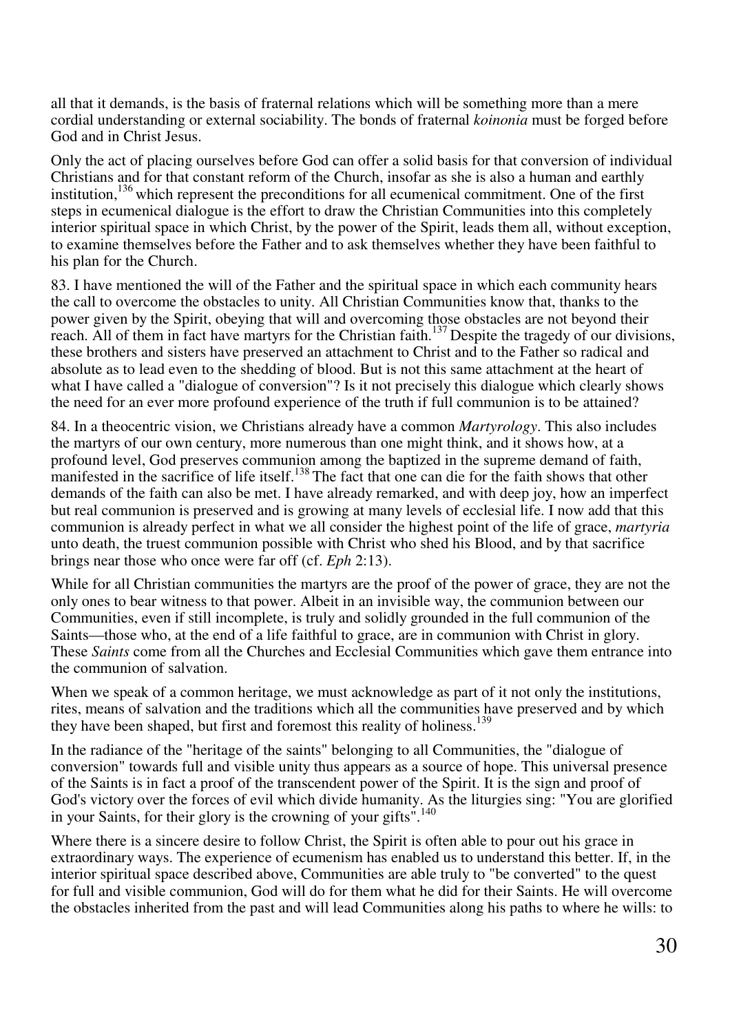all that it demands, is the basis of fraternal relations which will be something more than a mere cordial understanding or external sociability. The bonds of fraternal *koinonia* must be forged before God and in Christ Jesus.

Only the act of placing ourselves before God can offer a solid basis for that conversion of individual Christians and for that constant reform of the Church, insofar as she is also a human and earthly institution,[136] which represent the preconditions for all ecumenical commitment. One of the first steps in ecumenical dialogue is the effort to draw the Christian Communities into this completely interior spiritual space in which Christ, by the power of the Spirit, leads them all, without exception, to examine themselves before the Father and to ask themselves whether they have been faithful to his plan for the Church.

83. I have mentioned the will of the Father and the spiritual space in which each community hears the call to overcome the obstacles to unity. All Christian Communities know that, thanks to the power given by the Spirit, obeying that will and overcoming those obstacles are not beyond their reach. All of them in fact have martyrs for the Christian faith.[137] Despite the tragedy of our divisions, these brothers and sisters have preserved an attachment to Christ and to the Father so radical and absolute as to lead even to the shedding of blood. But is not this same attachment at the heart of what I have called a "dialogue of conversion"? Is it not precisely this dialogue which clearly shows the need for an ever more profound experience of the truth if full communion is to be attained?

84. In a theocentric vision, we Christians already have a common *Martyrology*. This also includes the martyrs of our own century, more numerous than one might think, and it shows how, at a profound level, God preserves communion among the baptized in the supreme demand of faith, manifested in the sacrifice of life itself.[138] The fact that one can die for the faith shows that other demands of the faith can also be met. I have already remarked, and with deep joy, how an imperfect but real communion is preserved and is growing at many levels of ecclesial life. I now add that this communion is already perfect in what we all consider the highest point of the life of grace, *martyria* unto death, the truest communion possible with Christ who shed his Blood, and by that sacrifice brings near those who once were far off (cf. *Eph* 2:13).

While for all Christian communities the martyrs are the proof of the power of grace, they are not the only ones to bear witness to that power. Albeit in an invisible way, the communion between our Communities, even if still incomplete, is truly and solidly grounded in the full communion of the Saints—those who, at the end of a life faithful to grace, are in communion with Christ in glory. These *Saints* come from all the Churches and Ecclesial Communities which gave them entrance into the communion of salvation.

When we speak of a common heritage, we must acknowledge as part of it not only the institutions, rites, means of salvation and the traditions which all the communities have preserved and by which they have been shaped, but first and foremost this reality of holiness.[139]

In the radiance of the "heritage of the saints" belonging to all Communities, the "dialogue of conversion" towards full and visible unity thus appears as a source of hope. This universal presence of the Saints is in fact a proof of the transcendent power of the Spirit. It is the sign and proof of God's victory over the forces of evil which divide humanity. As the liturgies sing: "You are glorified in your Saints, for their glory is the crowning of your gifts".[140]

Where there is a sincere desire to follow Christ, the Spirit is often able to pour out his grace in extraordinary ways. The experience of ecumenism has enabled us to understand this better. If, in the interior spiritual space described above, Communities are able truly to "be converted" to the quest for full and visible communion, God will do for them what he did for their Saints. He will overcome the obstacles inherited from the past and will lead Communities along his paths to where he wills: to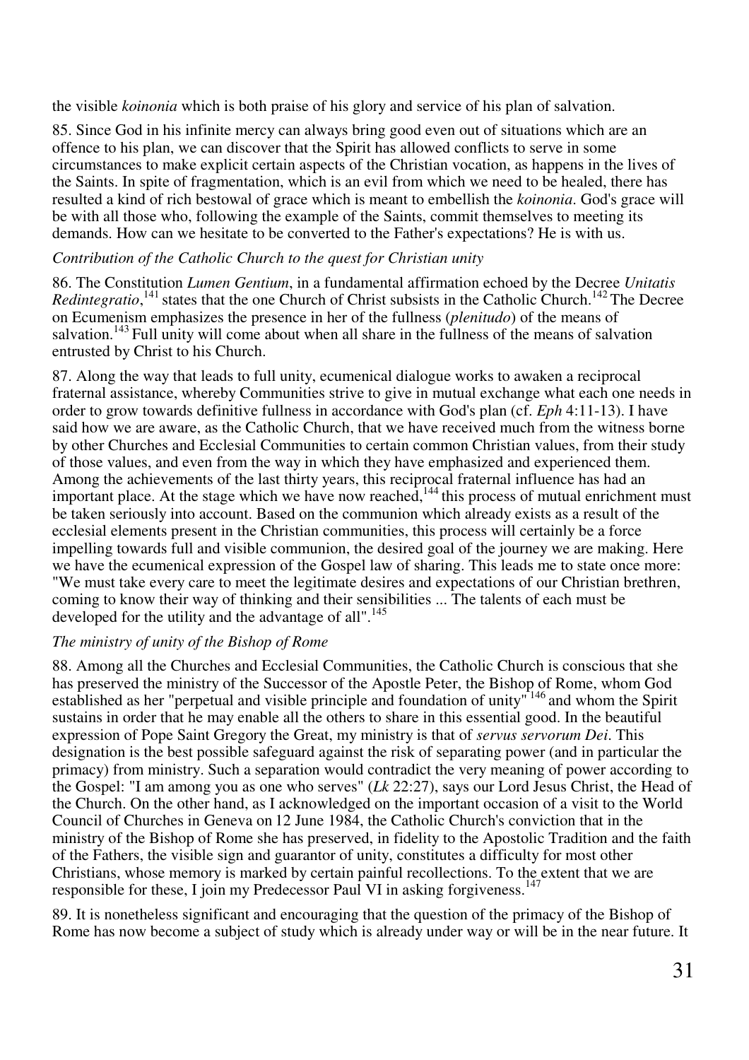the visible *koinonia* which is both praise of his glory and service of his plan of salvation.

85. Since God in his infinite mercy can always bring good even out of situations which are an offence to his plan, we can discover that the Spirit has allowed conflicts to serve in some circumstances to make explicit certain aspects of the Christian vocation, as happens in the lives of the Saints. In spite of fragmentation, which is an evil from which we need to be healed, there has resulted a kind of rich bestowal of grace which is meant to embellish the *koinonia*. God's grace will be with all those who, following the example of the Saints, commit themselves to meeting its demands. How can we hesitate to be converted to the Father's expectations? He is with us.

*Contribution of the Catholic Church to the quest for Christian unity*

86. The Constitution *Lumen Gentium*, in a fundamental affirmation echoed by the Decree *Unitatis Redintegratio*,[141] states that the one Church of Christ subsists in the Catholic Church.[142] The Decree on Ecumenism emphasizes the presence in her of the fullness (*plenitudo*) of the means of salvation.[143] Full unity will come about when all share in the fullness of the means of salvation entrusted by Christ to his Church.

87. Along the way that leads to full unity, ecumenical dialogue works to awaken a reciprocal fraternal assistance, whereby Communities strive to give in mutual exchange what each one needs in order to grow towards definitive fullness in accordance with God's plan (cf. *Eph* 4:11-13). I have said how we are aware, as the Catholic Church, that we have received much from the witness borne by other Churches and Ecclesial Communities to certain common Christian values, from their study of those values, and even from the way in which they have emphasized and experienced them. Among the achievements of the last thirty years, this reciprocal fraternal influence has had an important place. At the stage which we have now reached,[144] this process of mutual enrichment must be taken seriously into account. Based on the communion which already exists as a result of the ecclesial elements present in the Christian communities, this process will certainly be a force impelling towards full and visible communion, the desired goal of the journey we are making. Here we have the ecumenical expression of the Gospel law of sharing. This leads me to state once more: "We must take every care to meet the legitimate desires and expectations of our Christian brethren, coming to know their way of thinking and their sensibilities ... The talents of each must be developed for the utility and the advantage of all".[145]

*The ministry of unity of the Bishop of Rome*

88. Among all the Churches and Ecclesial Communities, the Catholic Church is conscious that she has preserved the ministry of the Successor of the Apostle Peter, the Bishop of Rome, whom God established as her "perpetual and visible principle and foundation of unity"[146] and whom the Spirit sustains in order that he may enable all the others to share in this essential good. In the beautiful expression of Pope Saint Gregory the Great, my ministry is that of *servus servorum Dei*. This designation is the best possible safeguard against the risk of separating power (and in particular the primacy) from ministry. Such a separation would contradict the very meaning of power according to the Gospel: "I am among you as one who serves" (*Lk* 22:27), says our Lord Jesus Christ, the Head of the Church. On the other hand, as I acknowledged on the important occasion of a visit to the World Council of Churches in Geneva on 12 June 1984, the Catholic Church's conviction that in the ministry of the Bishop of Rome she has preserved, in fidelity to the Apostolic Tradition and the faith of the Fathers, the visible sign and guarantor of unity, constitutes a difficulty for most other Christians, whose memory is marked by certain painful recollections. To the extent that we are responsible for these, I join my Predecessor Paul VI in asking forgiveness.[147]

89. It is nonetheless significant and encouraging that the question of the primacy of the Bishop of Rome has now become a subject of study which is already under way or will be in the near future. It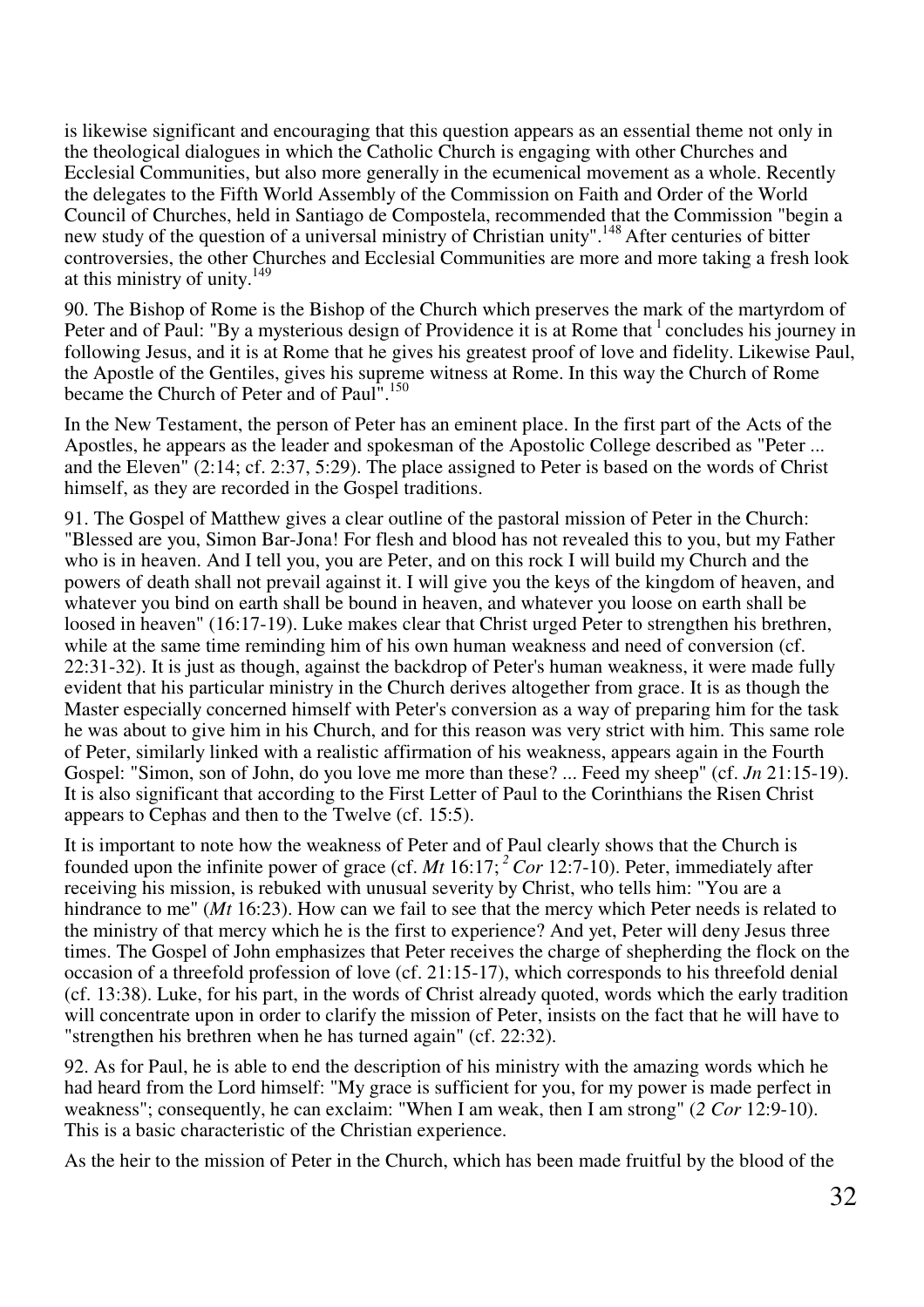is likewise significant and encouraging that this question appears as an essential theme not only in the theological dialogues in which the Catholic Church is engaging with other Churches and Ecclesial Communities, but also more generally in the ecumenical movement as a whole. Recently the delegates to the Fifth World Assembly of the Commission on Faith and Order of the World Council of Churches, held in Santiago de Compostela, recommended that the Commission "begin a new study of the question of a universal ministry of Christian unity".[148] After centuries of bitter controversies, the other Churches and Ecclesial Communities are more and more taking a fresh look at this ministry of unity.[149]

90. The Bishop of Rome is the Bishop of the Church which preserves the mark of the martyrdom of Peter and of Paul: "By a mysterious design of Providence it is at Rome that [1] concludes his journey in following Jesus, and it is at Rome that he gives his greatest proof of love and fidelity. Likewise Paul, the Apostle of the Gentiles, gives his supreme witness at Rome. In this way the Church of Rome became the Church of Peter and of Paul".[150]

In the New Testament, the person of Peter has an eminent place. In the first part of the Acts of the Apostles, he appears as the leader and spokesman of the Apostolic College described as "Peter ... and the Eleven" (2:14; cf. 2:37, 5:29). The place assigned to Peter is based on the words of Christ himself, as they are recorded in the Gospel traditions.

91. The Gospel of Matthew gives a clear outline of the pastoral mission of Peter in the Church: "Blessed are you, Simon Bar-Jona! For flesh and blood has not revealed this to you, but my Father who is in heaven. And I tell you, you are Peter, and on this rock I will build my Church and the powers of death shall not prevail against it. I will give you the keys of the kingdom of heaven, and whatever you bind on earth shall be bound in heaven, and whatever you loose on earth shall be loosed in heaven" (16:17-19). Luke makes clear that Christ urged Peter to strengthen his brethren, while at the same time reminding him of his own human weakness and need of conversion (cf. 22:31-32). It is just as though, against the backdrop of Peter's human weakness, it were made fully evident that his particular ministry in the Church derives altogether from grace. It is as though the Master especially concerned himself with Peter's conversion as a way of preparing him for the task he was about to give him in his Church, and for this reason was very strict with him. This same role of Peter, similarly linked with a realistic affirmation of his weakness, appears again in the Fourth Gospel: "Simon, son of John, do you love me more than these? ... Feed my sheep" (cf. *Jn* 21:15-19). It is also significant that according to the First Letter of Paul to the Corinthians the Risen Christ appears to Cephas and then to the Twelve (cf. 15:5).

It is important to note how the weakness of Peter and of Paul clearly shows that the Church is founded upon the infinite power of grace (cf. *Mt* 16:17; [2] *Cor* 12:7-10). Peter, immediately after receiving his mission, is rebuked with unusual severity by Christ, who tells him: "You are a hindrance to me" (*Mt* 16:23). How can we fail to see that the mercy which Peter needs is related to the ministry of that mercy which he is the first to experience? And yet, Peter will deny Jesus three times. The Gospel of John emphasizes that Peter receives the charge of shepherding the flock on the occasion of a threefold profession of love (cf. 21:15-17), which corresponds to his threefold denial (cf. 13:38). Luke, for his part, in the words of Christ already quoted, words which the early tradition will concentrate upon in order to clarify the mission of Peter, insists on the fact that he will have to "strengthen his brethren when he has turned again" (cf. 22:32).

92. As for Paul, he is able to end the description of his ministry with the amazing words which he had heard from the Lord himself: "My grace is sufficient for you, for my power is made perfect in weakness"; consequently, he can exclaim: "When I am weak, then I am strong" (*2 Cor* 12:9-10). This is a basic characteristic of the Christian experience.

As the heir to the mission of Peter in the Church, which has been made fruitful by the blood of the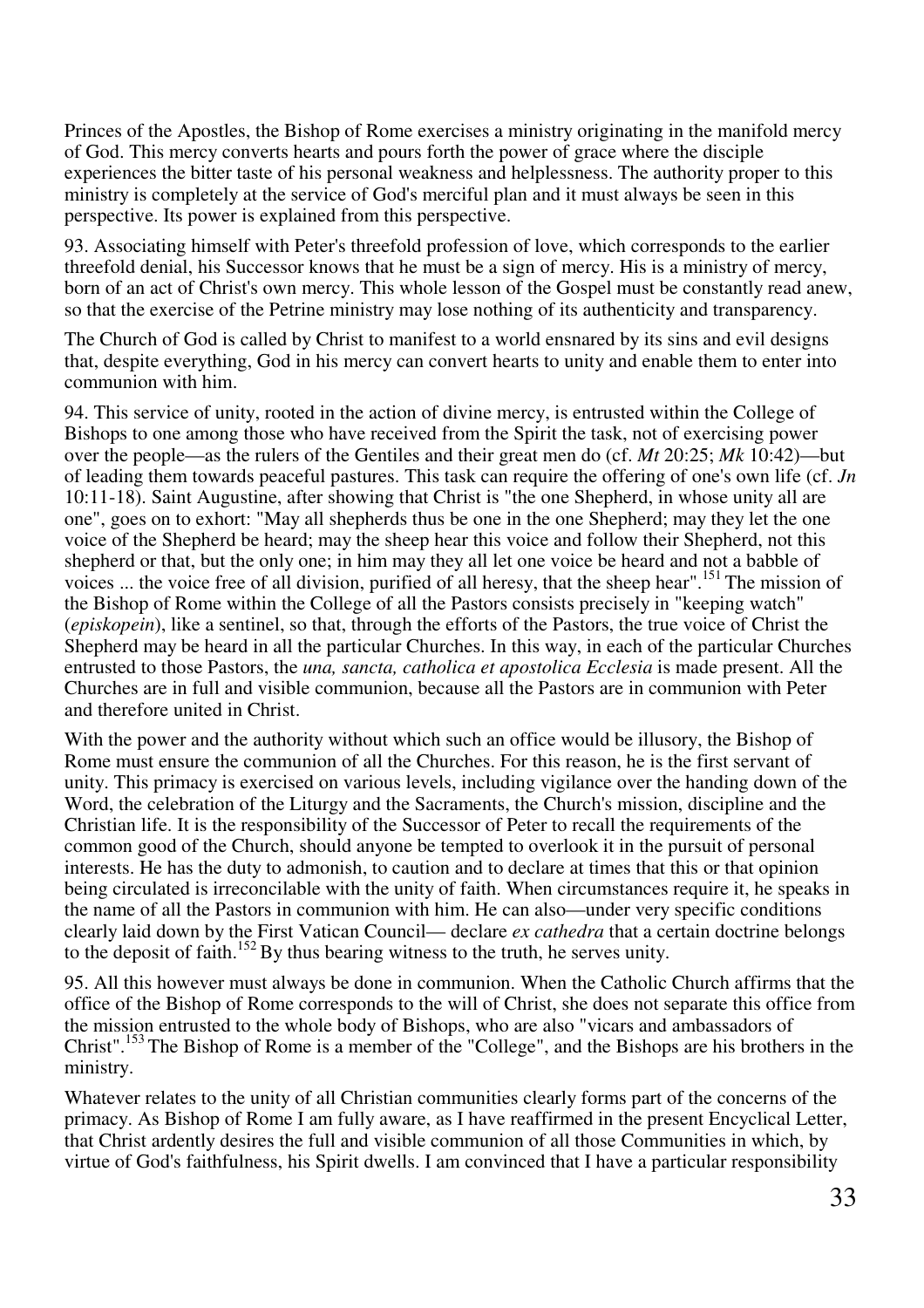Princes of the Apostles, the Bishop of Rome exercises a ministry originating in the manifold mercy of God. This mercy converts hearts and pours forth the power of grace where the disciple experiences the bitter taste of his personal weakness and helplessness. The authority proper to this ministry is completely at the service of God's merciful plan and it must always be seen in this perspective. Its power is explained from this perspective.

93. Associating himself with Peter's threefold profession of love, which corresponds to the earlier threefold denial, his Successor knows that he must be a sign of mercy. His is a ministry of mercy, born of an act of Christ's own mercy. This whole lesson of the Gospel must be constantly read anew, so that the exercise of the Petrine ministry may lose nothing of its authenticity and transparency.

The Church of God is called by Christ to manifest to a world ensnared by its sins and evil designs that, despite everything, God in his mercy can convert hearts to unity and enable them to enter into communion with him.

94. This service of unity, rooted in the action of divine mercy, is entrusted within the College of Bishops to one among those who have received from the Spirit the task, not of exercising power over the people—as the rulers of the Gentiles and their great men do (cf. *Mt* 20:25; *Mk* 10:42)—but of leading them towards peaceful pastures. This task can require the offering of one's own life (cf. *Jn* 10:11-18). Saint Augustine, after showing that Christ is "the one Shepherd, in whose unity all are one", goes on to exhort: "May all shepherds thus be one in the one Shepherd; may they let the one voice of the Shepherd be heard; may the sheep hear this voice and follow their Shepherd, not this shepherd or that, but the only one; in him may they all let one voice be heard and not a babble of voices ... the voice free of all division, purified of all heresy, that the sheep hear".[151] The mission of the Bishop of Rome within the College of all the Pastors consists precisely in "keeping watch" (*episkopein*), like a sentinel, so that, through the efforts of the Pastors, the true voice of Christ the Shepherd may be heard in all the particular Churches. In this way, in each of the particular Churches entrusted to those Pastors, the *una, sancta, catholica et apostolica Ecclesia* is made present. All the Churches are in full and visible communion, because all the Pastors are in communion with Peter and therefore united in Christ.

With the power and the authority without which such an office would be illusory, the Bishop of Rome must ensure the communion of all the Churches. For this reason, he is the first servant of unity. This primacy is exercised on various levels, including vigilance over the handing down of the Word, the celebration of the Liturgy and the Sacraments, the Church's mission, discipline and the Christian life. It is the responsibility of the Successor of Peter to recall the requirements of the common good of the Church, should anyone be tempted to overlook it in the pursuit of personal interests. He has the duty to admonish, to caution and to declare at times that this or that opinion being circulated is irreconcilable with the unity of faith. When circumstances require it, he speaks in the name of all the Pastors in communion with him. He can also—under very specific conditions clearly laid down by the First Vatican Council— declare *ex cathedra* that a certain doctrine belongs to the deposit of faith.[152] By thus bearing witness to the truth, he serves unity.

95. All this however must always be done in communion. When the Catholic Church affirms that the office of the Bishop of Rome corresponds to the will of Christ, she does not separate this office from the mission entrusted to the whole body of Bishops, who are also "vicars and ambassadors of Christ".[153] The Bishop of Rome is a member of the "College", and the Bishops are his brothers in the ministry.

Whatever relates to the unity of all Christian communities clearly forms part of the concerns of the primacy. As Bishop of Rome I am fully aware, as I have reaffirmed in the present Encyclical Letter, that Christ ardently desires the full and visible communion of all those Communities in which, by virtue of God's faithfulness, his Spirit dwells. I am convinced that I have a particular responsibility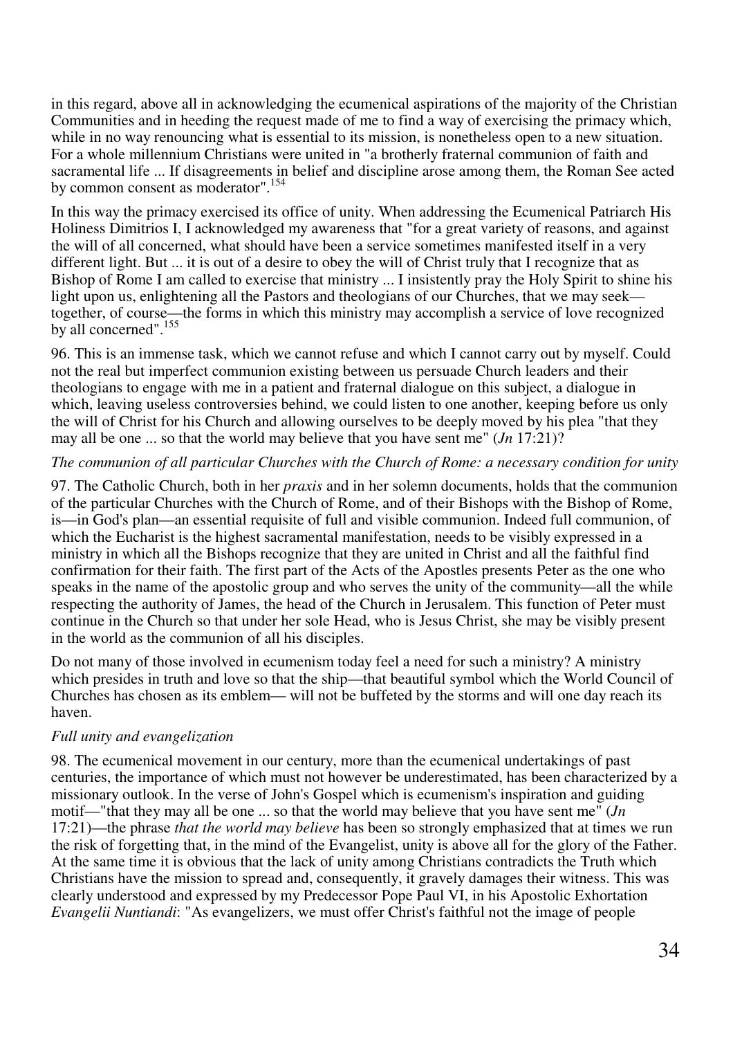in this regard, above all in acknowledging the ecumenical aspirations of the majority of the Christian Communities and in heeding the request made of me to find a way of exercising the primacy which, while in no way renouncing what is essential to its mission, is nonetheless open to a new situation. For a whole millennium Christians were united in "a brotherly fraternal communion of faith and sacramental life ... If disagreements in belief and discipline arose among them, the Roman See acted by common consent as moderator".[154]

In this way the primacy exercised its office of unity. When addressing the Ecumenical Patriarch His Holiness Dimitrios I, I acknowledged my awareness that "for a great variety of reasons, and against the will of all concerned, what should have been a service sometimes manifested itself in a very different light. But ... it is out of a desire to obey the will of Christ truly that I recognize that as Bishop of Rome I am called to exercise that ministry ... I insistently pray the Holy Spirit to shine his light upon us, enlightening all the Pastors and theologians of our Churches, that we may seek—together, of course—the forms in which this ministry may accomplish a service of love recognized by all concerned".[155]

96. This is an immense task, which we cannot refuse and which I cannot carry out by myself. Could not the real but imperfect communion existing between us persuade Church leaders and their theologians to engage with me in a patient and fraternal dialogue on this subject, a dialogue in which, leaving useless controversies behind, we could listen to one another, keeping before us only the will of Christ for his Church and allowing ourselves to be deeply moved by his plea "that they may all be one ... so that the world may believe that you have sent me" (*Jn* 17:21)?

*The communion of all particular Churches with the Church of Rome: a necessary condition for unity*

97. The Catholic Church, both in her *praxis* and in her solemn documents, holds that the communion of the particular Churches with the Church of Rome, and of their Bishops with the Bishop of Rome, is—in God's plan—an essential requisite of full and visible communion. Indeed full communion, of which the Eucharist is the highest sacramental manifestation, needs to be visibly expressed in a ministry in which all the Bishops recognize that they are united in Christ and all the faithful find confirmation for their faith. The first part of the Acts of the Apostles presents Peter as the one who speaks in the name of the apostolic group and who serves the unity of the community—all the while respecting the authority of James, the head of the Church in Jerusalem. This function of Peter must continue in the Church so that under her sole Head, who is Jesus Christ, she may be visibly present in the world as the communion of all his disciples.

Do not many of those involved in ecumenism today feel a need for such a ministry? A ministry which presides in truth and love so that the ship—that beautiful symbol which the World Council of Churches has chosen as its emblem— will not be buffeted by the storms and will one day reach its haven.

*Full unity and evangelization*

98. The ecumenical movement in our century, more than the ecumenical undertakings of past centuries, the importance of which must not however be underestimated, has been characterized by a missionary outlook. In the verse of John's Gospel which is ecumenism's inspiration and guiding motif—"that they may all be one ... so that the world may believe that you have sent me" (*Jn* 17:21)—the phrase *that the world may believe* has been so strongly emphasized that at times we run the risk of forgetting that, in the mind of the Evangelist, unity is above all for the glory of the Father. At the same time it is obvious that the lack of unity among Christians contradicts the Truth which Christians have the mission to spread and, consequently, it gravely damages their witness. This was clearly understood and expressed by my Predecessor Pope Paul VI, in his Apostolic Exhortation *Evangelii Nuntiandi*: "As evangelizers, we must offer Christ's faithful not the image of people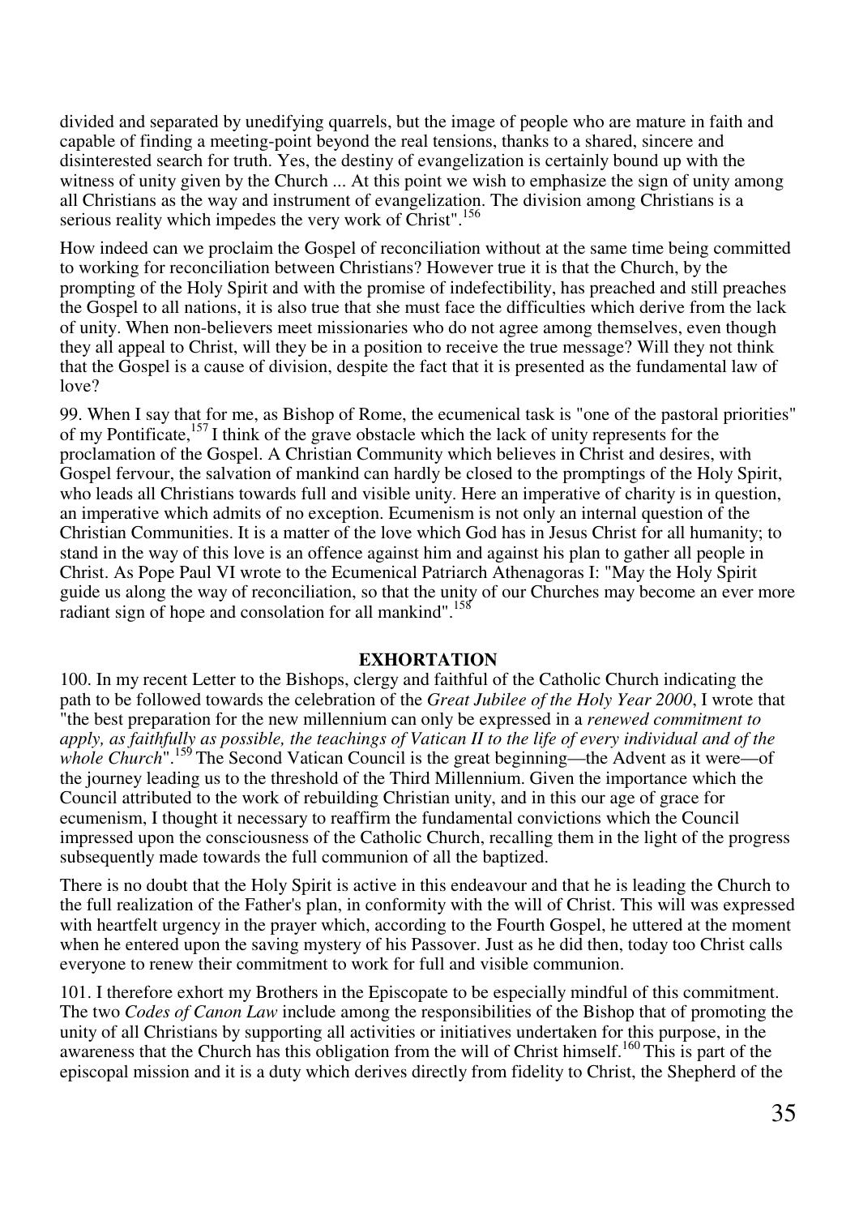divided and separated by unedifying quarrels, but the image of people who are mature in faith and capable of finding a meeting-point beyond the real tensions, thanks to a shared, sincere and disinterested search for truth. Yes, the destiny of evangelization is certainly bound up with the witness of unity given by the Church ... At this point we wish to emphasize the sign of unity among all Christians as the way and instrument of evangelization. The division among Christians is a serious reality which impedes the very work of Christ".[156]

How indeed can we proclaim the Gospel of reconciliation without at the same time being committed to working for reconciliation between Christians? However true it is that the Church, by the prompting of the Holy Spirit and with the promise of indefectibility, has preached and still preaches the Gospel to all nations, it is also true that she must face the difficulties which derive from the lack of unity. When non-believers meet missionaries who do not agree among themselves, even though they all appeal to Christ, will they be in a position to receive the true message? Will they not think that the Gospel is a cause of division, despite the fact that it is presented as the fundamental law of love?

99. When I say that for me, as Bishop of Rome, the ecumenical task is "one of the pastoral priorities" of my Pontificate,[157] I think of the grave obstacle which the lack of unity represents for the proclamation of the Gospel. A Christian Community which believes in Christ and desires, with Gospel fervour, the salvation of mankind can hardly be closed to the promptings of the Holy Spirit, who leads all Christians towards full and visible unity. Here an imperative of charity is in question, an imperative which admits of no exception. Ecumenism is not only an internal question of the Christian Communities. It is a matter of the love which God has in Jesus Christ for all humanity; to stand in the way of this love is an offence against him and against his plan to gather all people in Christ. As Pope Paul VI wrote to the Ecumenical Patriarch Athenagoras I: "May the Holy Spirit guide us along the way of reconciliation, so that the unity of our Churches may become an ever more radiant sign of hope and consolation for all mankind".[158]

## EXHORTATION

100. In my recent Letter to the Bishops, clergy and faithful of the Catholic Church indicating the path to be followed towards the celebration of the *Great Jubilee of the Holy Year 2000*, I wrote that "the best preparation for the new millennium can only be expressed in a *renewed commitment to apply, as faithfully as possible, the teachings of Vatican II to the life of every individual and of the whole Church*".[159] The Second Vatican Council is the great beginning—the Advent as it were—of the journey leading us to the threshold of the Third Millennium. Given the importance which the Council attributed to the work of rebuilding Christian unity, and in this our age of grace for ecumenism, I thought it necessary to reaffirm the fundamental convictions which the Council impressed upon the consciousness of the Catholic Church, recalling them in the light of the progress subsequently made towards the full communion of all the baptized.

There is no doubt that the Holy Spirit is active in this endeavour and that he is leading the Church to the full realization of the Father's plan, in conformity with the will of Christ. This will was expressed with heartfelt urgency in the prayer which, according to the Fourth Gospel, he uttered at the moment when he entered upon the saving mystery of his Passover. Just as he did then, today too Christ calls everyone to renew their commitment to work for full and visible communion.

101. I therefore exhort my Brothers in the Episcopate to be especially mindful of this commitment. The two *Codes of Canon Law* include among the responsibilities of the Bishop that of promoting the unity of all Christians by supporting all activities or initiatives undertaken for this purpose, in the awareness that the Church has this obligation from the will of Christ himself.[160] This is part of the episcopal mission and it is a duty which derives directly from fidelity to Christ, the Shepherd of the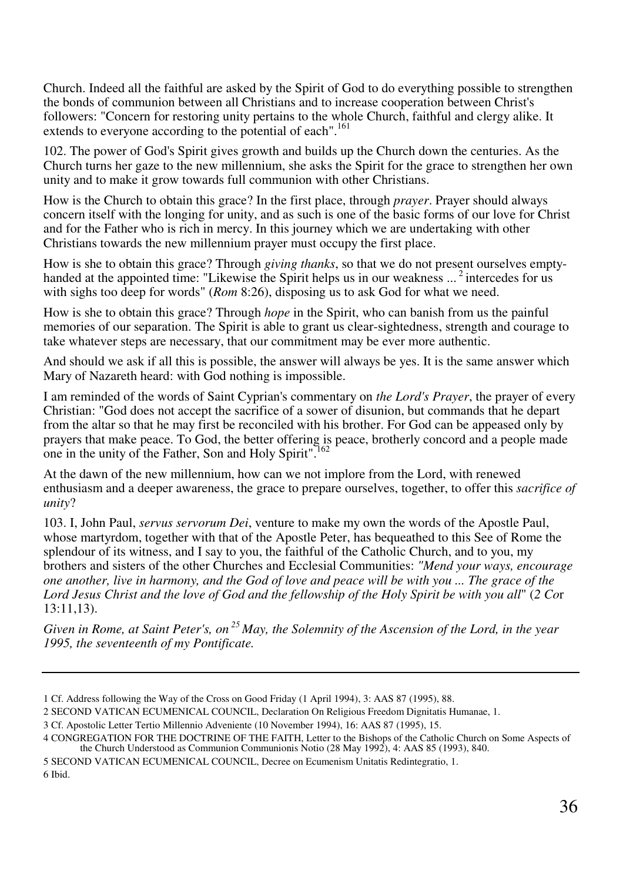Church. Indeed all the faithful are asked by the Spirit of God to do everything possible to strengthen the bonds of communion between all Christians and to increase cooperation between Christ's followers: "Concern for restoring unity pertains to the whole Church, faithful and clergy alike. It extends to everyone according to the potential of each".[161]

102. The power of God's Spirit gives growth and builds up the Church down the centuries. As the Church turns her gaze to the new millennium, she asks the Spirit for the grace to strengthen her own unity and to make it grow towards full communion with other Christians.

How is the Church to obtain this grace? In the first place, through *prayer*. Prayer should always concern itself with the longing for unity, and as such is one of the basic forms of our love for Christ and for the Father who is rich in mercy. In this journey which we are undertaking with other Christians towards the new millennium prayer must occupy the first place.

How is she to obtain this grace? Through *giving thanks*, so that we do not present ourselves empty-handed at the appointed time: "Likewise the Spirit helps us in our weakness ... [2] intercedes for us with sighs too deep for words" (*Rom* 8:26), disposing us to ask God for what we need.

How is she to obtain this grace? Through *hope* in the Spirit, who can banish from us the painful memories of our separation. The Spirit is able to grant us clear-sightedness, strength and courage to take whatever steps are necessary, that our commitment may be ever more authentic.

And should we ask if all this is possible, the answer will always be yes. It is the same answer which Mary of Nazareth heard: with God nothing is impossible.

I am reminded of the words of Saint Cyprian's commentary on *the Lord's Prayer*, the prayer of every Christian: "God does not accept the sacrifice of a sower of disunion, but commands that he depart from the altar so that he may first be reconciled with his brother. For God can be appeased only by prayers that make peace. To God, the better offering is peace, brotherly concord and a people made one in the unity of the Father, Son and Holy Spirit".[162]

At the dawn of the new millennium, how can we not implore from the Lord, with renewed enthusiasm and a deeper awareness, the grace to prepare ourselves, together, to offer this *sacrifice of unity*?

103. I, John Paul, *servus servorum Dei*, venture to make my own the words of the Apostle Paul, whose martyrdom, together with that of the Apostle Peter, has bequeathed to this See of Rome the splendour of its witness, and I say to you, the faithful of the Catholic Church, and to you, my brothers and sisters of the other Churches and Ecclesial Communities: *"Mend your ways, encourage one another, live in harmony, and the God of love and peace will be with you ... The grace of the Lord Jesus Christ and the love of God and the fellowship of the Holy Spirit be with you all*" (*2 Co*r 13:11,13).

*Given in Rome, at Saint Peter's, on [25] May, the Solemnity of the Ascension of the Lord, in the year 1995, the seventeenth of my Pontificate.*

---

1 Cf. Address following the Way of the Cross on Good Friday (1 April 1994), 3: AAS 87 (1995), 88.

2 SECOND VATICAN ECUMENICAL COUNCIL, Declaration On Religious Freedom Dignitatis Humanae, 1.

3 Cf. Apostolic Letter Tertio Millennio Adveniente (10 November 1994), 16: AAS 87 (1995), 15.

4 CONGREGATION FOR THE DOCTRINE OF THE FAITH, Letter to the Bishops of the Catholic Church on Some Aspects of the Church Understood as Communion Communionis Notio (28 May 1992), 4: AAS 85 (1993), 840.

5 SECOND VATICAN ECUMENICAL COUNCIL, Decree on Ecumenism Unitatis Redintegratio, 1.

6 Ibid.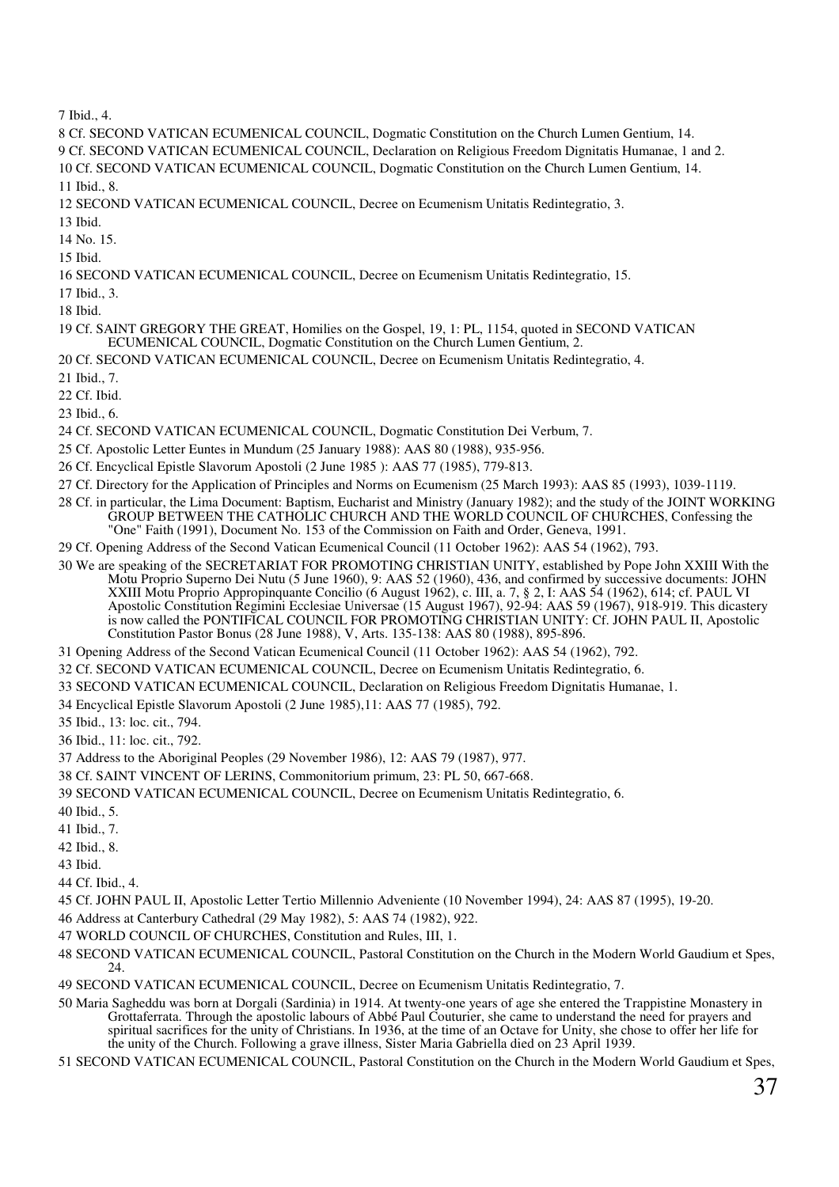7 Ibid., 4.

8 Cf. SECOND VATICAN ECUMENICAL COUNCIL, Dogmatic Constitution on the Church Lumen Gentium, 14.

9 Cf. SECOND VATICAN ECUMENICAL COUNCIL, Declaration on Religious Freedom Dignitatis Humanae, 1 and 2.

10 Cf. SECOND VATICAN ECUMENICAL COUNCIL, Dogmatic Constitution on the Church Lumen Gentium, 14.

11 Ibid., 8.

12 SECOND VATICAN ECUMENICAL COUNCIL, Decree on Ecumenism Unitatis Redintegratio, 3.

13 Ibid.

14 No. 15.

15 Ibid.

16 SECOND VATICAN ECUMENICAL COUNCIL, Decree on Ecumenism Unitatis Redintegratio, 15.

17 Ibid., 3.

18 Ibid.

19 Cf. SAINT GREGORY THE GREAT, Homilies on the Gospel, 19, 1: PL, 1154, quoted in SECOND VATICAN ECUMENICAL COUNCIL, Dogmatic Constitution on the Church Lumen Gentium, 2.

20 Cf. SECOND VATICAN ECUMENICAL COUNCIL, Decree on Ecumenism Unitatis Redintegratio, 4.

21 Ibid., 7.

22 Cf. Ibid.

23 Ibid., 6.

24 Cf. SECOND VATICAN ECUMENICAL COUNCIL, Dogmatic Constitution Dei Verbum, 7.

25 Cf. Apostolic Letter Euntes in Mundum (25 January 1988): AAS 80 (1988), 935-956.

26 Cf. Encyclical Epistle Slavorum Apostoli (2 June 1985 ): AAS 77 (1985), 779-813.

27 Cf. Directory for the Application of Principles and Norms on Ecumenism (25 March 1993): AAS 85 (1993), 1039-1119.

28 Cf. in particular, the Lima Document: Baptism, Eucharist and Ministry (January 1982); and the study of the JOINT WORKING GROUP BETWEEN THE CATHOLIC CHURCH AND THE WORLD COUNCIL OF CHURCHES, Confessing the "One" Faith (1991), Document No. 153 of the Commission on Faith and Order, Geneva, 1991.

29 Cf. Opening Address of the Second Vatican Ecumenical Council (11 October 1962): AAS 54 (1962), 793.

30 We are speaking of the SECRETARIAT FOR PROMOTING CHRISTIAN UNITY, established by Pope John XXIII With the Motu Proprio Superno Dei Nutu (5 June 1960), 9: AAS 52 (1960), 436, and confirmed by successive documents: JOHN XXIII Motu Proprio Appropinquante Concilio (6 August 1962), c. III, a. 7, § 2, I: AAS 54 (1962), 614; cf. PAUL VI Apostolic Constitution Regimini Ecclesiae Universae (15 August 1967), 92-94: AAS 59 (1967), 918-919. This dicastery is now called the PONTIFICAL COUNCIL FOR PROMOTING CHRISTIAN UNITY: Cf. JOHN PAUL II, Apostolic Constitution Pastor Bonus (28 June 1988), V, Arts. 135-138: AAS 80 (1988), 895-896.

31 Opening Address of the Second Vatican Ecumenical Council (11 October 1962): AAS 54 (1962), 792.

32 Cf. SECOND VATICAN ECUMENICAL COUNCIL, Decree on Ecumenism Unitatis Redintegratio, 6.

33 SECOND VATICAN ECUMENICAL COUNCIL, Declaration on Religious Freedom Dignitatis Humanae, 1.

34 Encyclical Epistle Slavorum Apostoli (2 June 1985),11: AAS 77 (1985), 792.

35 Ibid., 13: loc. cit., 794.

36 Ibid., 11: loc. cit., 792.

37 Address to the Aboriginal Peoples (29 November 1986), 12: AAS 79 (1987), 977.

38 Cf. SAINT VINCENT OF LERINS, Commonitorium primum, 23: PL 50, 667-668.

39 SECOND VATICAN ECUMENICAL COUNCIL, Decree on Ecumenism Unitatis Redintegratio, 6.

40 Ibid., 5.

41 Ibid., 7.

42 Ibid., 8.

43 Ibid.

44 Cf. Ibid., 4.

45 Cf. JOHN PAUL II, Apostolic Letter Tertio Millennio Adveniente (10 November 1994), 24: AAS 87 (1995), 19-20.

46 Address at Canterbury Cathedral (29 May 1982), 5: AAS 74 (1982), 922.

47 WORLD COUNCIL OF CHURCHES, Constitution and Rules, III, 1.

48 SECOND VATICAN ECUMENICAL COUNCIL, Pastoral Constitution on the Church in the Modern World Gaudium et Spes, 24.

49 SECOND VATICAN ECUMENICAL COUNCIL, Decree on Ecumenism Unitatis Redintegratio, 7.

50 Maria Sagheddu was born at Dorgali (Sardinia) in 1914. At twenty-one years of age she entered the Trappistine Monastery in Grottaferrata. Through the apostolic labours of Abbé Paul Couturier, she came to understand the need for prayers and spiritual sacrifices for the unity of Christians. In 1936, at the time of an Octave for Unity, she chose to offer her life for the unity of the Church. Following a grave illness, Sister Maria Gabriella died on 23 April 1939.

51 SECOND VATICAN ECUMENICAL COUNCIL, Pastoral Constitution on the Church in the Modern World Gaudium et Spes,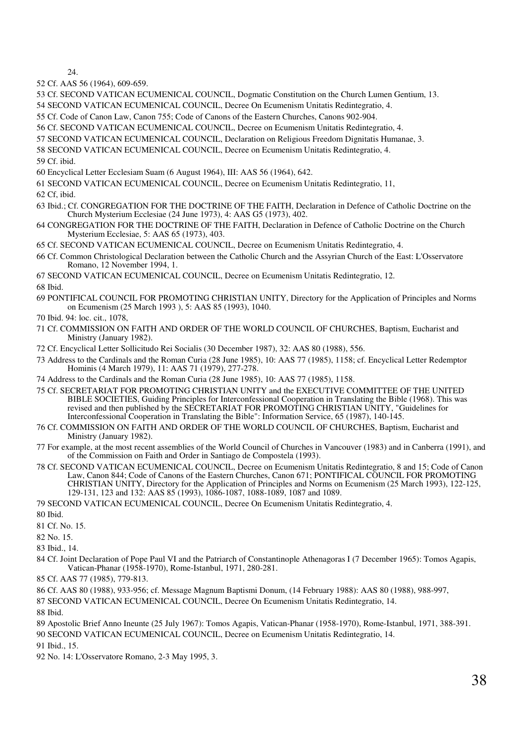24.

52 Cf. AAS 56 (1964), 609-659.

53 Cf. SECOND VATICAN ECUMENICAL COUNCIL, Dogmatic Constitution on the Church Lumen Gentium, 13.

54 SECOND VATICAN ECUMENICAL COUNCIL, Decree On Ecumenism Unitatis Redintegratio, 4.

55 Cf. Code of Canon Law, Canon 755; Code of Canons of the Eastern Churches, Canons 902-904.

56 Cf. SECOND VATICAN ECUMENICAL COUNCIL, Decree on Ecumenism Unitatis Redintegratio, 4.

57 SECOND VATICAN ECUMENICAL COUNCIL, Declaration on Religious Freedom Dignitatis Humanae, 3.

58 SECOND VATICAN ECUMENICAL COUNCIL, Decree on Ecumenism Unitatis Redintegratio, 4.

59 Cf. ibid.

60 Encyclical Letter Ecclesiam Suam (6 August 1964), III: AAS 56 (1964), 642.

61 SECOND VATICAN ECUMENICAL COUNCIL, Decree on Ecumenism Unitatis Redintegratio, 11,

62 Cf, ibid.

63 Ibid.; Cf. CONGREGATION FOR THE DOCTRINE OF THE FAITH, Declaration in Defence of Catholic Doctrine on the Church Mysterium Ecclesiae (24 June 1973), 4: AAS G5 (1973), 402.

64 CONGREGATION FOR THE DOCTRINE OF THE FAITH, Declaration in Defence of Catholic Doctrine on the Church Mysterium Ecclesiae, 5: AAS 65 (1973), 403.

65 Cf. SECOND VATICAN ECUMENICAL COUNCIL, Decree on Ecumenism Unitatis Redintegratio, 4.

66 Cf. Common Christological Declaration between the Catholic Church and the Assyrian Church of the East: L'Osservatore Romano, 12 November 1994, 1.

67 SECOND VATICAN ECUMENICAL COUNCIL, Decree on Ecumenism Unitatis Redintegratio, 12.

68 Ibid.

69 PONTIFICAL COUNCIL FOR PROMOTING CHRISTIAN UNITY, Directory for the Application of Principles and Norms on Ecumenism (25 March 1993 ), 5: AAS 85 (1993), 1040.

70 Ibid. 94: loc. cit., 1078,

71 Cf. COMMISSION ON FAITH AND ORDER OF THE WORLD COUNCIL OF CHURCHES, Baptism, Eucharist and Ministry (January 1982).

72 Cf. Encyclical Letter Sollicitudo Rei Socialis (30 December 1987), 32: AAS 80 (1988), 556.

73 Address to the Cardinals and the Roman Curia (28 June 1985), 10: AAS 77 (1985), 1158; cf. Encyclical Letter Redemptor Hominis (4 March 1979), 11: AAS 71 (1979), 277-278.

74 Address to the Cardinals and the Roman Curia (28 June 1985), 10: AAS 77 (1985), 1158.

75 Cf. SECRETARIAT FOR PROMOTING CHRISTIAN UNITY and the EXECUTIVE COMMITTEE OF THE UNITED BIBLE SOCIETIES, Guiding Principles for Interconfessional Cooperation in Translating the Bible (1968). This was revised and then published by the SECRETARIAT FOR PROMOTING CHRISTIAN UNITY, "Guidelines for Interconfessional Cooperation in Translating the Bible": Information Service, 65 (1987), 140-145.

76 Cf. COMMISSION ON FAITH AND ORDER OF THE WORLD COUNCIL OF CHURCHES, Baptism, Eucharist and Ministry (January 1982).

77 For example, at the most recent assemblies of the World Council of Churches in Vancouver (1983) and in Canberra (1991), and of the Commission on Faith and Order in Santiago de Compostela (1993).

78 Cf. SECOND VATICAN ECUMENICAL COUNCIL, Decree on Ecumenism Unitatis Redintegratio, 8 and 15; Code of Canon Law, Canon 844; Code of Canons of the Eastern Churches, Canon 671; PONTIFICAL COUNCIL FOR PROMOTING CHRISTIAN UNITY, Directory for the Application of Principles and Norms on Ecumenism (25 March 1993), 122-125, 129-131, 123 and 132: AAS 85 (1993), 1086-1087, 1088-1089, 1087 and 1089.

79 SECOND VATICAN ECUMENICAL COUNCIL, Decree On Ecumenism Unitatis Redintegratio, 4.

80 Ibid.

81 Cf. No. 15.

82 No. 15.

83 Ibid., 14.

84 Cf. Joint Declaration of Pope Paul VI and the Patriarch of Constantinople Athenagoras I (7 December 1965): Tomos Agapis, Vatican-Phanar (1958-1970), Rome-Istanbul, 1971, 280-281.

85 Cf. AAS 77 (1985), 779-813.

86 Cf. AAS 80 (1988), 933-956; cf. Message Magnum Baptismi Donum, (14 February 1988): AAS 80 (1988), 988-997,

87 SECOND VATICAN ECUMENICAL COUNCIL, Decree On Ecumenism Unitatis Redintegratio, 14.

88 Ibid.

89 Apostolic Brief Anno Ineunte (25 July 1967): Tomos Agapis, Vatican-Phanar (1958-1970), Rome-Istanbul, 1971, 388-391.

90 SECOND VATICAN ECUMENICAL COUNCIL, Decree on Ecumenism Unitatis Redintegratio, 14.

91 Ibid., 15.

92 No. 14: L'Osservatore Romano, 2-3 May 1995, 3.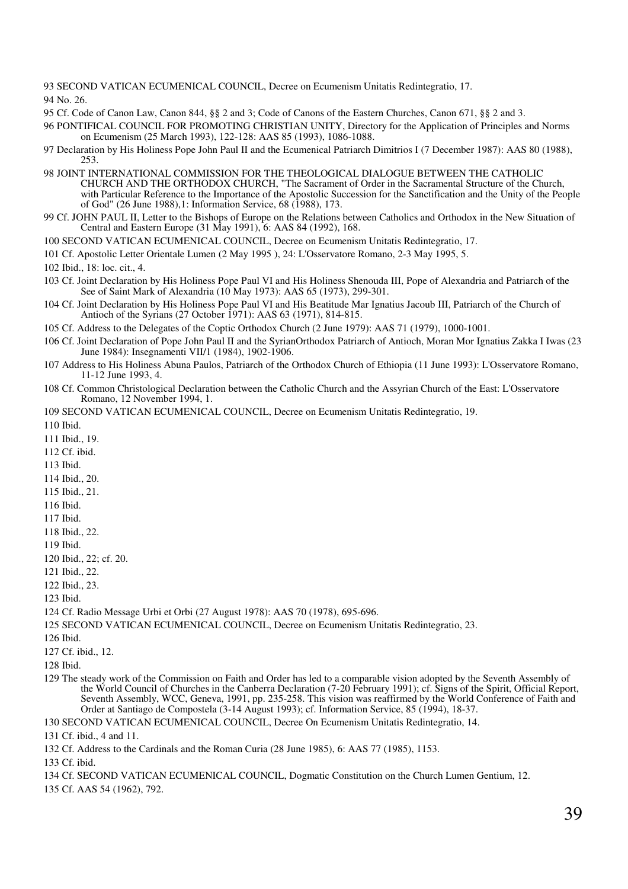93 SECOND VATICAN ECUMENICAL COUNCIL, Decree on Ecumenism Unitatis Redintegratio, 17.

94 No. 26.

95 Cf. Code of Canon Law, Canon 844, §§ 2 and 3; Code of Canons of the Eastern Churches, Canon 671, §§ 2 and 3.

96 PONTIFICAL COUNCIL FOR PROMOTING CHRISTIAN UNITY, Directory for the Application of Principles and Norms on Ecumenism (25 March 1993), 122-128: AAS 85 (1993), 1086-1088.

97 Declaration by His Holiness Pope John Paul II and the Ecumenical Patriarch Dimitrios I (7 December 1987): AAS 80 (1988), 253.

98 JOINT INTERNATIONAL COMMISSION FOR THE THEOLOGICAL DIALOGUE BETWEEN THE CATHOLIC CHURCH AND THE ORTHODOX CHURCH, "The Sacrament of Order in the Sacramental Structure of the Church, with Particular Reference to the Importance of the Apostolic Succession for the Sanctification and the Unity of the People of God" (26 June 1988),1: Information Service, 68 (1988), 173.

99 Cf. JOHN PAUL II, Letter to the Bishops of Europe on the Relations between Catholics and Orthodox in the New Situation of Central and Eastern Europe (31 May 1991), 6: AAS 84 (1992), 168.

100 SECOND VATICAN ECUMENICAL COUNCIL, Decree on Ecumenism Unitatis Redintegratio, 17.

101 Cf. Apostolic Letter Orientale Lumen (2 May 1995 ), 24: L'Osservatore Romano, 2-3 May 1995, 5.

102 Ibid., 18: loc. cit., 4.

103 Cf. Joint Declaration by His Holiness Pope Paul VI and His Holiness Shenouda III, Pope of Alexandria and Patriarch of the See of Saint Mark of Alexandria (10 May 1973): AAS 65 (1973), 299-301.

104 Cf. Joint Declaration by His Holiness Pope Paul VI and His Beatitude Mar Ignatius Jacoub III, Patriarch of the Church of Antioch of the Syrians (27 October 1971): AAS 63 (1971), 814-815.

105 Cf. Address to the Delegates of the Coptic Orthodox Church (2 June 1979): AAS 71 (1979), 1000-1001.

106 Cf. Joint Declaration of Pope John Paul II and the SyrianOrthodox Patriarch of Antioch, Moran Mor Ignatius Zakka I Iwas (23 June 1984): Insegnamenti VII/1 (1984), 1902-1906.

107 Address to His Holiness Abuna Paulos, Patriarch of the Orthodox Church of Ethiopia (11 June 1993): L'Osservatore Romano, 11-12 June 1993, 4.

108 Cf. Common Christological Declaration between the Catholic Church and the Assyrian Church of the East: L'Osservatore Romano, 12 November 1994, 1.

109 SECOND VATICAN ECUMENICAL COUNCIL, Decree on Ecumenism Unitatis Redintegratio, 19.

110 Ibid.

111 Ibid., 19.

112 Cf. ibid.

113 Ibid.

114 Ibid., 20.

115 Ibid., 21.

116 Ibid.

117 Ibid.

118 Ibid., 22.

119 Ibid.

120 Ibid., 22; cf. 20.

121 Ibid., 22.

122 Ibid., 23.

123 Ibid.

124 Cf. Radio Message Urbi et Orbi (27 August 1978): AAS 70 (1978), 695-696.

125 SECOND VATICAN ECUMENICAL COUNCIL, Decree on Ecumenism Unitatis Redintegratio, 23.

126 Ibid.

127 Cf. ibid., 12.

128 Ibid.

129 The steady work of the Commission on Faith and Order has led to a comparable vision adopted by the Seventh Assembly of the World Council of Churches in the Canberra Declaration (7-20 February 1991); cf. Signs of the Spirit, Official Report, Seventh Assembly, WCC, Geneva, 1991, pp. 235-258. This vision was reaffirmed by the World Conference of Faith and Order at Santiago de Compostela (3-14 August 1993); cf. Information Service, 85 (1994), 18-37.

130 SECOND VATICAN ECUMENICAL COUNCIL, Decree On Ecumenism Unitatis Redintegratio, 14.

131 Cf. ibid., 4 and 11.

132 Cf. Address to the Cardinals and the Roman Curia (28 June 1985), 6: AAS 77 (1985), 1153.

133 Cf. ibid.

134 Cf. SECOND VATICAN ECUMENICAL COUNCIL, Dogmatic Constitution on the Church Lumen Gentium, 12.

135 Cf. AAS 54 (1962), 792.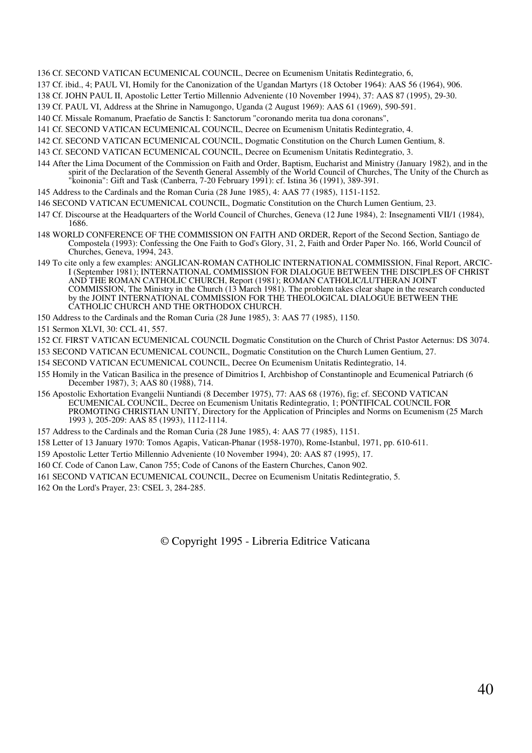136 Cf. SECOND VATICAN ECUMENICAL COUNCIL, Decree on Ecumenism Unitatis Redintegratio, 6,

137 Cf. ibid., 4; PAUL VI, Homily for the Canonization of the Ugandan Martyrs (18 October 1964): AAS 56 (1964), 906.

138 Cf. JOHN PAUL II, Apostolic Letter Tertio Millennio Adveniente (10 November 1994), 37: AAS 87 (1995), 29-30.

139 Cf. PAUL VI, Address at the Shrine in Namugongo, Uganda (2 August 1969): AAS 61 (1969), 590-591.

140 Cf. Missale Romanum, Praefatio de Sanctis I: Sanctorum "coronando merita tua dona coronans",

141 Cf. SECOND VATICAN ECUMENICAL COUNCIL, Decree on Ecumenism Unitatis Redintegratio, 4.

142 Cf. SECOND VATICAN ECUMENICAL COUNCIL, Dogmatic Constitution on the Church Lumen Gentium, 8.

143 Cf. SECOND VATICAN ECUMENICAL COUNCIL, Decree on Ecumenism Unitatis Redintegratio, 3.

144 After the Lima Document of the Commission on Faith and Order, Baptism, Eucharist and Ministry (January 1982), and in the spirit of the Declaration of the Seventh General Assembly of the World Council of Churches, The Unity of the Church as "koinonia": Gift and Task (Canberra, 7-20 February 1991): cf. Istina 36 (1991), 389-391.

145 Address to the Cardinals and the Roman Curia (28 June 1985), 4: AAS 77 (1985), 1151-1152.

146 SECOND VATICAN ECUMENICAL COUNCIL, Dogmatic Constitution on the Church Lumen Gentium, 23.

147 Cf. Discourse at the Headquarters of the World Council of Churches, Geneva (12 June 1984), 2: Insegnamenti VII/1 (1984), 1686.

148 WORLD CONFERENCE OF THE COMMISSION ON FAITH AND ORDER, Report of the Second Section, Santiago de Compostela (1993): Confessing the One Faith to God's Glory, 31, 2, Faith and Order Paper No. 166, World Council of Churches, Geneva, 1994, 243.

149 To cite only a few examples: ANGLICAN-ROMAN CATHOLIC INTERNATIONAL COMMISSION, Final Report, ARCIC-I (September 1981); INTERNATIONAL COMMISSION FOR DIALOGUE BETWEEN THE DISCIPLES OF CHRIST AND THE ROMAN CATHOLIC CHURCH, Report (1981); ROMAN CATHOLIC/LUTHERAN JOINT COMMISSION, The Ministry in the Church (13 March 1981). The problem takes clear shape in the research conducted by the JOINT INTERNATIONAL COMMISSION FOR THE THEOLOGICAL DIALOGUE BETWEEN THE CATHOLIC CHURCH AND THE ORTHODOX CHURCH.

150 Address to the Cardinals and the Roman Curia (28 June 1985), 3: AAS 77 (1985), 1150.

151 Sermon XLVI, 30: CCL 41, 557.

152 Cf. FIRST VATICAN ECUMENICAL COUNCIL Dogmatic Constitution on the Church of Christ Pastor Aeternus: DS 3074.

153 SECOND VATICAN ECUMENICAL COUNCIL, Dogmatic Constitution on the Church Lumen Gentium, 27.

154 SECOND VATICAN ECUMENICAL COUNCIL, Decree On Ecumenism Unitatis Redintegratio, 14.

155 Homily in the Vatican Basilica in the presence of Dimitrios I, Archbishop of Constantinople and Ecumenical Patriarch (6 December 1987), 3; AAS 80 (1988), 714.

156 Apostolic Exhortation Evangelii Nuntiandi (8 December 1975), 77: AAS 68 (1976), fig; cf. SECOND VATICAN ECUMENICAL COUNCIL, Decree on Ecumenism Unitatis Redintegratio, 1; PONTIFICAL COUNCIL FOR PROMOTING CHRISTIAN UNITY, Directory for the Application of Principles and Norms on Ecumenism (25 March 1993 ), 205-209: AAS 85 (1993), 1112-1114.

157 Address to the Cardinals and the Roman Curia (28 June 1985), 4: AAS 77 (1985), 1151.

158 Letter of 13 January 1970: Tomos Agapis, Vatican-Phanar (1958-1970), Rome-Istanbul, 1971, pp. 610-611.

159 Apostolic Letter Tertio Millennio Adveniente (10 November 1994), 20: AAS 87 (1995), 17.

160 Cf. Code of Canon Law, Canon 755; Code of Canons of the Eastern Churches, Canon 902.

161 SECOND VATICAN ECUMENICAL COUNCIL, Decree on Ecumenism Unitatis Redintegratio, 5.

162 On the Lord's Prayer, 23: CSEL 3, 284-285.

© Copyright 1995 - Libreria Editrice Vaticana